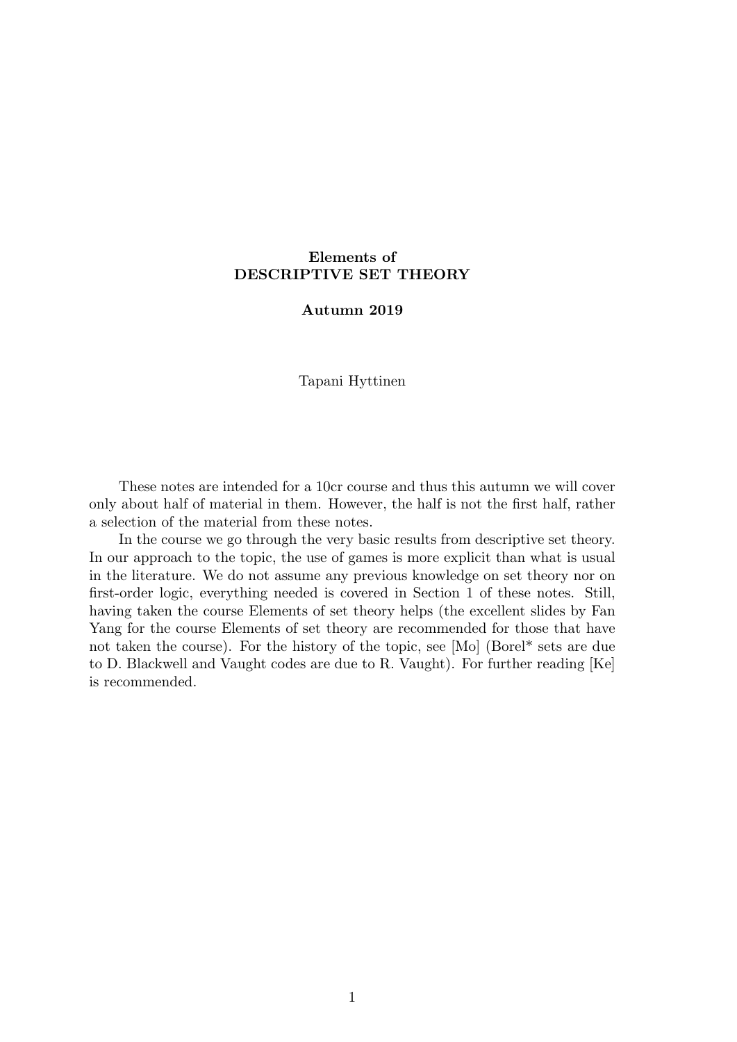**Elements of**
**DESCRIPTIVE SET THEORY**

**Autumn 2019**

Tapani Hyttinen

These notes are intended for a 10cr course and thus this autumn we will cover only about half of material in them. However, the half is not the first half, rather a selection of the material from these notes.

In the course we go through the very basic results from descriptive set theory. In our approach to the topic, the use of games is more explicit than what is usual in the literature. We do not assume any previous knowledge on set theory nor on first-order logic, everything needed is covered in Section 1 of these notes. Still, having taken the course Elements of set theory helps (the excellent slides by Fan Yang for the course Elements of set theory are recommended for those that have not taken the course). For the history of the topic, see [Mo] (Borel* sets are due to D. Blackwell and Vaught codes are due to R. Vaught). For further reading [Ke] is recommended.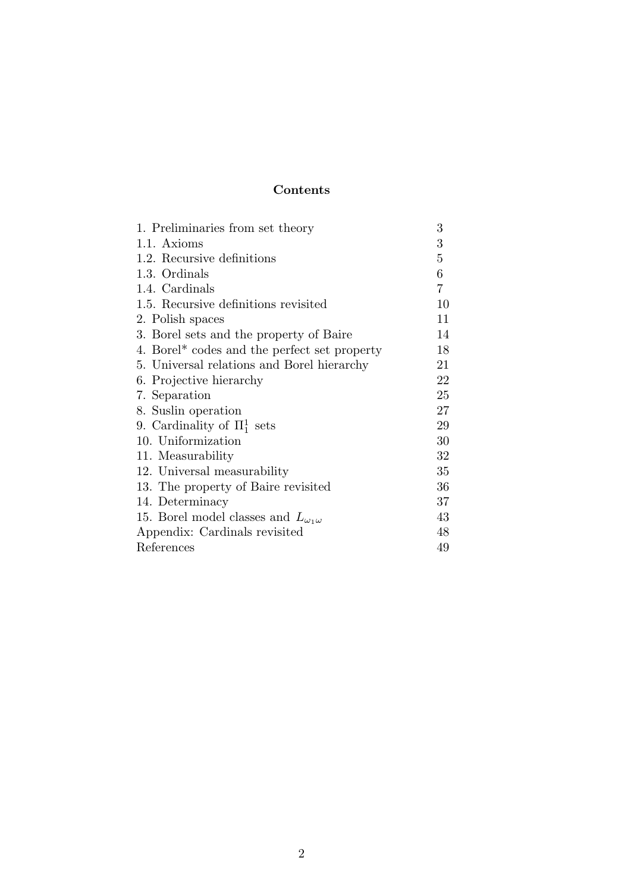**Contents**

| | |
|---|---|
| 1. Preliminaries from set theory | 3 |
| 1.1. Axioms | 3 |
| 1.2. Recursive definitions | 5 |
| 1.3. Ordinals | 6 |
| 1.4. Cardinals | 7 |
| 1.5. Recursive definitions revisited | 10 |
| 2. Polish spaces | 11 |
| 3. Borel sets and the property of Baire | 14 |
| 4. Borel* codes and the perfect set property | 18 |
| 5. Universal relations and Borel hierarchy | 21 |
| 6. Projective hierarchy | 22 |
| 7. Separation | 25 |
| 8. Suslin operation | 27 |
| 9. Cardinality of $\Pi^1_1$ sets | 29 |
| 10. Uniformization | 30 |
| 11. Measurability | 32 |
| 12. Universal measurability | 35 |
| 13. The property of Baire revisited | 36 |
| 14. Determinacy | 37 |
| 15. Borel model classes and $L_{\omega_1\omega}$ | 43 |
| Appendix: Cardinals revisited | 48 |
| References | 49 |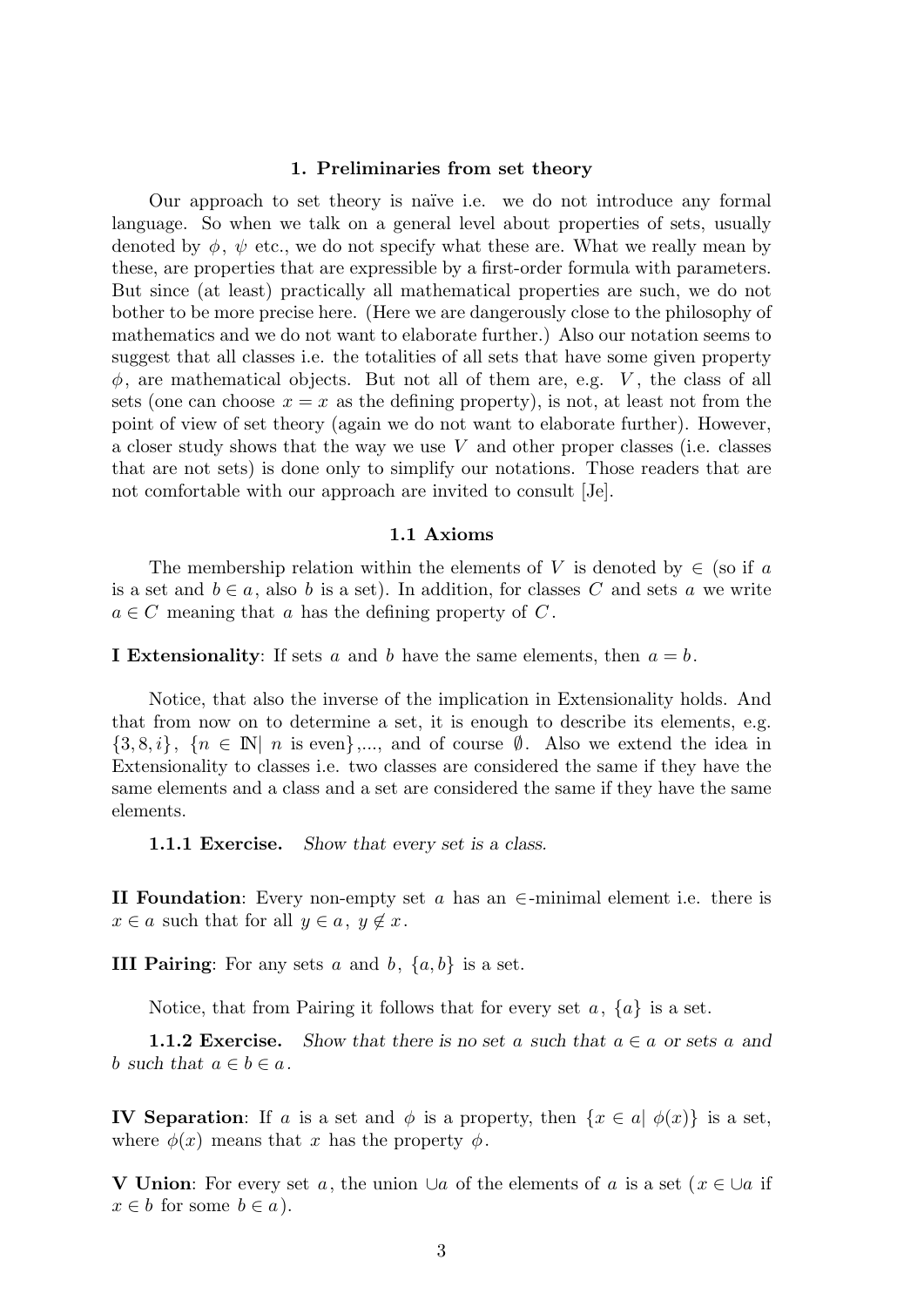## 1. Preliminaries from set theory

Our approach to set theory is naïve i.e. we do not introduce any formal language. So when we talk on a general level about properties of sets, usually denoted by $\phi$, $\psi$ etc., we do not specify what these are. What we really mean by these, are properties that are expressible by a first-order formula with parameters. But since (at least) practically all mathematical properties are such, we do not bother to be more precise here. (Here we are dangerously close to the philosophy of mathematics and we do not want to elaborate further.) Also our notation seems to suggest that all classes i.e. the totalities of all sets that have some given property $\phi$, are mathematical objects. But not all of them are, e.g. $V$, the class of all sets (one can choose $x = x$ as the defining property), is not, at least not from the point of view of set theory (again we do not want to elaborate further). However, a closer study shows that the way we use $V$ and other proper classes (i.e. classes that are not sets) is done only to simplify our notations. Those readers that are not comfortable with our approach are invited to consult [Je].

### 1.1 Axioms

The membership relation within the elements of $V$ is denoted by $\in$ (so if $a$ is a set and $b \in a$, also $b$ is a set). In addition, for classes $C$ and sets $a$ we write $a \in C$ meaning that $a$ has the defining property of $C$.

**I Extensionality**: If sets $a$ and $b$ have the same elements, then $a = b$.

Notice, that also the inverse of the implication in Extensionality holds. And that from now on to determine a set, it is enough to describe its elements, e.g. $\{3, 8, i\}$, $\{n \in \mathbb{N} |\ n \text{ is even}\}$,..., and of course $\emptyset$. Also we extend the idea in Extensionality to classes i.e. two classes are considered the same if they have the same elements and a class and a set are considered the same if they have the same elements.

**1.1.1 Exercise.** *Show that every set is a class.*

**II Foundation**: Every non-empty set $a$ has an $\in$-minimal element i.e. there is $x \in a$ such that for all $y \in a$, $y \notin x$.

**III Pairing**: For any sets $a$ and $b$, $\{a, b\}$ is a set.

Notice, that from Pairing it follows that for every set $a$, $\{a\}$ is a set.

**1.1.2 Exercise.** *Show that there is no set $a$ such that $a \in a$ or sets $a$ and $b$ such that $a \in b \in a$.*

**IV Separation**: If $a$ is a set and $\phi$ is a property, then $\{x \in a |\ \phi(x)\}$ is a set, where $\phi(x)$ means that $x$ has the property $\phi$.

**V Union**: For every set $a$, the union $\cup a$ of the elements of $a$ is a set ($x \in \cup a$ if $x \in b$ for some $b \in a$).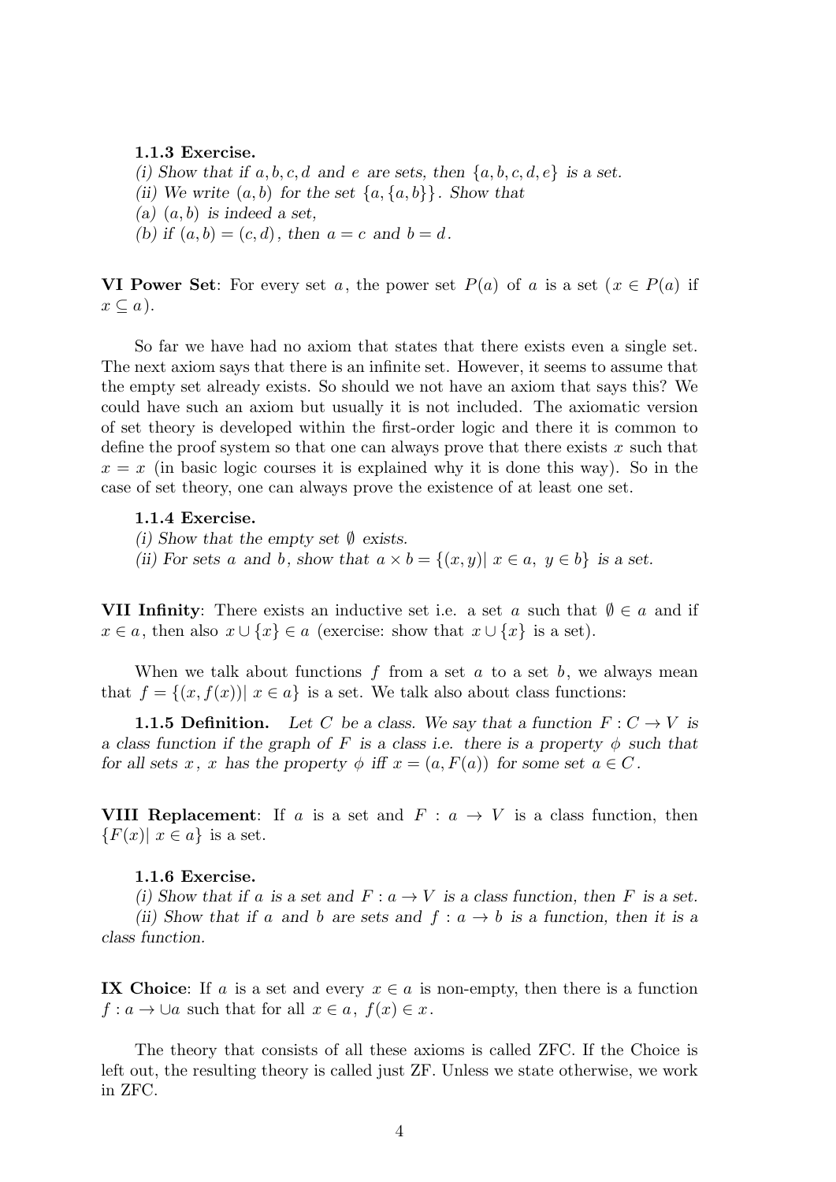**1.1.3 Exercise.**
*(i) Show that if $a, b, c, d$ and $e$ are sets, then $\{a, b, c, d, e\}$ is a set.*
*(ii) We write $(a, b)$ for the set $\{a, \{a, b\}\}$. Show that*
*(a) $(a, b)$ is indeed a set,*
*(b) if $(a, b) = (c, d)$, then $a = c$ and $b = d$.*

**VI Power Set**: For every set $a$, the power set $P(a)$ of $a$ is a set ($x \in P(a)$ if $x \subseteq a$).

So far we have had no axiom that states that there exists even a single set. The next axiom says that there is an infinite set. However, it seems to assume that the empty set already exists. So should we not have an axiom that says this? We could have such an axiom but usually it is not included. The axiomatic version of set theory is developed within the first-order logic and there it is common to define the proof system so that one can always prove that there exists $x$ such that $x = x$ (in basic logic courses it is explained why it is done this way). So in the case of set theory, one can always prove the existence of at least one set.

**1.1.4 Exercise.**
*(i) Show that the empty set $\emptyset$ exists.*
*(ii) For sets $a$ and $b$, show that $a \times b = \{(x, y) |\ x \in a,\ y \in b\}$ is a set.*

**VII Infinity**: There exists an inductive set i.e. a set $a$ such that $\emptyset \in a$ and if $x \in a$, then also $x \cup \{x\} \in a$ (exercise: show that $x \cup \{x\}$ is a set).

When we talk about functions $f$ from a set $a$ to a set $b$, we always mean that $f = \{(x, f(x)) |\ x \in a\}$ is a set. We talk also about class functions:

**1.1.5 Definition.** *Let $C$ be a class. We say that a function $F : C \to V$ is a class function if the graph of $F$ is a class i.e. there is a property $\phi$ such that for all sets $x$, $x$ has the property $\phi$ iff $x = (a, F(a))$ for some set $a \in C$.*

**VIII Replacement**: If $a$ is a set and $F : a \to V$ is a class function, then $\{F(x) |\ x \in a\}$ is a set.

**1.1.6 Exercise.**
*(i) Show that if $a$ is a set and $F : a \to V$ is a class function, then $F$ is a set.*
*(ii) Show that if $a$ and $b$ are sets and $f : a \to b$ is a function, then it is a class function.*

**IX Choice**: If $a$ is a set and every $x \in a$ is non-empty, then there is a function $f : a \to \cup a$ such that for all $x \in a,\ f(x) \in x$.

The theory that consists of all these axioms is called ZFC. If the Choice is left out, the resulting theory is called just ZF. Unless we state otherwise, we work in ZFC.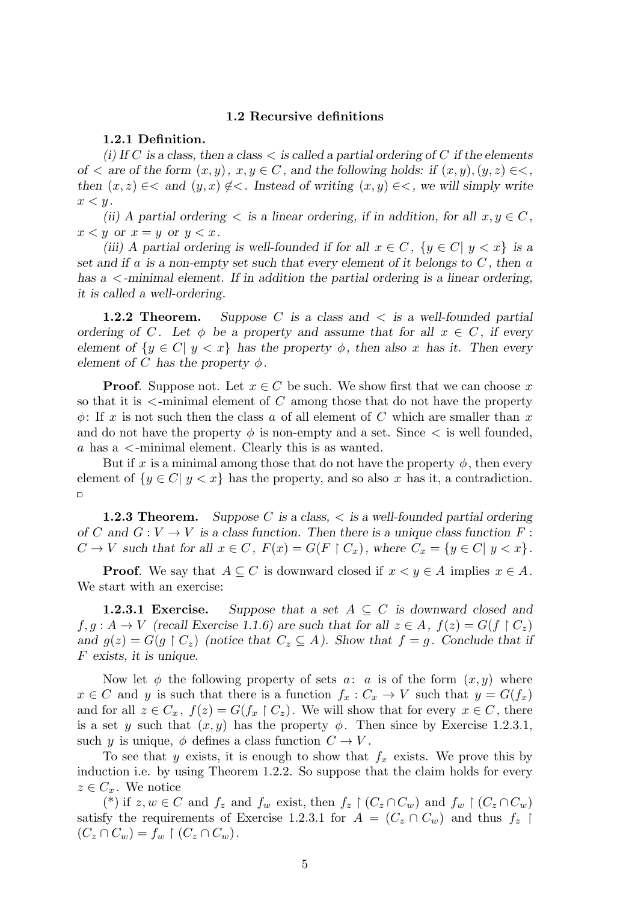## 1.2 Recursive definitions

**1.2.1 Definition.**

*(i) If $C$ is a class, then a class $<$ is called a partial ordering of $C$ if the elements of $<$ are of the form $(x,y)$, $x,y \in C$, and the following holds: if $(x,y),(y,z) \in <$, then $(x,z) \in <$ and $(y,x) \notin <$. Instead of writing $(x,y) \in <$, we will simply write $x < y$.*

*(ii) A partial ordering $<$ is a linear ordering, if in addition, for all $x,y \in C$, $x < y$ or $x = y$ or $y < x$.*

*(iii) A partial ordering is well-founded if for all $x \in C$, $\{y \in C| \ y < x\}$ is a set and if $a$ is a non-empty set such that every element of it belongs to $C$, then $a$ has a $<$-minimal element. If in addition the partial ordering is a linear ordering, it is called a well-ordering.*

**1.2.2 Theorem.** *Suppose $C$ is a class and $<$ is a well-founded partial ordering of $C$. Let $\phi$ be a property and assume that for all $x \in C$, if every element of $\{y \in C| \ y < x\}$ has the property $\phi$, then also $x$ has it. Then every element of $C$ has the property $\phi$.*

**Proof**. Suppose not. Let $x \in C$ be such. We show first that we can choose $x$ so that it is $<$-minimal element of $C$ among those that do not have the property $\phi$: If $x$ is not such then the class $a$ of all element of $C$ which are smaller than $x$ and do not have the property $\phi$ is non-empty and a set. Since $<$ is well founded, $a$ has a $<$-minimal element. Clearly this is as wanted.

But if $x$ is a minimal among those that do not have the property $\phi$, then every element of $\{y \in C| \ y < x\}$ has the property, and so also $x$ has it, a contradiction. $\square$

**1.2.3 Theorem.** *Suppose $C$ is a class, $<$ is a well-founded partial ordering of $C$ and $G : V \to V$ is a class function. Then there is a unique class function $F : C \to V$ such that for all $x \in C$, $F(x) = G(F \restriction C_x)$, where $C_x = \{y \in C| \ y < x\}$.*

**Proof**. We say that $A \subseteq C$ is downward closed if $x < y \in A$ implies $x \in A$. We start with an exercise:

**1.2.3.1 Exercise.** *Suppose that a set $A \subseteq C$ is downward closed and $f,g : A \to V$ (recall Exercise 1.1.6) are such that for all $z \in A$, $f(z) = G(f \restriction C_z)$ and $g(z) = G(g \restriction C_z)$ (notice that $C_z \subseteq A$). Show that $f = g$. Conclude that if $F$ exists, it is unique.*

Now let $\phi$ the following property of sets $a$: $a$ is of the form $(x,y)$ where $x \in C$ and $y$ is such that there is a function $f_x : C_x \to V$ such that $y = G(f_x)$ and for all $z \in C_x$, $f(z) = G(f_x \restriction C_z)$. We will show that for every $x \in C$, there is a set $y$ such that $(x,y)$ has the property $\phi$. Then since by Exercise 1.2.3.1, such $y$ is unique, $\phi$ defines a class function $C \to V$.

To see that $y$ exists, it is enough to show that $f_x$ exists. We prove this by induction i.e. by using Theorem 1.2.2. So suppose that the claim holds for every $z \in C_x$. We notice

(\*) if $z,w \in C$ and $f_z$ and $f_w$ exist, then $f_z \restriction (C_z \cap C_w)$ and $f_w \restriction (C_z \cap C_w)$ satisfy the requirements of Exercise 1.2.3.1 for $A = (C_z \cap C_w)$ and thus $f_z \restriction (C_z \cap C_w) = f_w \restriction (C_z \cap C_w)$.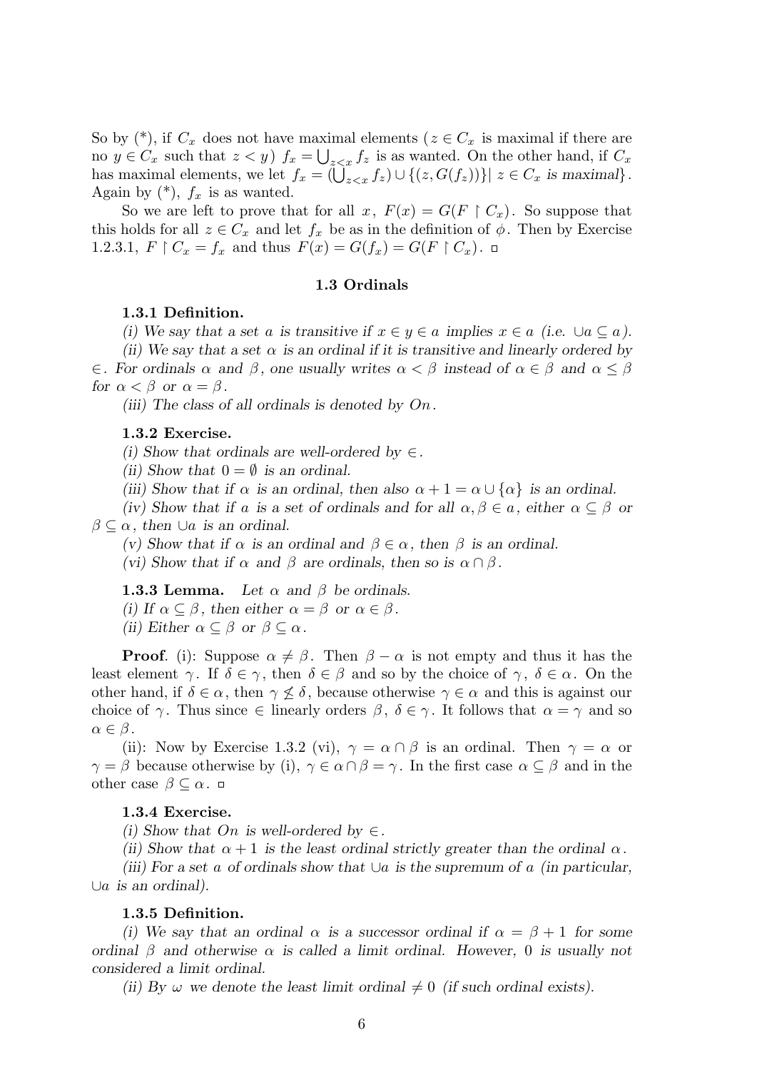So by (*), if $C_x$ does not have maximal elements ($z \in C_x$ is maximal if there are no $y \in C_x$ such that $z < y$) $f_x = \bigcup_{z<x} f_z$ is as wanted. On the other hand, if $C_x$ has maximal elements, we let $f_x = (\bigcup_{z<x} f_z) \cup \{(z, G(f_z))\}| \ z \in C_x$ *is maximal*$\}$. Again by (*), $f_x$ is as wanted.

So we are left to prove that for all $x$, $F(x) = G(F \restriction C_x)$. So suppose that this holds for all $z \in C_x$ and let $f_x$ be as in the definition of $\phi$. Then by Exercise 1.2.3.1, $F \restriction C_x = f_x$ and thus $F(x) = G(f_x) = G(F \restriction C_x)$. ▫

## 1.3 Ordinals

**1.3.1 Definition.**

*(i) We say that a set $a$ is transitive if $x \in y \in a$ implies $x \in a$ (i.e. $\cup a \subseteq a$).*

*(ii) We say that a set $\alpha$ is an ordinal if it is transitive and linearly ordered by $\in$. For ordinals $\alpha$ and $\beta$, one usually writes $\alpha < \beta$ instead of $\alpha \in \beta$ and $\alpha \leq \beta$ for $\alpha < \beta$ or $\alpha = \beta$.*

*(iii) The class of all ordinals is denoted by $On$.*

**1.3.2 Exercise.**

*(i) Show that ordinals are well-ordered by $\in$.*

*(ii) Show that $0 = \emptyset$ is an ordinal.*

*(iii) Show that if $\alpha$ is an ordinal, then also $\alpha + 1 = \alpha \cup \{\alpha\}$ is an ordinal.*

*(iv) Show that if $a$ is a set of ordinals and for all $\alpha, \beta \in a$, either $\alpha \subseteq \beta$ or $\beta \subseteq \alpha$, then $\cup a$ is an ordinal.*

*(v) Show that if $\alpha$ is an ordinal and $\beta \in \alpha$, then $\beta$ is an ordinal.*

*(vi) Show that if $\alpha$ and $\beta$ are ordinals, then so is $\alpha \cap \beta$.*

**1.3.3 Lemma.** *Let $\alpha$ and $\beta$ be ordinals.*

*(i) If $\alpha \subseteq \beta$, then either $\alpha = \beta$ or $\alpha \in \beta$.*

*(ii) Either $\alpha \subseteq \beta$ or $\beta \subseteq \alpha$.*

**Proof**. (i): Suppose $\alpha \neq \beta$. Then $\beta - \alpha$ is not empty and thus it has the least element $\gamma$. If $\delta \in \gamma$, then $\delta \in \beta$ and so by the choice of $\gamma$, $\delta \in \alpha$. On the other hand, if $\delta \in \alpha$, then $\gamma \not\leq \delta$, because otherwise $\gamma \in \alpha$ and this is against our choice of $\gamma$. Thus since $\in$ linearly orders $\beta$, $\delta \in \gamma$. It follows that $\alpha = \gamma$ and so $\alpha \in \beta$.

(ii): Now by Exercise 1.3.2 (vi), $\gamma = \alpha \cap \beta$ is an ordinal. Then $\gamma = \alpha$ or $\gamma = \beta$ because otherwise by (i), $\gamma \in \alpha \cap \beta = \gamma$. In the first case $\alpha \subseteq \beta$ and in the other case $\beta \subseteq \alpha$. ▫

**1.3.4 Exercise.**

*(i) Show that $On$ is well-ordered by $\in$.*

*(ii) Show that $\alpha + 1$ is the least ordinal strictly greater than the ordinal $\alpha$.*

*(iii) For a set $a$ of ordinals show that $\cup a$ is the supremum of $a$ (in particular, $\cup a$ is an ordinal).*

**1.3.5 Definition.**

*(i) We say that an ordinal $\alpha$ is a successor ordinal if $\alpha = \beta + 1$ for some ordinal $\beta$ and otherwise $\alpha$ is called a limit ordinal. However, 0 is usually not considered a limit ordinal.*

*(ii) By $\omega$ we denote the least limit ordinal $\neq 0$ (if such ordinal exists).*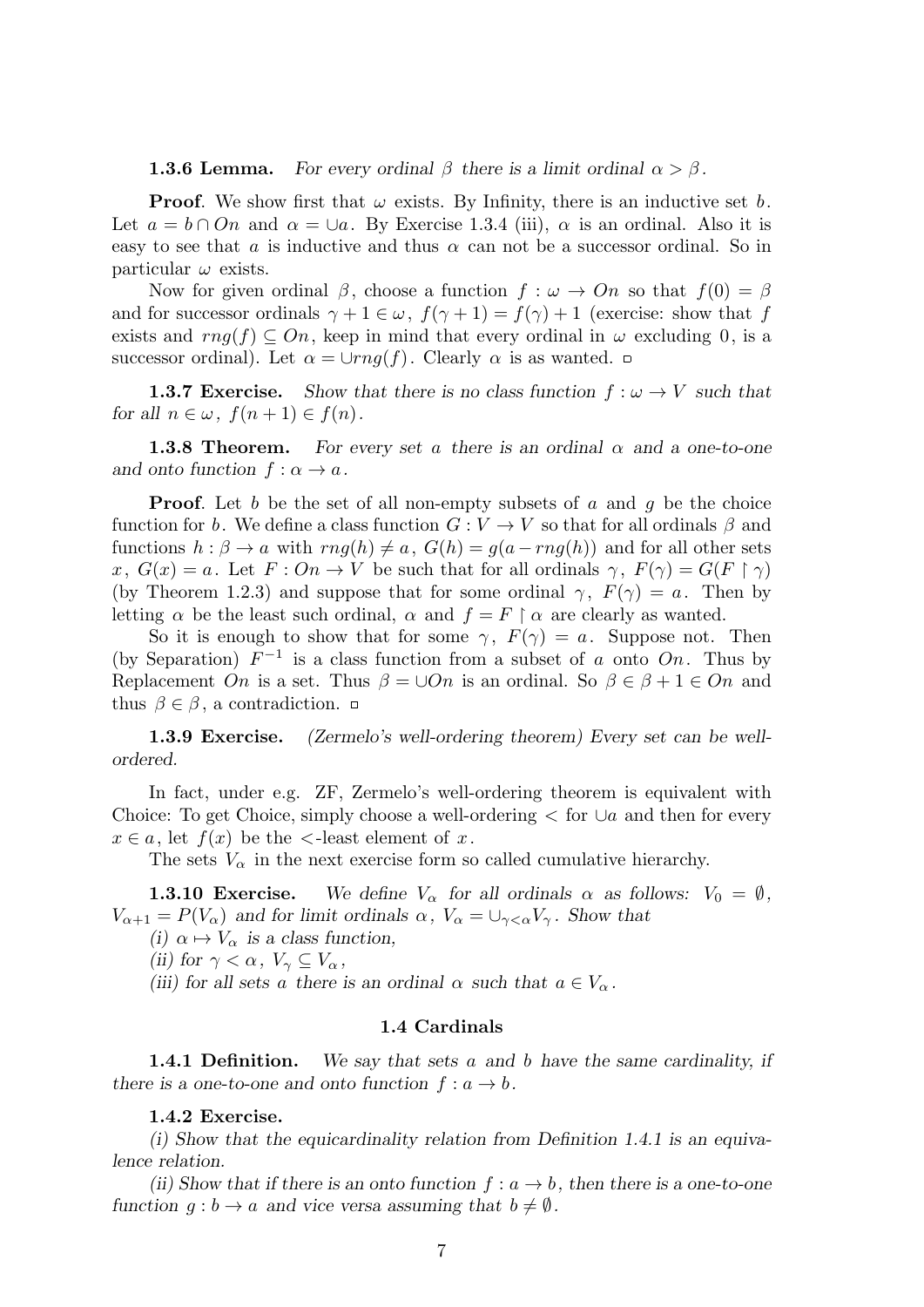**1.3.6 Lemma.** *For every ordinal $\beta$ there is a limit ordinal $\alpha > \beta$.*

**Proof**. We show first that $\omega$ exists. By Infinity, there is an inductive set $b$. Let $a = b \cap On$ and $\alpha = \cup a$. By Exercise 1.3.4 (iii), $\alpha$ is an ordinal. Also it is easy to see that $a$ is inductive and thus $\alpha$ can not be a successor ordinal. So in particular $\omega$ exists.

Now for given ordinal $\beta$, choose a function $f : \omega \to On$ so that $f(0) = \beta$ and for successor ordinals $\gamma + 1 \in \omega$, $f(\gamma + 1) = f(\gamma) + 1$ (exercise: show that $f$ exists and $rng(f) \subseteq On$, keep in mind that every ordinal in $\omega$ excluding $0$, is a successor ordinal). Let $\alpha = \cup rng(f)$. Clearly $\alpha$ is as wanted. □

**1.3.7 Exercise.** *Show that there is no class function $f : \omega \to V$ such that for all $n \in \omega$, $f(n+1) \in f(n)$.*

**1.3.8 Theorem.** *For every set $a$ there is an ordinal $\alpha$ and a one-to-one and onto function $f : \alpha \to a$.*

**Proof**. Let $b$ be the set of all non-empty subsets of $a$ and $g$ be the choice function for $b$. We define a class function $G : V \to V$ so that for all ordinals $\beta$ and functions $h : \beta \to a$ with $rng(h) \neq a$, $G(h) = g(a - rng(h))$ and for all other sets $x$, $G(x) = a$. Let $F : On \to V$ be such that for all ordinals $\gamma$, $F(\gamma) = G(F \restriction \gamma)$ (by Theorem 1.2.3) and suppose that for some ordinal $\gamma$, $F(\gamma) = a$. Then by letting $\alpha$ be the least such ordinal, $\alpha$ and $f = F \restriction \alpha$ are clearly as wanted.

So it is enough to show that for some $\gamma$, $F(\gamma) = a$. Suppose not. Then (by Separation) $F^{-1}$ is a class function from a subset of $a$ onto $On$. Thus by Replacement $On$ is a set. Thus $\beta = \cup On$ is an ordinal. So $\beta \in \beta + 1 \in On$ and thus $\beta \in \beta$, a contradiction. □

**1.3.9 Exercise.** *(Zermelo's well-ordering theorem) Every set can be well-ordered.*

In fact, under e.g. ZF, Zermelo's well-ordering theorem is equivalent with Choice: To get Choice, simply choose a well-ordering $<$ for $\cup a$ and then for every $x \in a$, let $f(x)$ be the $<$-least element of $x$.

The sets $V_\alpha$ in the next exercise form so called cumulative hierarchy.

**1.3.10 Exercise.** *We define $V_\alpha$ for all ordinals $\alpha$ as follows: $V_0 = \emptyset$, $V_{\alpha+1} = P(V_\alpha)$ and for limit ordinals $\alpha$, $V_\alpha = \cup_{\gamma<\alpha} V_\gamma$. Show that*

*(i) $\alpha \mapsto V_\alpha$ is a class function,*

*(ii) for $\gamma < \alpha$, $V_\gamma \subseteq V_\alpha$,*

*(iii) for all sets $a$ there is an ordinal $\alpha$ such that $a \in V_\alpha$.*

## 1.4 Cardinals

**1.4.1 Definition.** *We say that sets $a$ and $b$ have the same cardinality, if there is a one-to-one and onto function $f : a \to b$.*

**1.4.2 Exercise.**

*(i) Show that the equicardinality relation from Definition 1.4.1 is an equivalence relation.*

*(ii) Show that if there is an onto function $f : a \to b$, then there is a one-to-one function $g : b \to a$ and vice versa assuming that $b \neq \emptyset$.*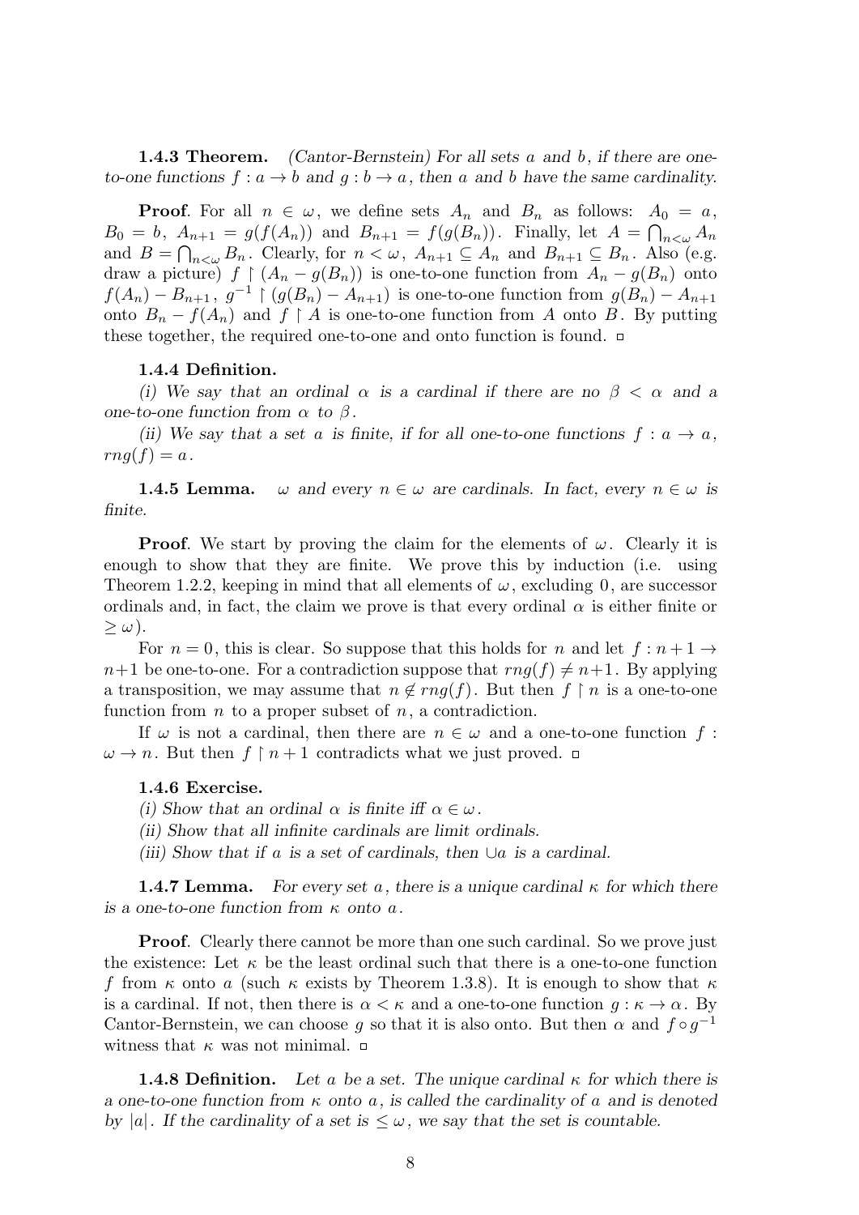**1.4.3 Theorem.** *(Cantor-Bernstein) For all sets $a$ and $b$, if there are one-to-one functions $f : a \to b$ and $g : b \to a$, then $a$ and $b$ have the same cardinality.*

**Proof**. For all $n \in \omega$, we define sets $A_n$ and $B_n$ as follows: $A_0 = a$, $B_0 = b$, $A_{n+1} = g(f(A_n))$ and $B_{n+1} = f(g(B_n))$. Finally, let $A = \bigcap_{n<\omega} A_n$ and $B = \bigcap_{n<\omega} B_n$. Clearly, for $n < \omega$, $A_{n+1} \subseteq A_n$ and $B_{n+1} \subseteq B_n$. Also (e.g. draw a picture) $f \restriction (A_n - g(B_n))$ is one-to-one function from $A_n - g(B_n)$ onto $f(A_n) - B_{n+1}$, $g^{-1} \restriction (g(B_n) - A_{n+1})$ is one-to-one function from $g(B_n) - A_{n+1}$ onto $B_n - f(A_n)$ and $f \restriction A$ is one-to-one function from $A$ onto $B$. By putting these together, the required one-to-one and onto function is found. ▫

**1.4.4 Definition.**

*(i) We say that an ordinal $\alpha$ is a cardinal if there are no $\beta < \alpha$ and a one-to-one function from $\alpha$ to $\beta$.*

*(ii) We say that a set $a$ is finite, if for all one-to-one functions $f : a \to a$, $rng(f) = a$.*

**1.4.5 Lemma.** *$\omega$ and every $n \in \omega$ are cardinals. In fact, every $n \in \omega$ is finite.*

**Proof**. We start by proving the claim for the elements of $\omega$. Clearly it is enough to show that they are finite. We prove this by induction (i.e. using Theorem 1.2.2, keeping in mind that all elements of $\omega$, excluding $0$, are successor ordinals and, in fact, the claim we prove is that every ordinal $\alpha$ is either finite or $\geq \omega$).

For $n = 0$, this is clear. So suppose that this holds for $n$ and let $f : n+1 \to n+1$ be one-to-one. For a contradiction suppose that $rng(f) \neq n+1$. By applying a transposition, we may assume that $n \notin rng(f)$. But then $f \restriction n$ is a one-to-one function from $n$ to a proper subset of $n$, a contradiction.

If $\omega$ is not a cardinal, then there are $n \in \omega$ and a one-to-one function $f : \omega \to n$. But then $f \restriction n+1$ contradicts what we just proved. ▫

**1.4.6 Exercise.**

*(i) Show that an ordinal $\alpha$ is finite iff $\alpha \in \omega$.*

*(ii) Show that all infinite cardinals are limit ordinals.*

*(iii) Show that if $a$ is a set of cardinals, then $\cup a$ is a cardinal.*

**1.4.7 Lemma.** *For every set $a$, there is a unique cardinal $\kappa$ for which there is a one-to-one function from $\kappa$ onto $a$.*

**Proof**. Clearly there cannot be more than one such cardinal. So we prove just the existence: Let $\kappa$ be the least ordinal such that there is a one-to-one function $f$ from $\kappa$ onto $a$ (such $\kappa$ exists by Theorem 1.3.8). It is enough to show that $\kappa$ is a cardinal. If not, then there is $\alpha < \kappa$ and a one-to-one function $g : \kappa \to \alpha$. By Cantor-Bernstein, we can choose $g$ so that it is also onto. But then $\alpha$ and $f \circ g^{-1}$ witness that $\kappa$ was not minimal. ▫

**1.4.8 Definition.** *Let $a$ be a set. The unique cardinal $\kappa$ for which there is a one-to-one function from $\kappa$ onto $a$, is called the cardinality of $a$ and is denoted by $|a|$. If the cardinality of a set is $\leq \omega$, we say that the set is countable.*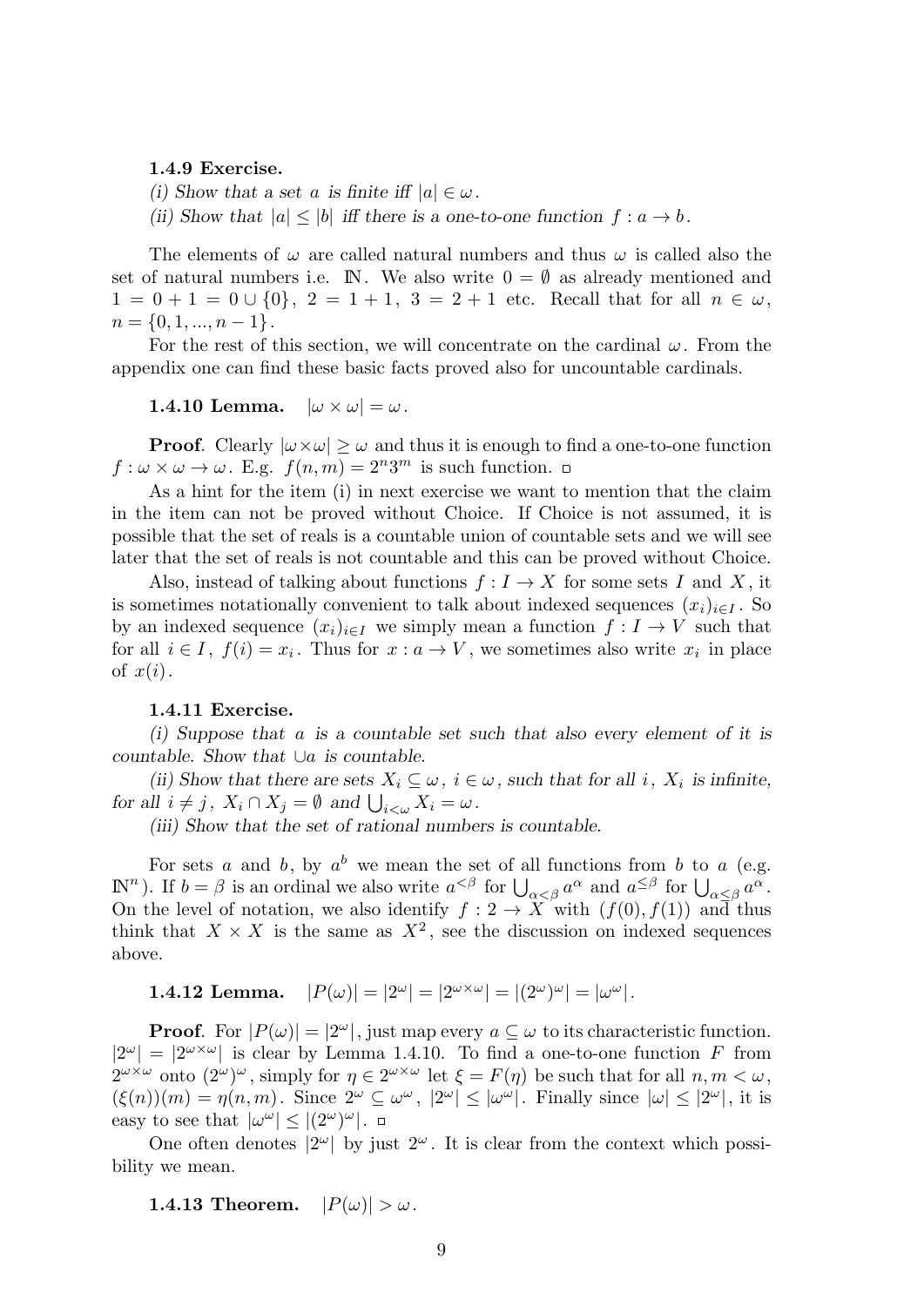**1.4.9 Exercise.**

*(i) Show that a set $a$ is finite iff $|a| \in \omega$.*

*(ii) Show that $|a| \le |b|$ iff there is a one-to-one function $f : a \to b$.*

The elements of $\omega$ are called natural numbers and thus $\omega$ is called also the set of natural numbers i.e. $\mathbb{N}$. We also write $0 = \emptyset$ as already mentioned and $1 = 0 + 1 = 0 \cup \{0\}$, $2 = 1 + 1$, $3 = 2 + 1$ etc. Recall that for all $n \in \omega$, $n = \{0, 1, ..., n-1\}$.

For the rest of this section, we will concentrate on the cardinal $\omega$. From the appendix one can find these basic facts proved also for uncountable cardinals.

**1.4.10 Lemma.** $|\omega \times \omega| = \omega$.

**Proof**. Clearly $|\omega \times \omega| \ge \omega$ and thus it is enough to find a one-to-one function $f : \omega \times \omega \to \omega$. E.g. $f(n, m) = 2^n 3^m$ is such function. ▫

As a hint for the item (i) in next exercise we want to mention that the claim in the item can not be proved without Choice. If Choice is not assumed, it is possible that the set of reals is a countable union of countable sets and we will see later that the set of reals is not countable and this can be proved without Choice.

Also, instead of talking about functions $f : I \to X$ for some sets $I$ and $X$, it is sometimes notationally convenient to talk about indexed sequences $(x_i)_{i \in I}$. So by an indexed sequence $(x_i)_{i \in I}$ we simply mean a function $f : I \to V$ such that for all $i \in I$, $f(i) = x_i$. Thus for $x : a \to V$, we sometimes also write $x_i$ in place of $x(i)$.

**1.4.11 Exercise.**

*(i) Suppose that $a$ is a countable set such that also every element of it is countable. Show that $\cup a$ is countable.*

*(ii) Show that there are sets $X_i \subseteq \omega$, $i \in \omega$, such that for all $i$, $X_i$ is infinite, for all $i \ne j$, $X_i \cap X_j = \emptyset$ and $\bigcup_{i<\omega} X_i = \omega$.*

*(iii) Show that the set of rational numbers is countable.*

For sets $a$ and $b$, by $a^b$ we mean the set of all functions from $b$ to $a$ (e.g. $\mathbb{N}^n$). If $b = \beta$ is an ordinal we also write $a^{<\beta}$ for $\bigcup_{\alpha<\beta} a^\alpha$ and $a^{\le\beta}$ for $\bigcup_{\alpha\le\beta} a^\alpha$. On the level of notation, we also identify $f : 2 \to X$ with $(f(0), f(1))$ and thus think that $X \times X$ is the same as $X^2$, see the discussion on indexed sequences above.

**1.4.12 Lemma.** $|P(\omega)| = |2^\omega| = |2^{\omega\times\omega}| = |(2^\omega)^\omega| = |\omega^\omega|$.

**Proof**. For $|P(\omega)| = |2^\omega|$, just map every $a \subseteq \omega$ to its characteristic function. $|2^\omega| = |2^{\omega\times\omega}|$ is clear by Lemma 1.4.10. To find a one-to-one function $F$ from $2^{\omega\times\omega}$ onto $(2^\omega)^\omega$, simply for $\eta \in 2^{\omega\times\omega}$ let $\xi = F(\eta)$ be such that for all $n, m < \omega$, $(\xi(n))(m) = \eta(n, m)$. Since $2^\omega \subseteq \omega^\omega$, $|2^\omega| \le |\omega^\omega|$. Finally since $|\omega| \le |2^\omega|$, it is easy to see that $|\omega^\omega| \le |(2^\omega)^\omega|$. ▫

One often denotes $|2^\omega|$ by just $2^\omega$. It is clear from the context which possibility we mean.

**1.4.13 Theorem.** $|P(\omega)| > \omega$.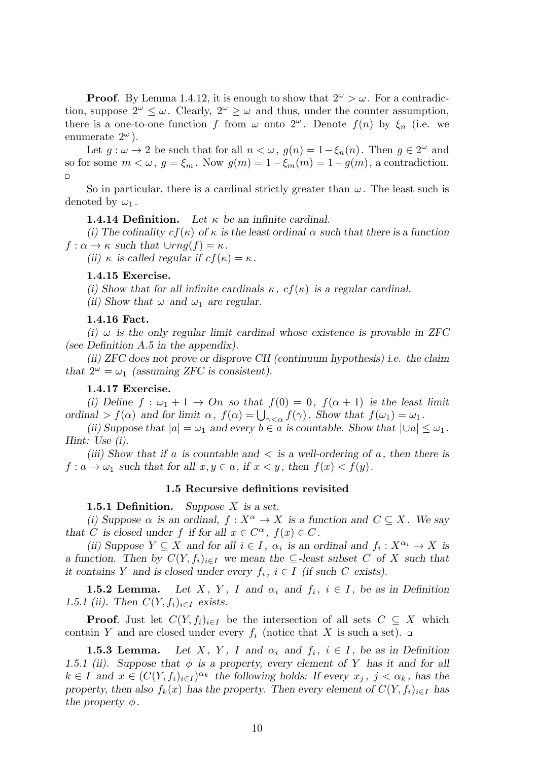**Proof**. By Lemma 1.4.12, it is enough to show that $2^\omega > \omega$. For a contradiction, suppose $2^\omega \le \omega$. Clearly, $2^\omega \ge \omega$ and thus, under the counter assumption, there is a one-to-one function $f$ from $\omega$ onto $2^\omega$. Denote $f(n)$ by $\xi_n$ (i.e. we enumerate $2^\omega$).

Let $g : \omega \to 2$ be such that for all $n < \omega$, $g(n) = 1 - \xi_n(n)$. Then $g \in 2^\omega$ and so for some $m < \omega$, $g = \xi_m$. Now $g(m) = 1 - \xi_m(m) = 1 - g(m)$, a contradiction. $\square$

So in particular, there is a cardinal strictly greater than $\omega$. The least such is denoted by $\omega_1$.

**1.4.14 Definition.** *Let $\kappa$ be an infinite cardinal.*

*(i) The cofinality $cf(\kappa)$ of $\kappa$ is the least ordinal $\alpha$ such that there is a function $f : \alpha \to \kappa$ such that $\cup rng(f) = \kappa$.*

*(ii) $\kappa$ is called regular if $cf(\kappa) = \kappa$.*

**1.4.15 Exercise.**

*(i) Show that for all infinite cardinals $\kappa$, $cf(\kappa)$ is a regular cardinal.*

*(ii) Show that $\omega$ and $\omega_1$ are regular.*

**1.4.16 Fact.**

*(i) $\omega$ is the only regular limit cardinal whose existence is provable in ZFC (see Definition A.5 in the appendix).*

*(ii) ZFC does not prove or disprove CH (continuum hypothesis) i.e. the claim that $2^\omega = \omega_1$ (assuming ZFC is consistent).*

**1.4.17 Exercise.**

*(i) Define $f : \omega_1 + 1 \to On$ so that $f(0) = 0$, $f(\alpha + 1)$ is the least limit ordinal $> f(\alpha)$ and for limit $\alpha$, $f(\alpha) = \bigcup_{\gamma < \alpha} f(\gamma)$. Show that $f(\omega_1) = \omega_1$.*

*(ii) Suppose that $|a| = \omega_1$ and every $b \in a$ is countable. Show that $|\cup a| \le \omega_1$. Hint: Use (i).*

*(iii) Show that if $a$ is countable and $<$ is a well-ordering of $a$, then there is $f : a \to \omega_1$ such that for all $x, y \in a$, if $x < y$, then $f(x) < f(y)$.*

## 1.5 Recursive definitions revisited

**1.5.1 Definition.** *Suppose $X$ is a set.*

*(i) Suppose $\alpha$ is an ordinal, $f : X^\alpha \to X$ is a function and $C \subseteq X$. We say that $C$ is closed under $f$ if for all $x \in C^\alpha$, $f(x) \in C$.*

*(ii) Suppose $Y \subseteq X$ and for all $i \in I$, $\alpha_i$ is an ordinal and $f_i : X^{\alpha_i} \to X$ is a function. Then by $C(Y, f_i)_{i \in I}$ we mean the $\subseteq$-least subset $C$ of $X$ such that it contains $Y$ and is closed under every $f_i$, $i \in I$ (if such $C$ exists).*

**1.5.2 Lemma.** *Let $X$, $Y$, $I$ and $\alpha_i$ and $f_i$, $i \in I$, be as in Definition 1.5.1 (ii). Then $C(Y, f_i)_{i \in I}$ exists.*

**Proof**. Just let $C(Y, f_i)_{i \in I}$ be the intersection of all sets $C \subseteq X$ which contain $Y$ and are closed under every $f_i$ (notice that $X$ is such a set). $\square$

**1.5.3 Lemma.** *Let $X$, $Y$, $I$ and $\alpha_i$ and $f_i$, $i \in I$, be as in Definition 1.5.1 (ii). Suppose that $\phi$ is a property, every element of $Y$ has it and for all $k \in I$ and $x \in (C(Y, f_i)_{i \in I})^{\alpha_k}$ the following holds: If every $x_j$, $j < \alpha_k$, has the property, then also $f_k(x)$ has the property. Then every element of $C(Y, f_i)_{i \in I}$ has the property $\phi$.*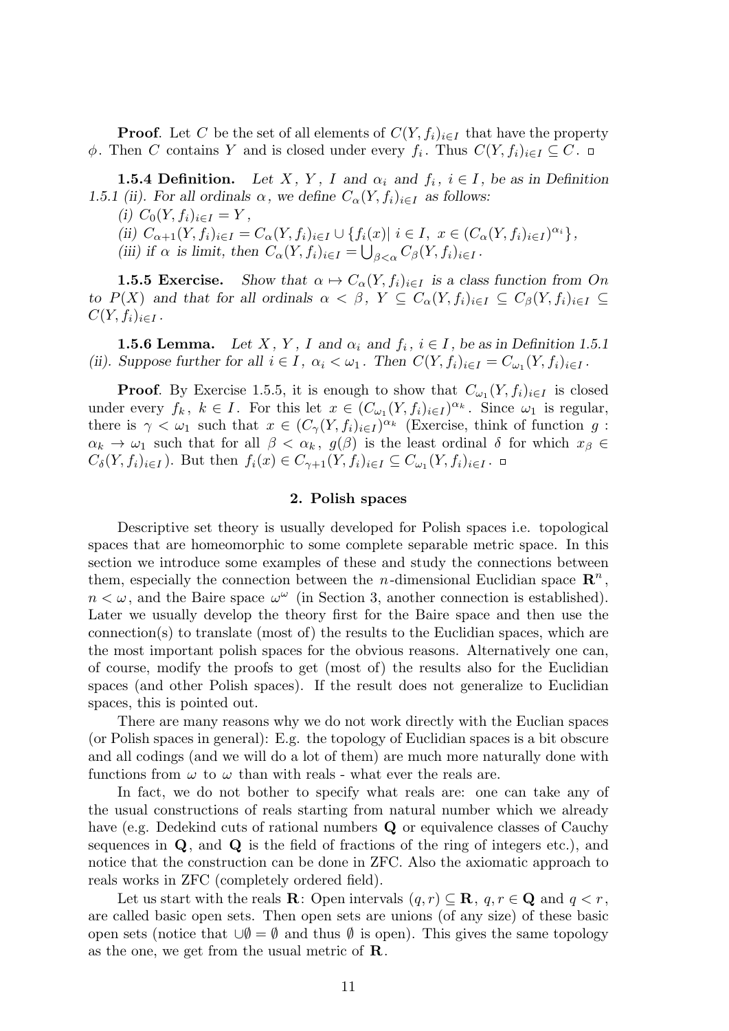**Proof**. Let $C$ be the set of all elements of $C(Y, f_i)_{i\in I}$ that have the property $\phi$. Then $C$ contains $Y$ and is closed under every $f_i$. Thus $C(Y, f_i)_{i\in I} \subseteq C$. □

**1.5.4 Definition.** *Let $X$, $Y$, $I$ and $\alpha_i$ and $f_i$, $i \in I$, be as in Definition 1.5.1 (ii). For all ordinals $\alpha$, we define $C_\alpha(Y, f_i)_{i\in I}$ as follows:*

*(i) $C_0(Y, f_i)_{i\in I} = Y$,*

*(ii) $C_{\alpha+1}(Y, f_i)_{i\in I} = C_\alpha(Y, f_i)_{i\in I} \cup \{f_i(x) |\ i \in I,\ x \in (C_\alpha(Y, f_i)_{i\in I})^{\alpha_i}\}$,*

*(iii) if $\alpha$ is limit, then $C_\alpha(Y, f_i)_{i\in I} = \bigcup_{\beta<\alpha} C_\beta(Y, f_i)_{i\in I}$.*

**1.5.5 Exercise.** *Show that $\alpha \mapsto C_\alpha(Y, f_i)_{i\in I}$ is a class function from $On$ to $P(X)$ and that for all ordinals $\alpha < \beta$, $Y \subseteq C_\alpha(Y, f_i)_{i\in I} \subseteq C_\beta(Y, f_i)_{i\in I} \subseteq C(Y, f_i)_{i\in I}$.*

**1.5.6 Lemma.** *Let $X$, $Y$, $I$ and $\alpha_i$ and $f_i$, $i \in I$, be as in Definition 1.5.1 (ii). Suppose further for all $i \in I$, $\alpha_i < \omega_1$. Then $C(Y, f_i)_{i\in I} = C_{\omega_1}(Y, f_i)_{i\in I}$.*

**Proof**. By Exercise 1.5.5, it is enough to show that $C_{\omega_1}(Y, f_i)_{i\in I}$ is closed under every $f_k$, $k \in I$. For this let $x \in (C_{\omega_1}(Y, f_i)_{i\in I})^{\alpha_k}$. Since $\omega_1$ is regular, there is $\gamma < \omega_1$ such that $x \in (C_\gamma(Y, f_i)_{i\in I})^{\alpha_k}$ (Exercise, think of function $g : \alpha_k \to \omega_1$ such that for all $\beta < \alpha_k$, $g(\beta)$ is the least ordinal $\delta$ for which $x_\beta \in C_\delta(Y, f_i)_{i\in I}$). But then $f_i(x) \in C_{\gamma+1}(Y, f_i)_{i\in I} \subseteq C_{\omega_1}(Y, f_i)_{i\in I}$. □

## 2. Polish spaces

Descriptive set theory is usually developed for Polish spaces i.e. topological spaces that are homeomorphic to some complete separable metric space. In this section we introduce some examples of these and study the connections between them, especially the connection between the $n$-dimensional Euclidian space $\mathbf{R}^n$, $n < \omega$, and the Baire space $\omega^\omega$ (in Section 3, another connection is established). Later we usually develop the theory first for the Baire space and then use the connection(s) to translate (most of) the results to the Euclidian spaces, which are the most important polish spaces for the obvious reasons. Alternatively one can, of course, modify the proofs to get (most of) the results also for the Euclidian spaces (and other Polish spaces). If the result does not generalize to Euclidian spaces, this is pointed out.

There are many reasons why we do not work directly with the Euclian spaces (or Polish spaces in general): E.g. the topology of Euclidian spaces is a bit obscure and all codings (and we will do a lot of them) are much more naturally done with functions from $\omega$ to $\omega$ than with reals - what ever the reals are.

In fact, we do not bother to specify what reals are: one can take any of the usual constructions of reals starting from natural number which we already have (e.g. Dedekind cuts of rational numbers $\mathbf{Q}$ or equivalence classes of Cauchy sequences in $\mathbf{Q}$, and $\mathbf{Q}$ is the field of fractions of the ring of integers etc.), and notice that the construction can be done in ZFC. Also the axiomatic approach to reals works in ZFC (completely ordered field).

Let us start with the reals $\mathbf{R}$: Open intervals $(q, r) \subseteq \mathbf{R}$, $q, r \in \mathbf{Q}$ and $q < r$, are called basic open sets. Then open sets are unions (of any size) of these basic open sets (notice that $\cup\emptyset = \emptyset$ and thus $\emptyset$ is open). This gives the same topology as the one, we get from the usual metric of $\mathbf{R}$.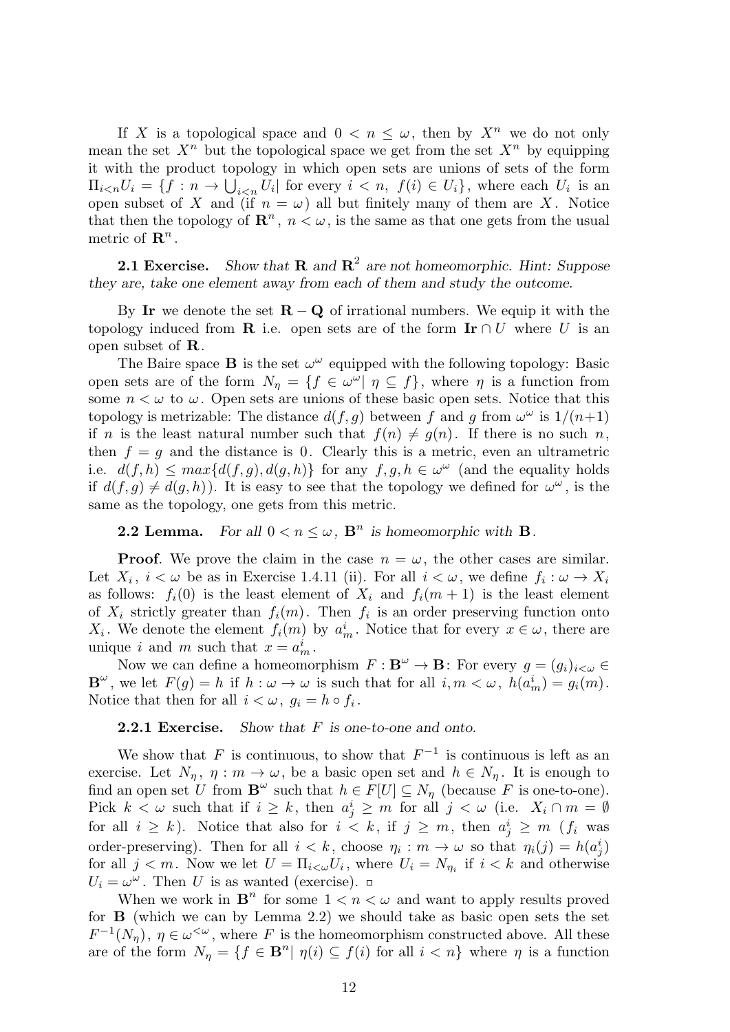If $X$ is a topological space and $0 < n \leq \omega$, then by $X^n$ we do not only mean the set $X^n$ but the topological space we get from the set $X^n$ by equipping it with the product topology in which open sets are unions of sets of the form $\Pi_{i<n}U_i = \{f : n \to \bigcup_{i<n} U_i|$ for every $i < n,\ f(i) \in U_i\}$, where each $U_i$ is an open subset of $X$ and (if $n = \omega$) all but finitely many of them are $X$. Notice that then the topology of $\mathbf{R}^n$, $n < \omega$, is the same as that one gets from the usual metric of $\mathbf{R}^n$.

**2.1 Exercise.** *Show that $\mathbf{R}$ and $\mathbf{R}^2$ are not homeomorphic. Hint: Suppose they are, take one element away from each of them and study the outcome.*

By $\mathbf{Ir}$ we denote the set $\mathbf{R} - \mathbf{Q}$ of irrational numbers. We equip it with the topology induced from $\mathbf{R}$ i.e. open sets are of the form $\mathbf{Ir} \cap U$ where $U$ is an open subset of $\mathbf{R}$.

The Baire space $\mathbf{B}$ is the set $\omega^\omega$ equipped with the following topology: Basic open sets are of the form $N_\eta = \{f \in \omega^\omega |\ \eta \subseteq f\}$, where $\eta$ is a function from some $n < \omega$ to $\omega$. Open sets are unions of these basic open sets. Notice that this topology is metrizable: The distance $d(f, g)$ between $f$ and $g$ from $\omega^\omega$ is $1/(n+1)$ if $n$ is the least natural number such that $f(n) \neq g(n)$. If there is no such $n$, then $f = g$ and the distance is $0$. Clearly this is a metric, even an ultrametric i.e. $d(f, h) \leq max\{d(f, g), d(g, h)\}$ for any $f, g, h \in \omega^\omega$ (and the equality holds if $d(f, g) \neq d(g, h)$). It is easy to see that the topology we defined for $\omega^\omega$, is the same as the topology, one gets from this metric.

**2.2 Lemma.** *For all $0 < n \leq \omega$, $\mathbf{B}^n$ is homeomorphic with $\mathbf{B}$.*

**Proof**. We prove the claim in the case $n = \omega$, the other cases are similar. Let $X_i$, $i < \omega$ be as in Exercise 1.4.11 (ii). For all $i < \omega$, we define $f_i : \omega \to X_i$ as follows: $f_i(0)$ is the least element of $X_i$ and $f_i(m + 1)$ is the least element of $X_i$ strictly greater than $f_i(m)$. Then $f_i$ is an order preserving function onto $X_i$. We denote the element $f_i(m)$ by $a^i_m$. Notice that for every $x \in \omega$, there are unique $i$ and $m$ such that $x = a^i_m$.

Now we can define a homeomorphism $F : \mathbf{B}^\omega \to \mathbf{B}$: For every $g = (g_i)_{i<\omega} \in \mathbf{B}^\omega$, we let $F(g) = h$ if $h : \omega \to \omega$ is such that for all $i, m < \omega$, $h(a^i_m) = g_i(m)$. Notice that then for all $i < \omega$, $g_i = h \circ f_i$.

**2.2.1 Exercise.** *Show that $F$ is one-to-one and onto.*

We show that $F$ is continuous, to show that $F^{-1}$ is continuous is left as an exercise. Let $N_\eta$, $\eta : m \to \omega$, be a basic open set and $h \in N_\eta$. It is enough to find an open set $U$ from $\mathbf{B}^\omega$ such that $h \in F[U] \subseteq N_\eta$ (because $F$ is one-to-one). Pick $k < \omega$ such that if $i \geq k$, then $a^i_j \geq m$ for all $j < \omega$ (i.e. $X_i \cap m = \emptyset$ for all $i \geq k$). Notice that also for $i < k$, if $j \geq m$, then $a^i_j \geq m$ ($f_i$ was order-preserving). Then for all $i < k$, choose $\eta_i : m \to \omega$ so that $\eta_i(j) = h(a^i_j)$ for all $j < m$. Now we let $U = \Pi_{i<\omega}U_i$, where $U_i = N_{\eta_i}$ if $i < k$ and otherwise $U_i = \omega^\omega$. Then $U$ is as wanted (exercise). □

When we work in $\mathbf{B}^n$ for some $1 < n < \omega$ and want to apply results proved for $\mathbf{B}$ (which we can by Lemma 2.2) we should take as basic open sets the set $F^{-1}(N_\eta)$, $\eta \in \omega^{<\omega}$, where $F$ is the homeomorphism constructed above. All these are of the form $N_\eta = \{f \in \mathbf{B}^n |\ \eta(i) \subseteq f(i)$ for all $i < n\}$ where $\eta$ is a function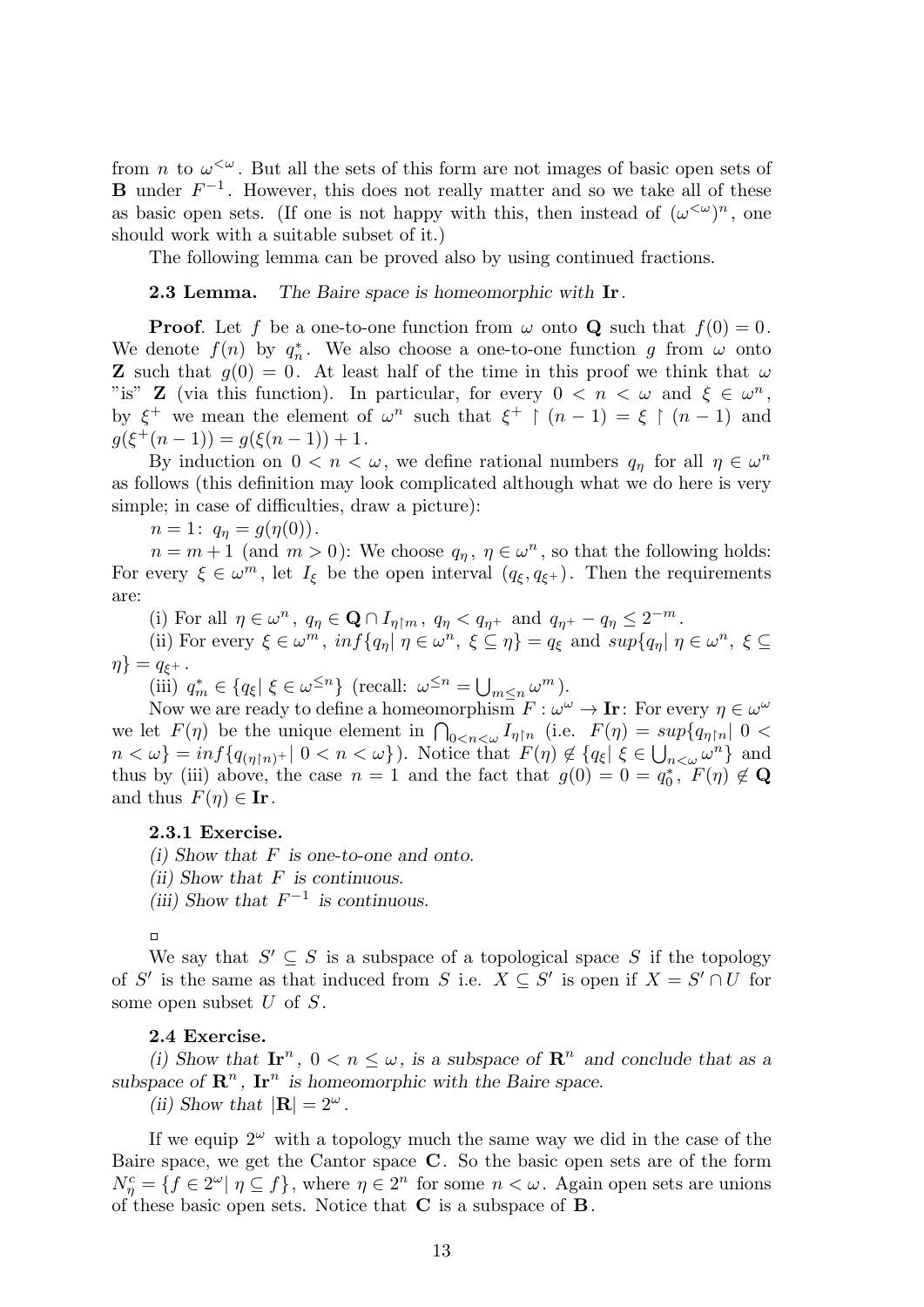from $n$ to $\omega^{<\omega}$. But all the sets of this form are not images of basic open sets of $\mathbf{B}$ under $F^{-1}$. However, this does not really matter and so we take all of these as basic open sets. (If one is not happy with this, then instead of $(\omega^{<\omega})^n$, one should work with a suitable subset of it.)

The following lemma can be proved also by using continued fractions.

**2.3 Lemma.** *The Baire space is homeomorphic with* $\mathbf{Ir}$.

**Proof**. Let $f$ be a one-to-one function from $\omega$ onto $\mathbf{Q}$ such that $f(0) = 0$. We denote $f(n)$ by $q^*_n$. We also choose a one-to-one function $g$ from $\omega$ onto $\mathbf{Z}$ such that $g(0) = 0$. At least half of the time in this proof we think that $\omega$ "is" $\mathbf{Z}$ (via this function). In particular, for every $0 < n < \omega$ and $\xi \in \omega^n$, by $\xi^+$ we mean the element of $\omega^n$ such that $\xi^+ \restriction (n-1) = \xi \restriction (n-1)$ and $g(\xi^+(n-1)) = g(\xi(n-1)) + 1$.

By induction on $0 < n < \omega$, we define rational numbers $q_\eta$ for all $\eta \in \omega^n$ as follows (this definition may look complicated although what we do here is very simple; in case of difficulties, draw a picture):

$n = 1$: $q_\eta = g(\eta(0))$.

$n = m + 1$ (and $m > 0$): We choose $q_\eta$, $\eta \in \omega^n$, so that the following holds: For every $\xi \in \omega^m$, let $I_\xi$ be the open interval $(q_\xi, q_{\xi^+})$. Then the requirements are:

(i) For all $\eta \in \omega^n$, $q_\eta \in \mathbf{Q} \cap I_{\eta\restriction m}$, $q_\eta < q_{\eta^+}$ and $q_{\eta^+} - q_\eta \le 2^{-m}$.

(ii) For every $\xi \in \omega^m$, $inf\{q_\eta \mid \eta \in \omega^n,\ \xi \subseteq \eta\} = q_\xi$ and $sup\{q_\eta \mid \eta \in \omega^n,\ \xi \subseteq \eta\} = q_{\xi^+}$.

(iii) $q^*_m \in \{q_\xi \mid \xi \in \omega^{\le n}\}$ (recall: $\omega^{\le n} = \bigcup_{m \le n} \omega^m$).

Now we are ready to define a homeomorphism $F : \omega^\omega \to \mathbf{Ir}$: For every $\eta \in \omega^\omega$ we let $F(\eta)$ be the unique element in $\bigcap_{0<n<\omega} I_{\eta\restriction n}$ (i.e. $F(\eta) = sup\{q_{\eta\restriction n} \mid 0 < n < \omega\} = inf\{q_{(\eta\restriction n)^+} \mid 0 < n < \omega\}$). Notice that $F(\eta) \notin \{q_\xi \mid \xi \in \bigcup_{n<\omega} \omega^n\}$ and thus by (iii) above, the case $n = 1$ and the fact that $g(0) = 0 = q^*_0$, $F(\eta) \notin \mathbf{Q}$ and thus $F(\eta) \in \mathbf{Ir}$.

**2.3.1 Exercise.**

*(i) Show that $F$ is one-to-one and onto.*

*(ii) Show that $F$ is continuous.*

*(iii) Show that $F^{-1}$ is continuous.*

□

We say that $S' \subseteq S$ is a subspace of a topological space $S$ if the topology of $S'$ is the same as that induced from $S$ i.e. $X \subseteq S'$ is open if $X = S' \cap U$ for some open subset $U$ of $S$.

**2.4 Exercise.**

*(i) Show that $\mathbf{Ir}^n$, $0 < n \le \omega$, is a subspace of $\mathbf{R}^n$ and conclude that as a subspace of $\mathbf{R}^n$, $\mathbf{Ir}^n$ is homeomorphic with the Baire space.*

*(ii) Show that $|\mathbf{R}| = 2^\omega$.*

If we equip $2^\omega$ with a topology much the same way we did in the case of the Baire space, we get the Cantor space $\mathbf{C}$. So the basic open sets are of the form $N^c_\eta = \{f \in 2^\omega \mid \eta \subseteq f\}$, where $\eta \in 2^n$ for some $n < \omega$. Again open sets are unions of these basic open sets. Notice that $\mathbf{C}$ is a subspace of $\mathbf{B}$.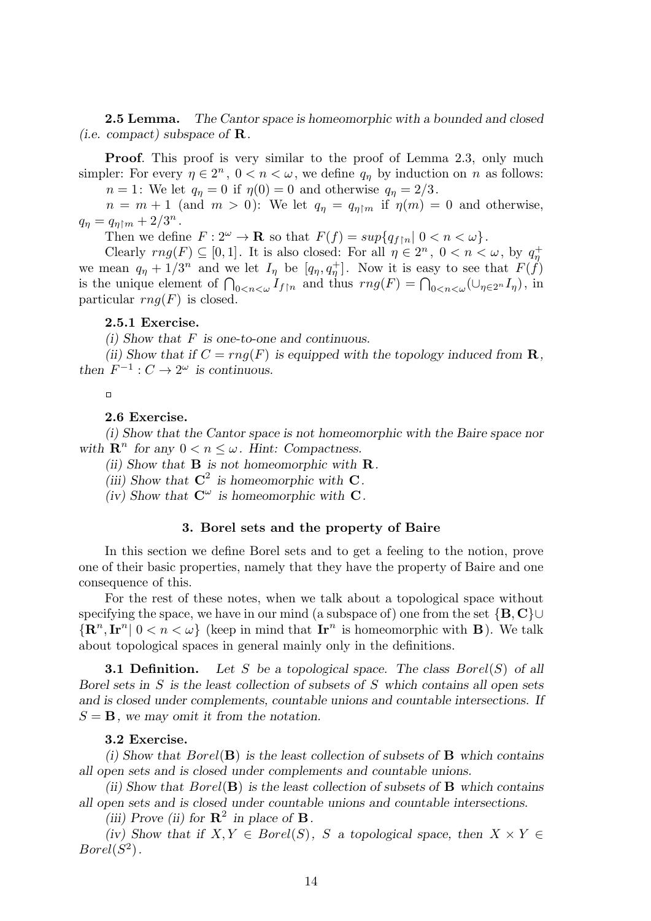**2.5 Lemma.** *The Cantor space is homeomorphic with a bounded and closed (i.e. compact) subspace of* $\mathbf{R}$*.*

**Proof**. This proof is very similar to the proof of Lemma 2.3, only much simpler: For every $\eta \in 2^n$, $0 < n < \omega$, we define $q_\eta$ by induction on $n$ as follows:

$n = 1$: We let $q_\eta = 0$ if $\eta(0) = 0$ and otherwise $q_\eta = 2/3$.

$n = m + 1$ (and $m > 0$): We let $q_\eta = q_{\eta \restriction m}$ if $\eta(m) = 0$ and otherwise, $q_\eta = q_{\eta\restriction m} + 2/3^n$.

Then we define $F : 2^\omega \to \mathbf{R}$ so that $F(f) = sup\{q_{f\restriction n} \mid 0 < n < \omega\}$.

Clearly $rng(F) \subseteq [0, 1]$. It is also closed: For all $\eta \in 2^n$, $0 < n < \omega$, by $q^+_\eta$ we mean $q_\eta + 1/3^n$ and we let $I_\eta$ be $[q_\eta, q^+_\eta]$. Now it is easy to see that $F(f)$ is the unique element of $\bigcap_{0<n<\omega} I_{f\restriction n}$ and thus $rng(F) = \bigcap_{0<n<\omega}(\cup_{\eta\in 2^n} I_\eta)$, in particular $rng(F)$ is closed.

**2.5.1 Exercise.**

*(i) Show that* $F$ *is one-to-one and continuous.*

*(ii) Show that if* $C = rng(F)$ *is equipped with the topology induced from* $\mathbf{R}$*, then* $F^{-1} : C \to 2^\omega$ *is continuous.*

□

**2.6 Exercise.**

*(i) Show that the Cantor space is not homeomorphic with the Baire space nor with* $\mathbf{R}^n$ *for any* $0 < n \leq \omega$*. Hint: Compactness.*

*(ii) Show that* $\mathbf{B}$ *is not homeomorphic with* $\mathbf{R}$*.*

*(iii) Show that* $\mathbf{C}^2$ *is homeomorphic with* $\mathbf{C}$*.*

*(iv) Show that* $\mathbf{C}^\omega$ *is homeomorphic with* $\mathbf{C}$*.*

## 3. Borel sets and the property of Baire

In this section we define Borel sets and to get a feeling to the notion, prove one of their basic properties, namely that they have the property of Baire and one consequence of this.

For the rest of these notes, when we talk about a topological space without specifying the space, we have in our mind (a subspace of) one from the set $\{\mathbf{B}, \mathbf{C}\} \cup \{\mathbf{R}^n, \mathbf{Ir}^n \mid 0 < n < \omega\}$ (keep in mind that $\mathbf{Ir}^n$ is homeomorphic with $\mathbf{B}$). We talk about topological spaces in general mainly only in the definitions.

**3.1 Definition.** *Let* $S$ *be a topological space. The class* $Borel(S)$ *of all Borel sets in* $S$ *is the least collection of subsets of* $S$ *which contains all open sets and is closed under complements, countable unions and countable intersections. If* $S = \mathbf{B}$*, we may omit it from the notation.*

**3.2 Exercise.**

*(i) Show that* $Borel(\mathbf{B})$ *is the least collection of subsets of* $\mathbf{B}$ *which contains all open sets and is closed under complements and countable unions.*

*(ii) Show that* $Borel(\mathbf{B})$ *is the least collection of subsets of* $\mathbf{B}$ *which contains all open sets and is closed under countable unions and countable intersections.*

*(iii) Prove (ii) for* $\mathbf{R}^2$ *in place of* $\mathbf{B}$*.*

*(iv) Show that if* $X, Y \in Borel(S)$*,* $S$ *a topological space, then* $X \times Y \in Borel(S^2)$*.*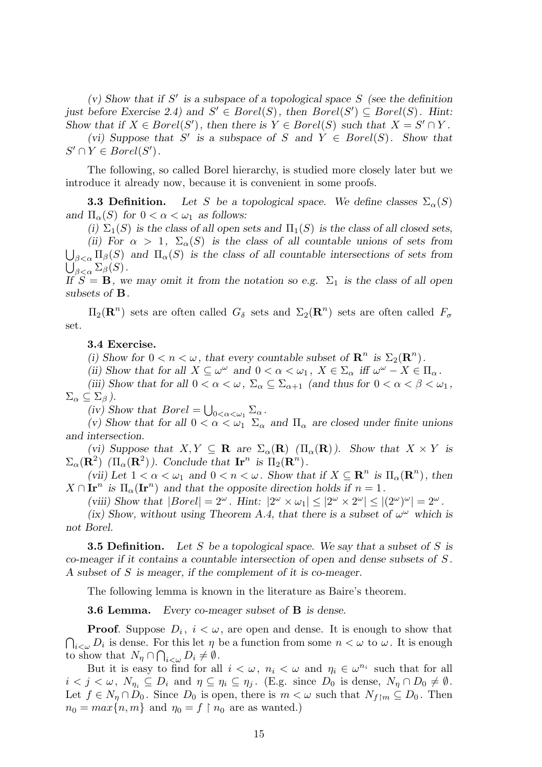*(v) Show that if $S'$ is a subspace of a topological space $S$ (see the definition just before Exercise 2.4) and $S' \in Borel(S)$, then $Borel(S') \subseteq Borel(S)$. Hint: Show that if $X \in Borel(S')$, then there is $Y \in Borel(S)$ such that $X = S' \cap Y$.*

*(vi) Suppose that $S'$ is a subspace of $S$ and $Y \in Borel(S)$. Show that $S' \cap Y \in Borel(S')$.*

The following, so called Borel hierarchy, is studied more closely later but we introduce it already now, because it is convenient in some proofs.

**3.3 Definition.** *Let $S$ be a topological space. We define classes $\Sigma_\alpha(S)$ and $\Pi_\alpha(S)$ for $0 < \alpha < \omega_1$ as follows:*

*(i) $\Sigma_1(S)$ is the class of all open sets and $\Pi_1(S)$ is the class of all closed sets,*

*(ii) For $\alpha > 1$, $\Sigma_\alpha(S)$ is the class of all countable unions of sets from $\bigcup_{\beta<\alpha} \Pi_\beta(S)$ and $\Pi_\alpha(S)$ is the class of all countable intersections of sets from $\bigcup_{\beta<\alpha} \Sigma_\beta(S)$.*

*If $S = \mathbf{B}$, we may omit it from the notation so e.g. $\Sigma_1$ is the class of all open subsets of $\mathbf{B}$.*

$\Pi_2(\mathbf{R}^n)$ sets are often called $G_\delta$ sets and $\Sigma_2(\mathbf{R}^n)$ sets are often called $F_\sigma$ set.

**3.4 Exercise.**

*(i) Show for $0 < n < \omega$, that every countable subset of $\mathbf{R}^n$ is $\Sigma_2(\mathbf{R}^n)$.*

*(ii) Show that for all $X \subseteq \omega^\omega$ and $0 < \alpha < \omega_1$, $X \in \Sigma_\alpha$ iff $\omega^\omega - X \in \Pi_\alpha$.*

*(iii) Show that for all $0 < \alpha < \omega$, $\Sigma_\alpha \subseteq \Sigma_{\alpha+1}$ (and thus for $0 < \alpha < \beta < \omega_1$, $\Sigma_\alpha \subseteq \Sigma_\beta$).*

*(iv) Show that $Borel = \bigcup_{0<\alpha<\omega_1} \Sigma_\alpha$.*

*(v) Show that for all $0 < \alpha < \omega_1$ $\Sigma_\alpha$ and $\Pi_\alpha$ are closed under finite unions and intersection.*

*(vi) Suppose that $X, Y \subseteq \mathbf{R}$ are $\Sigma_\alpha(\mathbf{R})$ ($\Pi_\alpha(\mathbf{R})$). Show that $X \times Y$ is $\Sigma_\alpha(\mathbf{R}^2)$ ($\Pi_\alpha(\mathbf{R}^2)$). Conclude that $\mathbf{Ir}^n$ is $\Pi_2(\mathbf{R}^n)$.*

*(vii) Let $1 < \alpha < \omega_1$ and $0 < n < \omega$. Show that if $X \subseteq \mathbf{R}^n$ is $\Pi_\alpha(\mathbf{R}^n)$, then $X \cap \mathbf{Ir}^n$ is $\Pi_\alpha(\mathbf{Ir}^n)$ and that the opposite direction holds if $n = 1$.*

*(viii) Show that $|Borel| = 2^\omega$. Hint: $|2^\omega \times \omega_1| \le |2^\omega \times 2^\omega| \le |(2^\omega)^\omega| = 2^\omega$.*

*(ix) Show, without using Theorem A.4, that there is a subset of $\omega^\omega$ which is not Borel.*

**3.5 Definition.** *Let $S$ be a topological space. We say that a subset of $S$ is co-meager if it contains a countable intersection of open and dense subsets of $S$. A subset of $S$ is meager, if the complement of it is co-meager.*

The following lemma is known in the literature as Baire's theorem.

**3.6 Lemma.** *Every co-meager subset of $\mathbf{B}$ is dense.*

**Proof**. Suppose $D_i$, $i < \omega$, are open and dense. It is enough to show that $\bigcap_{i<\omega} D_i$ is dense. For this let $\eta$ be a function from some $n < \omega$ to $\omega$. It is enough to show that $N_\eta \cap \bigcap_{i<\omega} D_i \neq \emptyset$.

But it is easy to find for all $i < \omega$, $n_i < \omega$ and $\eta_i \in \omega^{n_i}$ such that for all $i < j < \omega$, $N_{\eta_i} \subseteq D_i$ and $\eta \subseteq \eta_i \subseteq \eta_j$. (E.g. since $D_0$ is dense, $N_\eta \cap D_0 \neq \emptyset$. Let $f \in N_\eta \cap D_0$. Since $D_0$ is open, there is $m < \omega$ such that $N_{f \restriction m} \subseteq D_0$. Then $n_0 = max\{n, m\}$ and $\eta_0 = f \restriction n_0$ are as wanted.)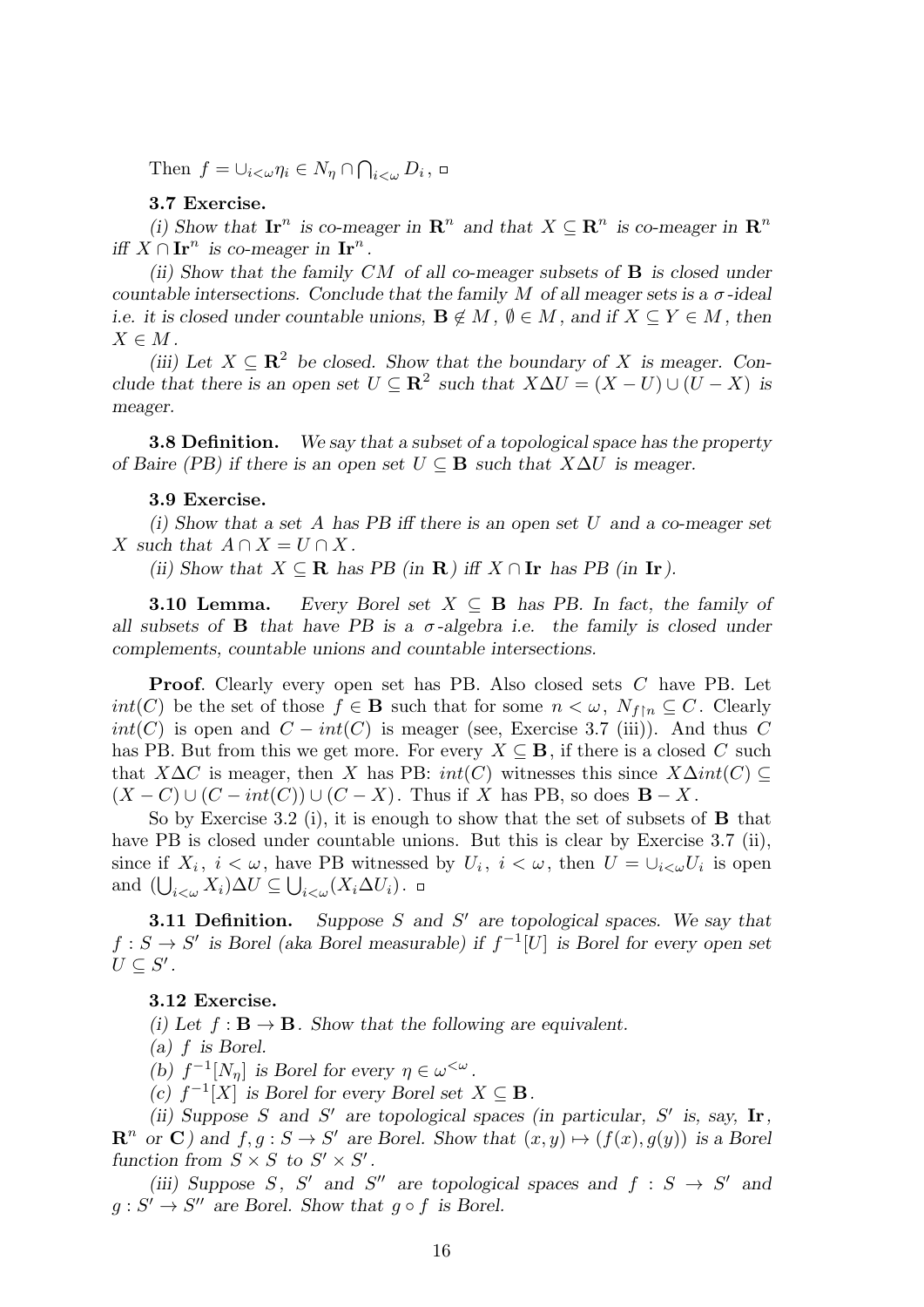Then $f = \cup_{i<\omega}\eta_i \in N_\eta \cap \bigcap_{i<\omega} D_i$, ▫

**3.7 Exercise.**

*(i) Show that* $\mathbf{Ir}^n$ *is co-meager in* $\mathbf{R}^n$ *and that* $X \subseteq \mathbf{R}^n$ *is co-meager in* $\mathbf{R}^n$ *iff* $X \cap \mathbf{Ir}^n$ *is co-meager in* $\mathbf{Ir}^n$.

*(ii) Show that the family* $CM$ *of all co-meager subsets of* $\mathbf{B}$ *is closed under countable intersections. Conclude that the family* $M$ *of all meager sets is a* $\sigma$*-ideal i.e. it is closed under countable unions,* $\mathbf{B} \notin M$, $\emptyset \in M$, *and if* $X \subseteq Y \in M$, *then* $X \in M$.

*(iii) Let* $X \subseteq \mathbf{R}^2$ *be closed. Show that the boundary of* $X$ *is meager. Conclude that there is an open set* $U \subseteq \mathbf{R}^2$ *such that* $X\Delta U = (X - U) \cup (U - X)$ *is meager.*

**3.8 Definition.** *We say that a subset of a topological space has the property of Baire (PB) if there is an open set* $U \subseteq \mathbf{B}$ *such that* $X\Delta U$ *is meager.*

**3.9 Exercise.**

*(i) Show that a set* $A$ *has PB iff there is an open set* $U$ *and a co-meager set* $X$ *such that* $A \cap X = U \cap X$.

*(ii) Show that* $X \subseteq \mathbf{R}$ *has PB (in* $\mathbf{R}$*) iff* $X \cap \mathbf{Ir}$ *has PB (in* $\mathbf{Ir}$*).*

**3.10 Lemma.** *Every Borel set* $X \subseteq \mathbf{B}$ *has PB. In fact, the family of all subsets of* $\mathbf{B}$ *that have PB is a* $\sigma$*-algebra i.e. the family is closed under complements, countable unions and countable intersections.*

**Proof**. Clearly every open set has PB. Also closed sets $C$ have PB. Let $int(C)$ be the set of those $f \in \mathbf{B}$ such that for some $n < \omega$, $N_{f\restriction n} \subseteq C$. Clearly $int(C)$ is open and $C - int(C)$ is meager (see, Exercise 3.7 (iii)). And thus $C$ has PB. But from this we get more. For every $X \subseteq \mathbf{B}$, if there is a closed $C$ such that $X\Delta C$ is meager, then $X$ has PB: $int(C)$ witnesses this since $X\Delta int(C) \subseteq (X - C) \cup (C - int(C)) \cup (C - X)$. Thus if $X$ has PB, so does $\mathbf{B} - X$.

So by Exercise 3.2 (i), it is enough to show that the set of subsets of $\mathbf{B}$ that have PB is closed under countable unions. But this is clear by Exercise 3.7 (ii), since if $X_i$, $i < \omega$, have PB witnessed by $U_i$, $i < \omega$, then $U = \cup_{i<\omega}U_i$ is open and $(\bigcup_{i<\omega} X_i)\Delta U \subseteq \bigcup_{i<\omega}(X_i\Delta U_i)$. ▫

**3.11 Definition.** *Suppose* $S$ *and* $S'$ *are topological spaces. We say that* $f : S \to S'$ *is Borel (aka Borel measurable) if* $f^{-1}[U]$ *is Borel for every open set* $U \subseteq S'$.

**3.12 Exercise.**

*(i) Let* $f : \mathbf{B} \to \mathbf{B}$. *Show that the following are equivalent.*

*(a)* $f$ *is Borel.*

*(b)* $f^{-1}[N_\eta]$ *is Borel for every* $\eta \in \omega^{<\omega}$.

*(c)* $f^{-1}[X]$ *is Borel for every Borel set* $X \subseteq \mathbf{B}$.

*(ii) Suppose* $S$ *and* $S'$ *are topological spaces (in particular,* $S'$ *is, say,* $\mathbf{Ir}$, $\mathbf{R}^n$ *or* $\mathbf{C}$*) and* $f, g : S \to S'$ *are Borel. Show that* $(x, y) \mapsto (f(x), g(y))$ *is a Borel function from* $S \times S$ *to* $S' \times S'$.

*(iii) Suppose* $S$, $S'$ *and* $S''$ *are topological spaces and* $f : S \to S'$ *and* $g : S' \to S''$ *are Borel. Show that* $g \circ f$ *is Borel.*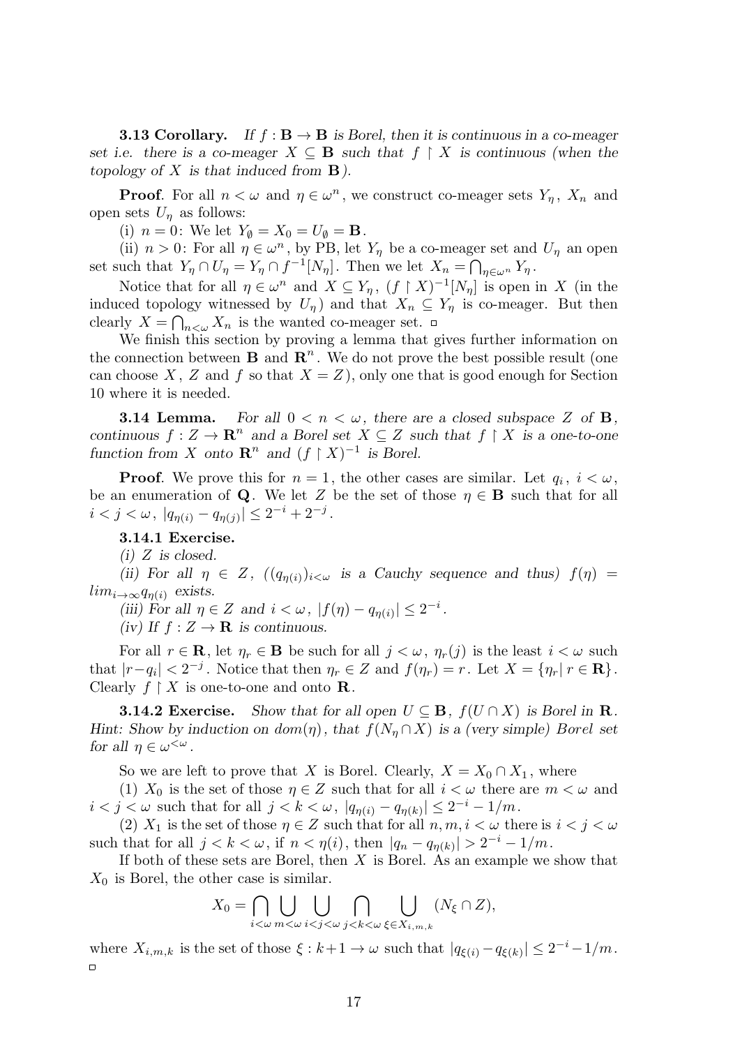**3.13 Corollary.** *If $f : \mathbf{B} \to \mathbf{B}$ is Borel, then it is continuous in a co-meager set i.e. there is a co-meager $X \subseteq \mathbf{B}$ such that $f \restriction X$ is continuous (when the topology of $X$ is that induced from $\mathbf{B}$).*

**Proof**. For all $n < \omega$ and $\eta \in \omega^n$, we construct co-meager sets $Y_\eta$, $X_n$ and open sets $U_\eta$ as follows:

(i) $n = 0$: We let $Y_\emptyset = X_0 = U_\emptyset = \mathbf{B}$.

(ii) $n > 0$: For all $\eta \in \omega^n$, by PB, let $Y_\eta$ be a co-meager set and $U_\eta$ an open set such that $Y_\eta \cap U_\eta = Y_\eta \cap f^{-1}[N_\eta]$. Then we let $X_n = \bigcap_{\eta \in \omega^n} Y_\eta$.

Notice that for all $\eta \in \omega^n$ and $X \subseteq Y_\eta$, $(f \restriction X)^{-1}[N_\eta]$ is open in $X$ (in the induced topology witnessed by $U_\eta$) and that $X_n \subseteq Y_\eta$ is co-meager. But then clearly $X = \bigcap_{n<\omega} X_n$ is the wanted co-meager set. $\square$

We finish this section by proving a lemma that gives further information on the connection between $\mathbf{B}$ and $\mathbf{R}^n$. We do not prove the best possible result (one can choose $X$, $Z$ and $f$ so that $X = Z$), only one that is good enough for Section 10 where it is needed.

**3.14 Lemma.** *For all $0 < n < \omega$, there are a closed subspace $Z$ of $\mathbf{B}$, continuous $f : Z \to \mathbf{R}^n$ and a Borel set $X \subseteq Z$ such that $f \restriction X$ is a one-to-one function from $X$ onto $\mathbf{R}^n$ and $(f \restriction X)^{-1}$ is Borel.*

**Proof**. We prove this for $n = 1$, the other cases are similar. Let $q_i$, $i < \omega$, be an enumeration of $\mathbf{Q}$. We let $Z$ be the set of those $\eta \in \mathbf{B}$ such that for all $i < j < \omega$, $|q_{\eta(i)} - q_{\eta(j)}| \le 2^{-i} + 2^{-j}$.

**3.14.1 Exercise.**

*(i) $Z$ is closed.*

*(ii) For all $\eta \in Z$, ($(q_{\eta(i)})_{i<\omega}$ is a Cauchy sequence and thus) $f(\eta) = lim_{i\to\infty} q_{\eta(i)}$ exists.*

*(iii) For all $\eta \in Z$ and $i < \omega$, $|f(\eta) - q_{\eta(i)}| \le 2^{-i}$.*

*(iv) If $f : Z \to \mathbf{R}$ is continuous.*

For all $r \in \mathbf{R}$, let $\eta_r \in \mathbf{B}$ be such for all $j < \omega$, $\eta_r(j)$ is the least $i < \omega$ such that $|r - q_i| < 2^{-j}$. Notice that then $\eta_r \in Z$ and $f(\eta_r) = r$. Let $X = \{\eta_r | \, r \in \mathbf{R}\}$. Clearly $f \restriction X$ is one-to-one and onto $\mathbf{R}$.

**3.14.2 Exercise.** *Show that for all open $U \subseteq \mathbf{B}$, $f(U \cap X)$ is Borel in $\mathbf{R}$. Hint: Show by induction on $dom(\eta)$, that $f(N_\eta \cap X)$ is a (very simple) Borel set for all $\eta \in \omega^{<\omega}$.*

So we are left to prove that $X$ is Borel. Clearly, $X = X_0 \cap X_1$, where

(1) $X_0$ is the set of those $\eta \in Z$ such that for all $i < \omega$ there are $m < \omega$ and $i < j < \omega$ such that for all $j < k < \omega$, $|q_{\eta(i)} - q_{\eta(k)}| \le 2^{-i} - 1/m$.

(2) $X_1$ is the set of those $\eta \in Z$ such that for all $n, m, i < \omega$ there is $i < j < \omega$ such that for all $j < k < \omega$, if $n < \eta(i)$, then $|q_n - q_{\eta(k)}| > 2^{-i} - 1/m$.

If both of these sets are Borel, then $X$ is Borel. As an example we show that $X_0$ is Borel, the other case is similar.

$$X_0 = \bigcap_{i<\omega} \bigcup_{m<\omega} \bigcup_{i<j<\omega} \bigcap_{j<k<\omega} \bigcup_{\xi \in X_{i,m,k}} (N_\xi \cap Z),$$

where $X_{i,m,k}$ is the set of those $\xi : k+1 \to \omega$ such that $|q_{\xi(i)} - q_{\xi(k)}| \le 2^{-i} - 1/m$. $\square$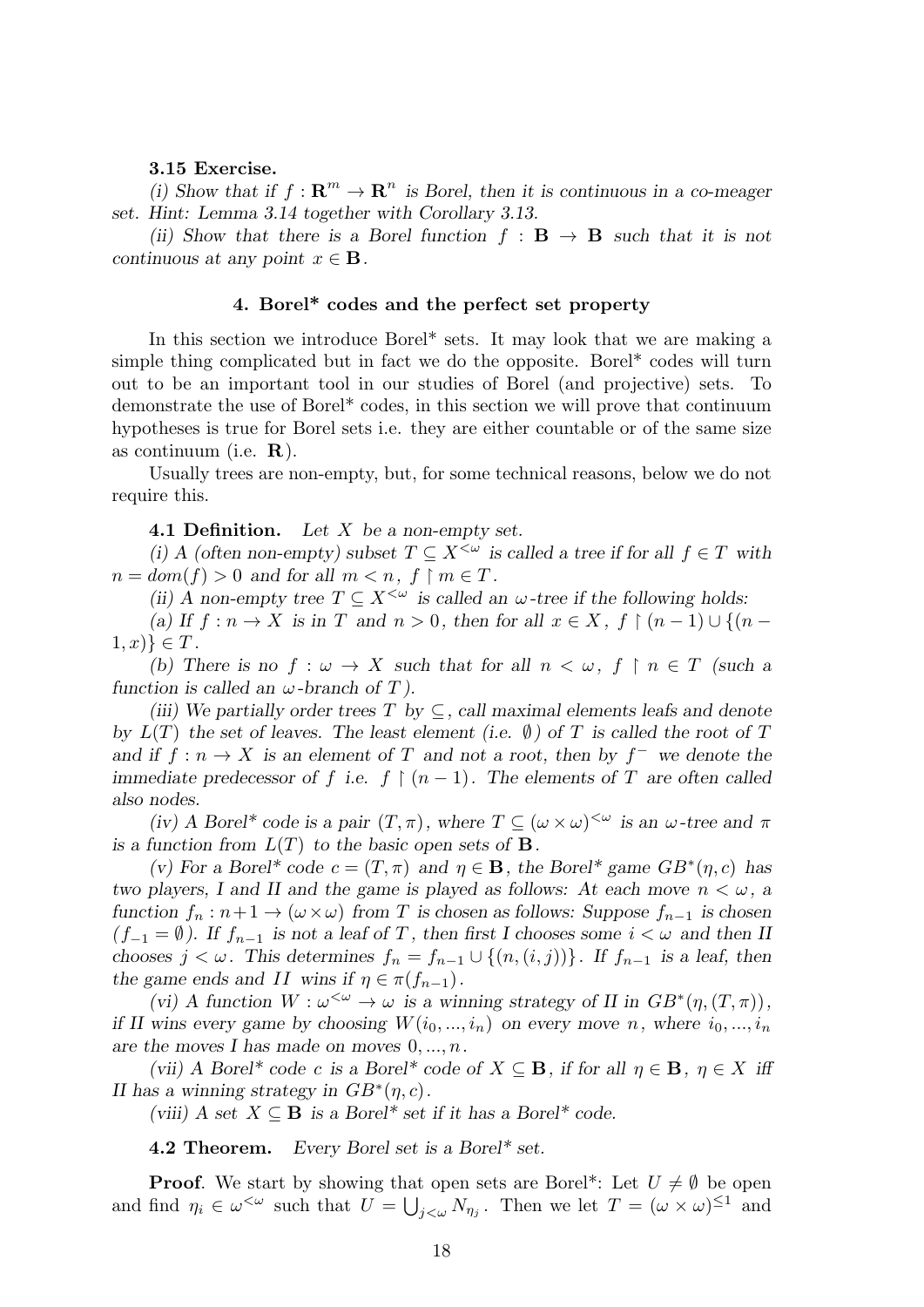**3.15 Exercise.**

*(i) Show that if $f : \mathbf{R}^m \to \mathbf{R}^n$ is Borel, then it is continuous in a co-meager set. Hint: Lemma 3.14 together with Corollary 3.13.*

*(ii) Show that there is a Borel function $f : \mathbf{B} \to \mathbf{B}$ such that it is not continuous at any point $x \in \mathbf{B}$.*

## 4. Borel* codes and the perfect set property

In this section we introduce Borel* sets. It may look that we are making a simple thing complicated but in fact we do the opposite. Borel* codes will turn out to be an important tool in our studies of Borel (and projective) sets. To demonstrate the use of Borel* codes, in this section we will prove that continuum hypotheses is true for Borel sets i.e. they are either countable or of the same size as continuum (i.e. $\mathbf{R}$).

Usually trees are non-empty, but, for some technical reasons, below we do not require this.

**4.1 Definition.** *Let $X$ be a non-empty set.*

*(i) A (often non-empty) subset $T \subseteq X^{<\omega}$ is called a tree if for all $f \in T$ with $n = dom(f) > 0$ and for all $m < n$, $f \restriction m \in T$.*

*(ii) A non-empty tree $T \subseteq X^{<\omega}$ is called an $\omega$-tree if the following holds:*

*(a) If $f : n \to X$ is in $T$ and $n > 0$, then for all $x \in X$, $f \restriction (n-1) \cup \{(n-1, x)\} \in T$.*

*(b) There is no $f : \omega \to X$ such that for all $n < \omega$, $f \restriction n \in T$ (such a function is called an $\omega$-branch of $T$).*

*(iii) We partially order trees $T$ by $\subseteq$, call maximal elements leafs and denote by $L(T)$ the set of leaves. The least element (i.e. $\emptyset$) of $T$ is called the root of $T$ and if $f : n \to X$ is an element of $T$ and not a root, then by $f^-$ we denote the immediate predecessor of $f$ i.e. $f \restriction (n-1)$. The elements of $T$ are often called also nodes.*

*(iv) A Borel* code is a pair $(T, \pi)$, where $T \subseteq (\omega \times \omega)^{<\omega}$ is an $\omega$-tree and $\pi$ is a function from $L(T)$ to the basic open sets of $\mathbf{B}$.*

*(v) For a Borel* code $c = (T, \pi)$ and $\eta \in \mathbf{B}$, the Borel* game $GB^*(\eta, c)$ has two players, I and II and the game is played as follows: At each move $n < \omega$, a function $f_n : n+1 \to (\omega \times \omega)$ from $T$ is chosen as follows: Suppose $f_{n-1}$ is chosen ($f_{-1} = \emptyset$). If $f_{n-1}$ is not a leaf of $T$, then first I chooses some $i < \omega$ and then II chooses $j < \omega$. This determines $f_n = f_{n-1} \cup \{(n, (i, j))\}$. If $f_{n-1}$ is a leaf, then the game ends and $II$ wins if $\eta \in \pi(f_{n-1})$.*

*(vi) A function $W : \omega^{<\omega} \to \omega$ is a winning strategy of II in $GB^*(\eta, (T, \pi))$, if II wins every game by choosing $W(i_0, ..., i_n)$ on every move $n$, where $i_0, ..., i_n$ are the moves I has made on moves $0, ..., n$.*

*(vii) A Borel* code $c$ is a Borel* code of $X \subseteq \mathbf{B}$, if for all $\eta \in \mathbf{B}$, $\eta \in X$ iff II has a winning strategy in $GB^*(\eta, c)$.*

*(viii) A set $X \subseteq \mathbf{B}$ is a Borel* set if it has a Borel* code.*

**4.2 Theorem.** *Every Borel set is a Borel* set.*

**Proof**. We start by showing that open sets are Borel*: Let $U \neq \emptyset$ be open and find $\eta_i \in \omega^{<\omega}$ such that $U = \bigcup_{j<\omega} N_{\eta_j}$. Then we let $T = (\omega \times \omega)^{\leq 1}$ and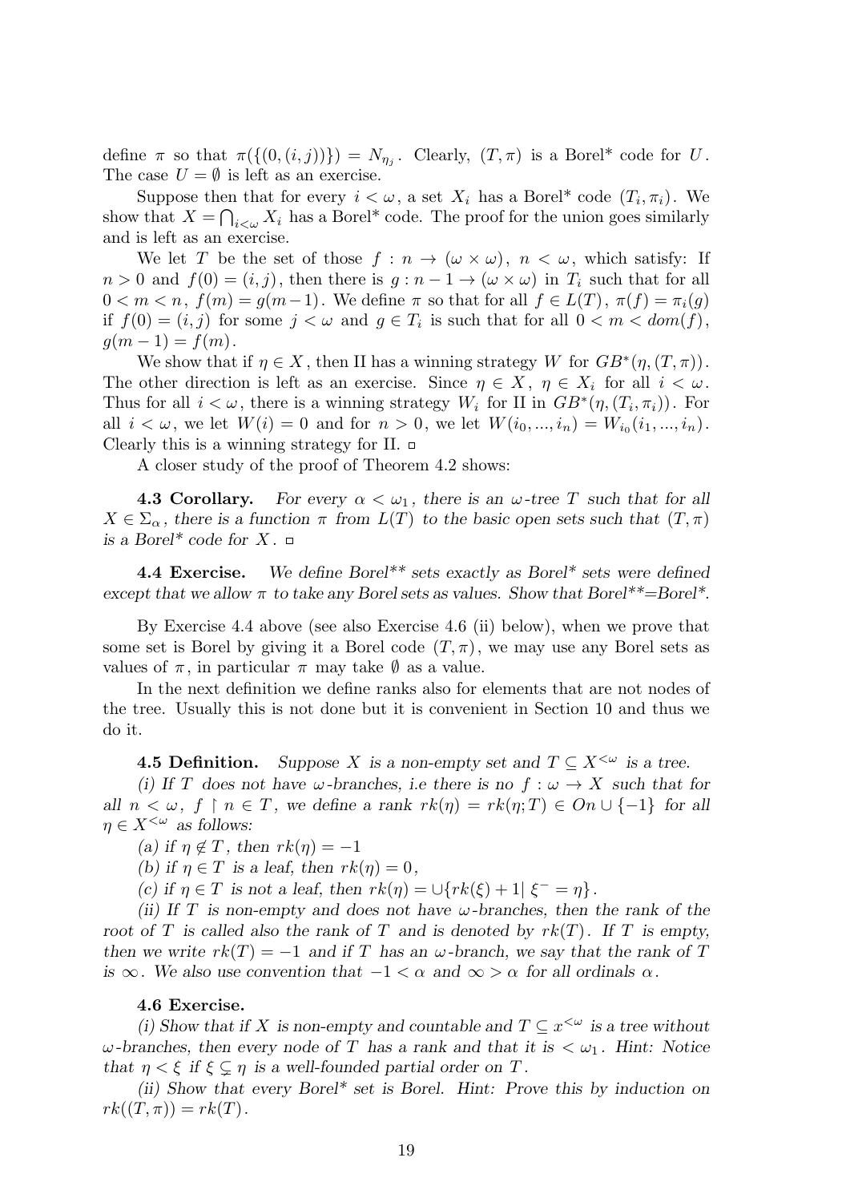define $\pi$ so that $\pi(\{(0,(i,j))\}) = N_{\eta_j}$. Clearly, $(T,\pi)$ is a Borel* code for $U$. The case $U=\emptyset$ is left as an exercise.

Suppose then that for every $i<\omega$, a set $X_i$ has a Borel* code $(T_i,\pi_i)$. We show that $X=\bigcap_{i<\omega} X_i$ has a Borel* code. The proof for the union goes similarly and is left as an exercise.

We let $T$ be the set of those $f: n\rightarrow(\omega\times\omega)$, $n<\omega$, which satisfy: If $n>0$ and $f(0)=(i,j)$, then there is $g: n-1\rightarrow(\omega\times\omega)$ in $T_i$ such that for all $0<m<n$, $f(m)=g(m-1)$. We define $\pi$ so that for all $f\in L(T)$, $\pi(f)=\pi_i(g)$ if $f(0)=(i,j)$ for some $j<\omega$ and $g\in T_i$ is such that for all $0<m<dom(f)$, $g(m-1)=f(m)$.

We show that if $\eta\in X$, then II has a winning strategy $W$ for $GB^*(\eta,(T,\pi))$. The other direction is left as an exercise. Since $\eta\in X$, $\eta\in X_i$ for all $i<\omega$. Thus for all $i<\omega$, there is a winning strategy $W_i$ for II in $GB^*(\eta,(T_i,\pi_i))$. For all $i<\omega$, we let $W(i)=0$ and for $n>0$, we let $W(i_0,...,i_n)=W_{i_0}(i_1,...,i_n)$. Clearly this is a winning strategy for II. □

A closer study of the proof of Theorem 4.2 shows:

**4.3 Corollary.** *For every $\alpha<\omega_1$, there is an $\omega$-tree $T$ such that for all $X\in\Sigma_\alpha$, there is a function $\pi$ from $L(T)$ to the basic open sets such that $(T,\pi)$ is a Borel\* code for $X$.* □

**4.4 Exercise.** *We define Borel\*\* sets exactly as Borel\* sets were defined except that we allow $\pi$ to take any Borel sets as values. Show that Borel\*\*=Borel\*.*

By Exercise 4.4 above (see also Exercise 4.6 (ii) below), when we prove that some set is Borel by giving it a Borel code $(T,\pi)$, we may use any Borel sets as values of $\pi$, in particular $\pi$ may take $\emptyset$ as a value.

In the next definition we define ranks also for elements that are not nodes of the tree. Usually this is not done but it is convenient in Section 10 and thus we do it.

**4.5 Definition.** *Suppose $X$ is a non-empty set and $T\subseteq X^{<\omega}$ is a tree.*

*(i) If $T$ does not have $\omega$-branches, i.e there is no $f:\omega\rightarrow X$ such that for all $n<\omega$, $f\restriction n\in T$, we define a rank $rk(\eta)=rk(\eta;T)\in On\cup\{-1\}$ for all $\eta\in X^{<\omega}$ as follows:*

*(a) if $\eta\notin T$, then $rk(\eta)=-1$*

*(b) if $\eta\in T$ is a leaf, then $rk(\eta)=0$,*

*(c) if $\eta\in T$ is not a leaf, then $rk(\eta)=\cup\{rk(\xi)+1\mid \xi^-=\eta\}$.*

*(ii) If $T$ is non-empty and does not have $\omega$-branches, then the rank of the root of $T$ is called also the rank of $T$ and is denoted by $rk(T)$. If $T$ is empty, then we write $rk(T)=-1$ and if $T$ has an $\omega$-branch, we say that the rank of $T$ is $\infty$. We also use convention that $-1<\alpha$ and $\infty>\alpha$ for all ordinals $\alpha$.*

**4.6 Exercise.**

*(i) Show that if $X$ is non-empty and countable and $T\subseteq x^{<\omega}$ is a tree without $\omega$-branches, then every node of $T$ has a rank and that it is $<\omega_1$. Hint: Notice that $\eta<\xi$ if $\xi\subsetneq\eta$ is a well-founded partial order on $T$.*

*(ii) Show that every Borel\* set is Borel. Hint: Prove this by induction on $rk((T,\pi))=rk(T)$.*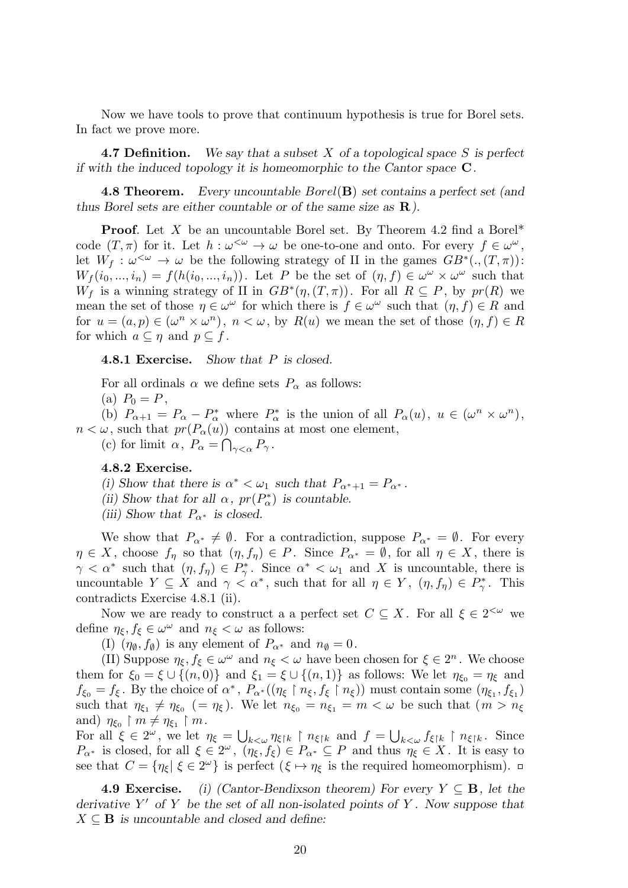Now we have tools to prove that continuum hypothesis is true for Borel sets. In fact we prove more.

**4.7 Definition.** *We say that a subset $X$ of a topological space $S$ is perfect if with the induced topology it is homeomorphic to the Cantor space* $\mathbf{C}$.

**4.8 Theorem.** *Every uncountable $Borel(\mathbf{B})$ set contains a perfect set (and thus Borel sets are either countable or of the same size as* $\mathbf{R}$*).*

**Proof**. Let $X$ be an uncountable Borel set. By Theorem 4.2 find a Borel* code $(T,\pi)$ for it. Let $h:\omega^{<\omega}\rightarrow\omega$ be one-to-one and onto. For every $f\in\omega^\omega$, let $W_f:\omega^{<\omega}\rightarrow\omega$ be the following strategy of II in the games $GB^*(.,(T,\pi))$: $W_f(i_0,...,i_n)=f(h(i_0,...,i_n))$. Let $P$ be the set of $(\eta,f)\in\omega^\omega\times\omega^\omega$ such that $W_f$ is a winning strategy of II in $GB^*(\eta,(T,\pi))$. For all $R\subseteq P$, by $pr(R)$ we mean the set of those $\eta\in\omega^\omega$ for which there is $f\in\omega^\omega$ such that $(\eta,f)\in R$ and for $u=(a,p)\in(\omega^n\times\omega^n)$, $n<\omega$, by $R(u)$ we mean the set of those $(\eta,f)\in R$ for which $a\subseteq\eta$ and $p\subseteq f$.

**4.8.1 Exercise.** *Show that $P$ is closed.*

For all ordinals $\alpha$ we define sets $P_\alpha$ as follows:

(a) $P_0=P$,

(b) $P_{\alpha+1}=P_\alpha-P^*_\alpha$ where $P^*_\alpha$ is the union of all $P_\alpha(u)$, $u\in(\omega^n\times\omega^n)$, $n<\omega$, such that $pr(P_\alpha(u))$ contains at most one element,

(c) for limit $\alpha$, $P_\alpha=\bigcap_{\gamma<\alpha}P_\gamma$.

**4.8.2 Exercise.**

*(i) Show that there is $\alpha^*<\omega_1$ such that $P_{\alpha^*+1}=P_{\alpha^*}$.*

*(ii) Show that for all $\alpha$, $pr(P^*_\alpha)$ is countable.*

*(iii) Show that $P_{\alpha^*}$ is closed.*

We show that $P_{\alpha^*}\neq\emptyset$. For a contradiction, suppose $P_{\alpha^*}=\emptyset$. For every $\eta\in X$, choose $f_\eta$ so that $(\eta,f_\eta)\in P$. Since $P_{\alpha^*}=\emptyset$, for all $\eta\in X$, there is $\gamma<\alpha^*$ such that $(\eta,f_\eta)\in P^*_\gamma$. Since $\alpha^*<\omega_1$ and $X$ is uncountable, there is uncountable $Y\subseteq X$ and $\gamma<\alpha^*$, such that for all $\eta\in Y$, $(\eta,f_\eta)\in P^*_\gamma$. This contradicts Exercise 4.8.1 (ii).

Now we are ready to construct a a perfect set $C\subseteq X$. For all $\xi\in 2^{<\omega}$ we define $\eta_\xi,f_\xi\in\omega^\omega$ and $n_\xi<\omega$ as follows:

(I) $(\eta_\emptyset,f_\emptyset)$ is any element of $P_{\alpha^*}$ and $n_\emptyset=0$.

(II) Suppose $\eta_\xi,f_\xi\in\omega^\omega$ and $n_\xi<\omega$ have been chosen for $\xi\in 2^n$. We choose them for $\xi_0=\xi\cup\{(n,0)\}$ and $\xi_1=\xi\cup\{(n,1)\}$ as follows: We let $\eta_{\xi_0}=\eta_\xi$ and $f_{\xi_0}=f_\xi$. By the choice of $\alpha^*$, $P_{\alpha^*}((\eta_\xi\restriction n_\xi,f_\xi\restriction n_\xi))$ must contain some $(\eta_{\xi_1},f_{\xi_1})$ such that $\eta_{\xi_1}\neq\eta_{\xi_0}$ $(=\eta_\xi)$. We let $n_{\xi_0}=n_{\xi_1}=m<\omega$ be such that $(m>n_\xi$ and) $\eta_{\xi_0}\restriction m\neq\eta_{\xi_1}\restriction m$.

For all $\xi\in 2^\omega$, we let $\eta_\xi=\bigcup_{k<\omega}\eta_{\xi\restriction k}\restriction n_{\xi\restriction k}$ and $f=\bigcup_{k<\omega}f_{\xi\restriction k}\restriction n_{\xi\restriction k}$. Since $P_{\alpha^*}$ is closed, for all $\xi\in 2^\omega$, $(\eta_\xi,f_\xi)\in P_{\alpha^*}\subseteq P$ and thus $\eta_\xi\in X$. It is easy to see that $C=\{\eta_\xi|\ \xi\in 2^\omega\}$ is perfect ($\xi\mapsto\eta_\xi$ is the required homeomorphism). □

**4.9 Exercise.** *(i) (Cantor-Bendixson theorem) For every $Y\subseteq\mathbf{B}$, let the derivative $Y'$ of $Y$ be the set of all non-isolated points of $Y$. Now suppose that $X\subseteq\mathbf{B}$ is uncountable and closed and define:*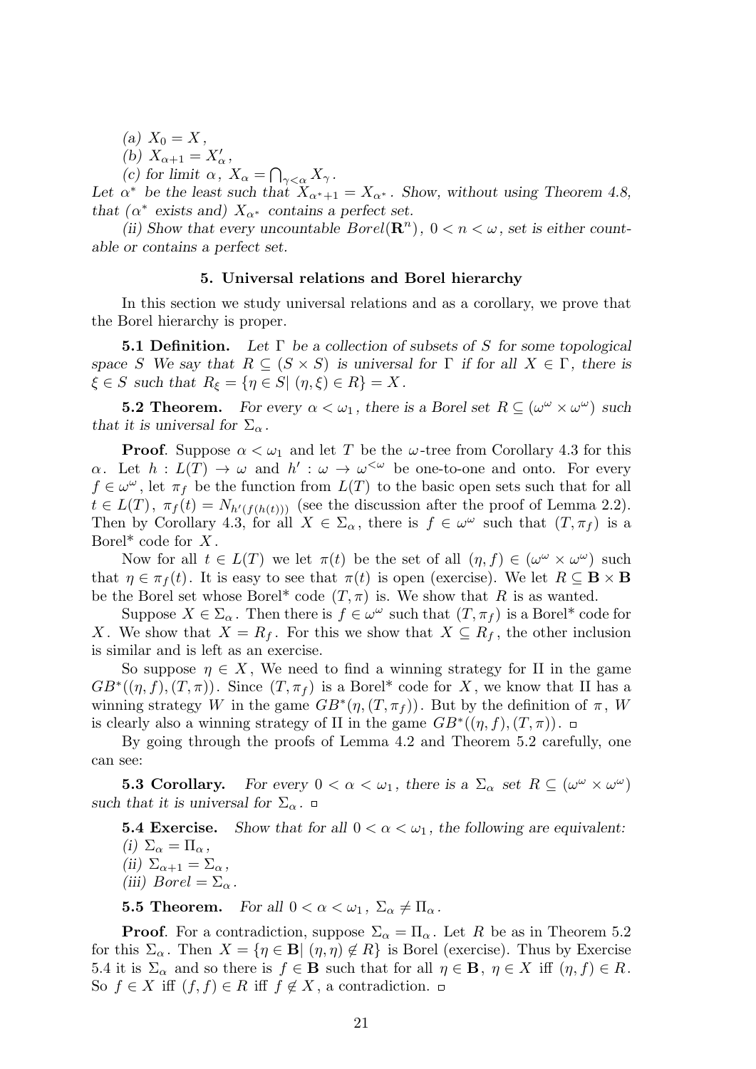*(a)* $X_0 = X$,

*(b)* $X_{\alpha+1} = X'_\alpha$,

*(c) for limit* $\alpha$, $X_\alpha = \bigcap_{\gamma<\alpha} X_\gamma$.

*Let* $\alpha^*$ *be the least such that* $X_{\alpha^*+1} = X_{\alpha^*}$. *Show, without using Theorem 4.8, that ($\alpha^*$ exists and)* $X_{\alpha^*}$ *contains a perfect set.*

*(ii) Show that every uncountable* $Borel(\mathbf{R}^n)$, $0 < n < \omega$, *set is either countable or contains a perfect set.*

## 5. Universal relations and Borel hierarchy

In this section we study universal relations and as a corollary, we prove that the Borel hierarchy is proper.

**5.1 Definition.** *Let* $\Gamma$ *be a collection of subsets of* $S$ *for some topological space* $S$ *We say that* $R \subseteq (S \times S)$ *is universal for* $\Gamma$ *if for all* $X \in \Gamma$, *there is* $\xi \in S$ *such that* $R_\xi = \{\eta \in S | \ (\eta, \xi) \in R\} = X$.

**5.2 Theorem.** *For every* $\alpha < \omega_1$, *there is a Borel set* $R \subseteq (\omega^\omega \times \omega^\omega)$ *such that it is universal for* $\Sigma_\alpha$.

**Proof**. Suppose $\alpha < \omega_1$ and let $T$ be the $\omega$-tree from Corollary 4.3 for this $\alpha$. Let $h : L(T) \to \omega$ and $h' : \omega \to \omega^{<\omega}$ be one-to-one and onto. For every $f \in \omega^\omega$, let $\pi_f$ be the function from $L(T)$ to the basic open sets such that for all $t \in L(T)$, $\pi_f(t) = N_{h'(f(h(t)))}$ (see the discussion after the proof of Lemma 2.2). Then by Corollary 4.3, for all $X \in \Sigma_\alpha$, there is $f \in \omega^\omega$ such that $(T, \pi_f)$ is a Borel* code for $X$.

Now for all $t \in L(T)$ we let $\pi(t)$ be the set of all $(\eta, f) \in (\omega^\omega \times \omega^\omega)$ such that $\eta \in \pi_f(t)$. It is easy to see that $\pi(t)$ is open (exercise). We let $R \subseteq \mathbf{B} \times \mathbf{B}$ be the Borel set whose Borel* code $(T, \pi)$ is. We show that $R$ is as wanted.

Suppose $X \in \Sigma_\alpha$. Then there is $f \in \omega^\omega$ such that $(T, \pi_f)$ is a Borel* code for $X$. We show that $X = R_f$. For this we show that $X \subseteq R_f$, the other inclusion is similar and is left as an exercise.

So suppose $\eta \in X$, We need to find a winning strategy for II in the game $GB^*((\eta, f), (T, \pi))$. Since $(T, \pi_f)$ is a Borel* code for $X$, we know that II has a winning strategy $W$ in the game $GB^*(\eta, (T, \pi_f))$. But by the definition of $\pi$, $W$ is clearly also a winning strategy of II in the game $GB^*((\eta, f), (T, \pi))$. □

By going through the proofs of Lemma 4.2 and Theorem 5.2 carefully, one can see:

**5.3 Corollary.** *For every* $0 < \alpha < \omega_1$, *there is a* $\Sigma_\alpha$ *set* $R \subseteq (\omega^\omega \times \omega^\omega)$ *such that it is universal for* $\Sigma_\alpha$. □

**5.4 Exercise.** *Show that for all* $0 < \alpha < \omega_1$, *the following are equivalent:*

*(i)* $\Sigma_\alpha = \Pi_\alpha$,

*(ii)* $\Sigma_{\alpha+1} = \Sigma_\alpha$,

*(iii)* $Borel = \Sigma_\alpha$.

**5.5 Theorem.** *For all* $0 < \alpha < \omega_1$, $\Sigma_\alpha \neq \Pi_\alpha$.

**Proof**. For a contradiction, suppose $\Sigma_\alpha = \Pi_\alpha$. Let $R$ be as in Theorem 5.2 for this $\Sigma_\alpha$. Then $X = \{\eta \in \mathbf{B} | \ (\eta, \eta) \notin R\}$ is Borel (exercise). Thus by Exercise 5.4 it is $\Sigma_\alpha$ and so there is $f \in \mathbf{B}$ such that for all $\eta \in \mathbf{B}$, $\eta \in X$ iff $(\eta, f) \in R$. So $f \in X$ iff $(f, f) \in R$ iff $f \notin X$, a contradiction. □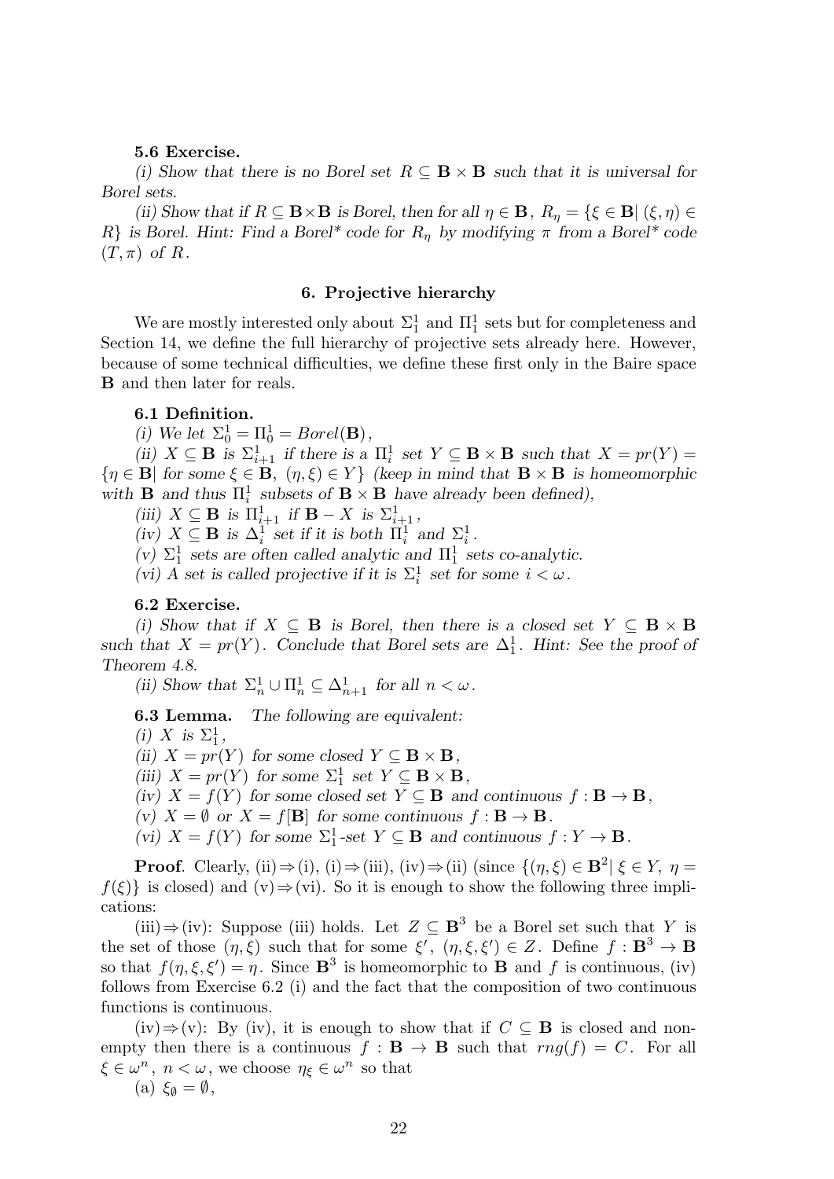**5.6 Exercise.**

*(i) Show that there is no Borel set $R \subseteq \mathbf{B} \times \mathbf{B}$ such that it is universal for Borel sets.*

*(ii) Show that if $R \subseteq \mathbf{B}\times\mathbf{B}$ is Borel, then for all $\eta \in \mathbf{B}$, $R_\eta = \{\xi \in \mathbf{B} |\ (\xi, \eta) \in R\}$ is Borel. Hint: Find a Borel\* code for $R_\eta$ by modifying $\pi$ from a Borel\* code $(T, \pi)$ of $R$.*

## 6. Projective hierarchy

We are mostly interested only about $\Sigma^1_1$ and $\Pi^1_1$ sets but for completeness and Section 14, we define the full hierarchy of projective sets already here. However, because of some technical difficulties, we define these first only in the Baire space $\mathbf{B}$ and then later for reals.

**6.1 Definition.**

*(i) We let $\Sigma^1_0 = \Pi^1_0 = Borel(\mathbf{B})$,*

*(ii) $X \subseteq \mathbf{B}$ is $\Sigma^1_{i+1}$ if there is a $\Pi^1_i$ set $Y \subseteq \mathbf{B} \times \mathbf{B}$ such that $X = pr(Y) = \{\eta \in \mathbf{B} |$ for some $\xi \in \mathbf{B}$, $(\eta, \xi) \in Y\}$ (keep in mind that $\mathbf{B} \times \mathbf{B}$ is homeomorphic with $\mathbf{B}$ and thus $\Pi^1_i$ subsets of $\mathbf{B} \times \mathbf{B}$ have already been defined),*

*(iii) $X \subseteq \mathbf{B}$ is $\Pi^1_{i+1}$ if $\mathbf{B} - X$ is $\Sigma^1_{i+1}$,*

*(iv) $X \subseteq \mathbf{B}$ is $\Delta^1_i$ set if it is both $\Pi^1_i$ and $\Sigma^1_i$.*

*(v) $\Sigma^1_1$ sets are often called analytic and $\Pi^1_1$ sets co-analytic.*

*(vi) A set is called projective if it is $\Sigma^1_i$ set for some $i < \omega$.*

**6.2 Exercise.**

*(i) Show that if $X \subseteq \mathbf{B}$ is Borel, then there is a closed set $Y \subseteq \mathbf{B} \times \mathbf{B}$ such that $X = pr(Y)$. Conclude that Borel sets are $\Delta^1_1$. Hint: See the proof of Theorem 4.8.*

*(ii) Show that $\Sigma^1_n \cup \Pi^1_n \subseteq \Delta^1_{n+1}$ for all $n < \omega$.*

**6.3 Lemma.** *The following are equivalent:*

*(i) $X$ is $\Sigma^1_1$,*

*(ii) $X = pr(Y)$ for some closed $Y \subseteq \mathbf{B} \times \mathbf{B}$,*

*(iii) $X = pr(Y)$ for some $\Sigma^1_1$ set $Y \subseteq \mathbf{B} \times \mathbf{B}$,*

*(iv) $X = f(Y)$ for some closed set $Y \subseteq \mathbf{B}$ and continuous $f : \mathbf{B} \to \mathbf{B}$,*

*(v) $X = \emptyset$ or $X = f[\mathbf{B}]$ for some continuous $f : \mathbf{B} \to \mathbf{B}$.*

*(vi) $X = f(Y)$ for some $\Sigma^1_1$-set $Y \subseteq \mathbf{B}$ and continuous $f : Y \to \mathbf{B}$.*

**Proof**. Clearly, (ii)$\Rightarrow$(i), (i)$\Rightarrow$(iii), (iv)$\Rightarrow$(ii) (since $\{(\eta, \xi) \in \mathbf{B}^2 |\ \xi \in Y,\ \eta = f(\xi)\}$ is closed) and (v)$\Rightarrow$(vi). So it is enough to show the following three implications:

(iii)$\Rightarrow$(iv): Suppose (iii) holds. Let $Z \subseteq \mathbf{B}^3$ be a Borel set such that $Y$ is the set of those $(\eta, \xi)$ such that for some $\xi'$, $(\eta, \xi, \xi') \in Z$. Define $f : \mathbf{B}^3 \to \mathbf{B}$ so that $f(\eta, \xi, \xi') = \eta$. Since $\mathbf{B}^3$ is homeomorphic to $\mathbf{B}$ and $f$ is continuous, (iv) follows from Exercise 6.2 (i) and the fact that the composition of two continuous functions is continuous.

(iv)$\Rightarrow$(v): By (iv), it is enough to show that if $C \subseteq \mathbf{B}$ is closed and non-empty then there is a continuous $f : \mathbf{B} \to \mathbf{B}$ such that $rng(f) = C$. For all $\xi \in \omega^n$, $n < \omega$, we choose $\eta_\xi \in \omega^n$ so that

(a) $\xi_\emptyset = \emptyset$,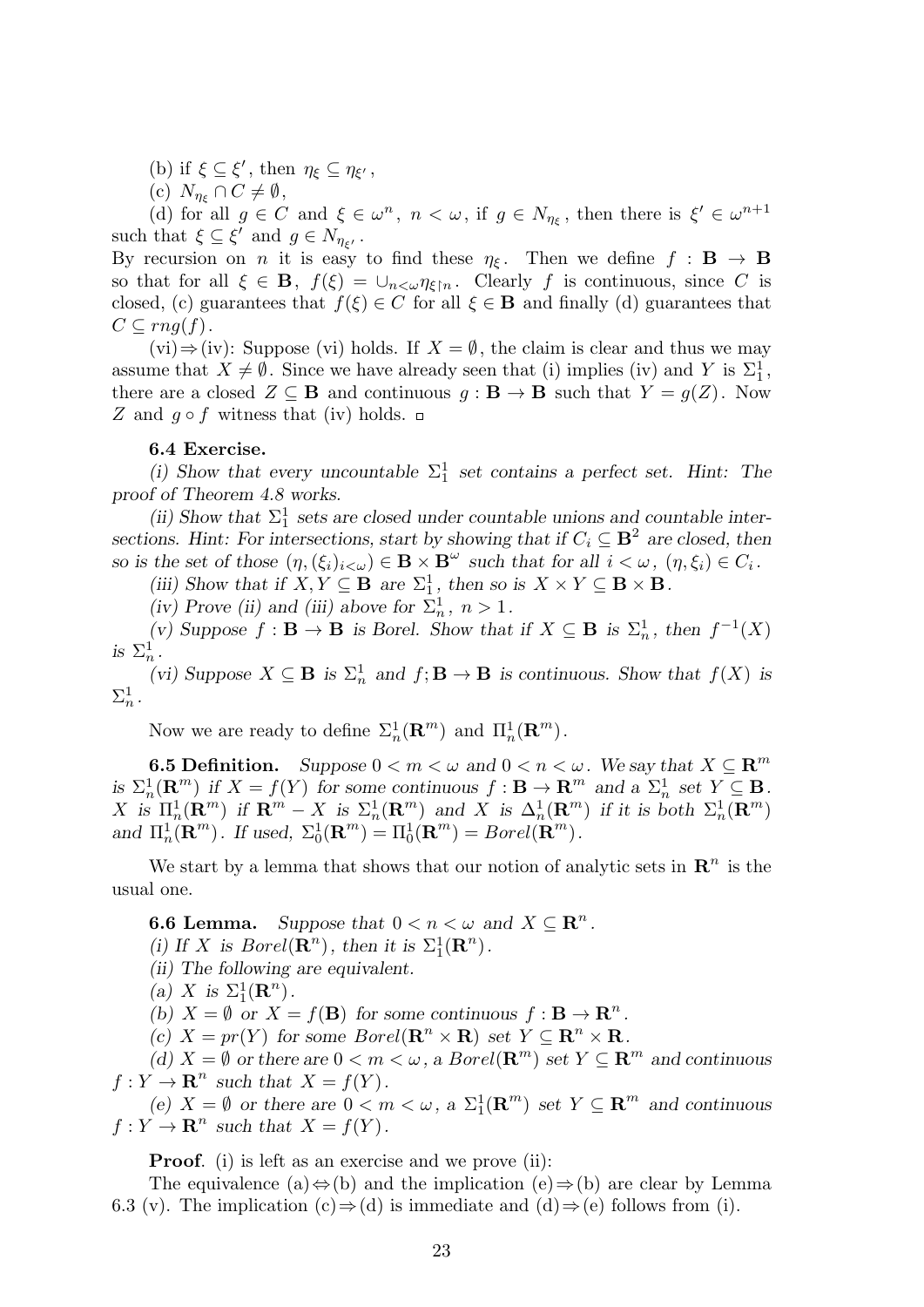(b) if $\xi \subseteq \xi'$, then $\eta_\xi \subseteq \eta_{\xi'}$,

(c) $N_{\eta_\xi} \cap C \neq \emptyset$,

(d) for all $g \in C$ and $\xi \in \omega^n$, $n < \omega$, if $g \in N_{\eta_\xi}$, then there is $\xi' \in \omega^{n+1}$ such that $\xi \subseteq \xi'$ and $g \in N_{\eta_{\xi'}}$.

By recursion on $n$ it is easy to find these $\eta_\xi$. Then we define $f : \mathbf{B} \to \mathbf{B}$ so that for all $\xi \in \mathbf{B}$, $f(\xi) = \cup_{n<\omega} \eta_{\xi \restriction n}$. Clearly $f$ is continuous, since $C$ is closed, (c) guarantees that $f(\xi) \in C$ for all $\xi \in \mathbf{B}$ and finally (d) guarantees that $C \subseteq rng(f)$.

(vi)$\Rightarrow$(iv): Suppose (vi) holds. If $X = \emptyset$, the claim is clear and thus we may assume that $X \neq \emptyset$. Since we have already seen that (i) implies (iv) and $Y$ is $\Sigma^1_1$, there are a closed $Z \subseteq \mathbf{B}$ and continuous $g : \mathbf{B} \to \mathbf{B}$ such that $Y = g(Z)$. Now $Z$ and $g \circ f$ witness that (iv) holds. □

**6.4 Exercise.**

*(i) Show that every uncountable $\Sigma^1_1$ set contains a perfect set. Hint: The proof of Theorem 4.8 works.*

*(ii) Show that $\Sigma^1_1$ sets are closed under countable unions and countable intersections. Hint: For intersections, start by showing that if $C_i \subseteq \mathbf{B}^2$ are closed, then so is the set of those $(\eta, (\xi_i)_{i<\omega}) \in \mathbf{B} \times \mathbf{B}^\omega$ such that for all $i < \omega$, $(\eta, \xi_i) \in C_i$.*

*(iii) Show that if $X, Y \subseteq \mathbf{B}$ are $\Sigma^1_1$, then so is $X \times Y \subseteq \mathbf{B} \times \mathbf{B}$.*

*(iv) Prove (ii) and (iii) above for $\Sigma^1_n$, $n > 1$.*

*(v) Suppose $f : \mathbf{B} \to \mathbf{B}$ is Borel. Show that if $X \subseteq \mathbf{B}$ is $\Sigma^1_n$, then $f^{-1}(X)$ is $\Sigma^1_n$.*

*(vi) Suppose $X \subseteq \mathbf{B}$ is $\Sigma^1_n$ and $f; \mathbf{B} \to \mathbf{B}$ is continuous. Show that $f(X)$ is $\Sigma^1_n$.*

Now we are ready to define $\Sigma^1_n(\mathbf{R}^m)$ and $\Pi^1_n(\mathbf{R}^m)$.

**6.5 Definition.** *Suppose $0 < m < \omega$ and $0 < n < \omega$. We say that $X \subseteq \mathbf{R}^m$ is $\Sigma^1_n(\mathbf{R}^m)$ if $X = f(Y)$ for some continuous $f : \mathbf{B} \to \mathbf{R}^m$ and a $\Sigma^1_n$ set $Y \subseteq \mathbf{B}$. $X$ is $\Pi^1_n(\mathbf{R}^m)$ if $\mathbf{R}^m - X$ is $\Sigma^1_n(\mathbf{R}^m)$ and $X$ is $\Delta^1_n(\mathbf{R}^m)$ if it is both $\Sigma^1_n(\mathbf{R}^m)$ and $\Pi^1_n(\mathbf{R}^m)$. If used, $\Sigma^1_0(\mathbf{R}^m) = \Pi^1_0(\mathbf{R}^m) = Borel(\mathbf{R}^m)$.*

We start by a lemma that shows that our notion of analytic sets in $\mathbf{R}^n$ is the usual one.

**6.6 Lemma.** *Suppose that $0 < n < \omega$ and $X \subseteq \mathbf{R}^n$.*

*(i) If $X$ is $Borel(\mathbf{R}^n)$, then it is $\Sigma^1_1(\mathbf{R}^n)$.*

*(ii) The following are equivalent.*

*(a) $X$ is $\Sigma^1_1(\mathbf{R}^n)$.*

*(b) $X = \emptyset$ or $X = f(\mathbf{B})$ for some continuous $f : \mathbf{B} \to \mathbf{R}^n$.*

*(c) $X = pr(Y)$ for some $Borel(\mathbf{R}^n \times \mathbf{R})$ set $Y \subseteq \mathbf{R}^n \times \mathbf{R}$.*

*(d) $X = \emptyset$ or there are $0 < m < \omega$, a $Borel(\mathbf{R}^m)$ set $Y \subseteq \mathbf{R}^m$ and continuous $f : Y \to \mathbf{R}^n$ such that $X = f(Y)$.*

*(e) $X = \emptyset$ or there are $0 < m < \omega$, a $\Sigma^1_1(\mathbf{R}^m)$ set $Y \subseteq \mathbf{R}^m$ and continuous $f : Y \to \mathbf{R}^n$ such that $X = f(Y)$.*

**Proof**. (i) is left as an exercise and we prove (ii):

The equivalence (a)$\Leftrightarrow$(b) and the implication (e)$\Rightarrow$(b) are clear by Lemma 6.3 (v). The implication (c)$\Rightarrow$(d) is immediate and (d)$\Rightarrow$(e) follows from (i).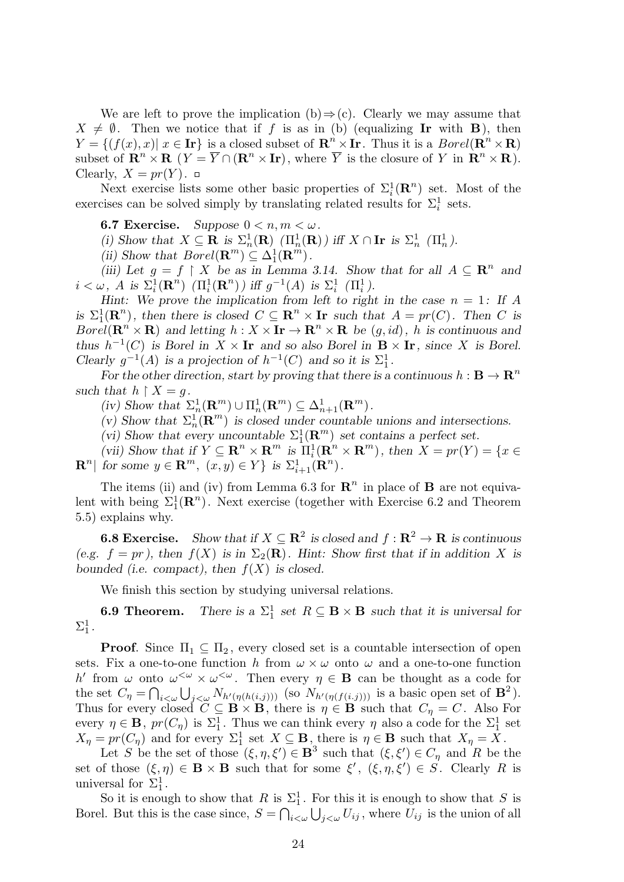We are left to prove the implication (b)⇒(c). Clearly we may assume that $X \neq \emptyset$. Then we notice that if $f$ is as in (b) (equalizing $\mathbf{Ir}$ with $\mathbf{B}$), then $Y = \{(f(x), x) |\ x \in \mathbf{Ir}\}$ is a closed subset of $\mathbf{R}^n \times \mathbf{Ir}$. Thus it is a $Borel(\mathbf{R}^n \times \mathbf{R})$ subset of $\mathbf{R}^n \times \mathbf{R}$ ($Y = \overline{Y} \cap (\mathbf{R}^n \times \mathbf{Ir})$, where $\overline{Y}$ is the closure of $Y$ in $\mathbf{R}^n \times \mathbf{R}$). Clearly, $X = pr(Y)$. □

Next exercise lists some other basic properties of $\Sigma^1_i(\mathbf{R}^n)$ set. Most of the exercises can be solved simply by translating related results for $\Sigma^1_i$ sets.

**6.7 Exercise.** *Suppose $0 < n, m < \omega$.*

*(i) Show that $X \subseteq \mathbf{R}$ is $\Sigma^1_n(\mathbf{R})$ ($\Pi^1_n(\mathbf{R})$) iff $X \cap \mathbf{Ir}$ is $\Sigma^1_n$ ($\Pi^1_n$).*

*(ii) Show that $Borel(\mathbf{R}^m) \subseteq \Delta^1_1(\mathbf{R}^m)$.*

*(iii) Let $g = f \restriction X$ be as in Lemma 3.14. Show that for all $A \subseteq \mathbf{R}^n$ and $i < \omega$, $A$ is $\Sigma^1_i(\mathbf{R}^n)$ ($\Pi^1_i(\mathbf{R}^n)$) iff $g^{-1}(A)$ is $\Sigma^1_i$ ($\Pi^1_i$).*

*Hint: We prove the implication from left to right in the case $n = 1$: If $A$ is $\Sigma^1_1(\mathbf{R}^n)$, then there is closed $C \subseteq \mathbf{R}^n \times \mathbf{Ir}$ such that $A = pr(C)$. Then $C$ is $Borel(\mathbf{R}^n \times \mathbf{R})$ and letting $h : X \times \mathbf{Ir} \to \mathbf{R}^n \times \mathbf{R}$ be $(g, id)$, $h$ is continuous and thus $h^{-1}(C)$ is Borel in $X \times \mathbf{Ir}$ and so also Borel in $\mathbf{B} \times \mathbf{Ir}$, since $X$ is Borel. Clearly $g^{-1}(A)$ is a projection of $h^{-1}(C)$ and so it is $\Sigma^1_1$.*

*For the other direction, start by proving that there is a continuous $h : \mathbf{B} \to \mathbf{R}^n$ such that $h \restriction X = g$.*

*(iv) Show that $\Sigma^1_n(\mathbf{R}^m) \cup \Pi^1_n(\mathbf{R}^m) \subseteq \Delta^1_{n+1}(\mathbf{R}^m)$.*

*(v) Show that $\Sigma^1_n(\mathbf{R}^m)$ is closed under countable unions and intersections.*

*(vi) Show that every uncountable $\Sigma^1_1(\mathbf{R}^m)$ set contains a perfect set.*

*(vii) Show that if $Y \subseteq \mathbf{R}^n \times \mathbf{R}^m$ is $\Pi^1_i(\mathbf{R}^n \times \mathbf{R}^m)$, then $X = pr(Y) = \{x \in \mathbf{R}^n |$ for some $y \in \mathbf{R}^m$, $(x, y) \in Y\}$ is $\Sigma^1_{i+1}(\mathbf{R}^n)$.*

The items (ii) and (iv) from Lemma 6.3 for $\mathbf{R}^n$ in place of $\mathbf{B}$ are not equivalent with being $\Sigma^1_1(\mathbf{R}^n)$. Next exercise (together with Exercise 6.2 and Theorem 5.5) explains why.

**6.8 Exercise.** *Show that if $X \subseteq \mathbf{R}^2$ is closed and $f : \mathbf{R}^2 \to \mathbf{R}$ is continuous (e.g. $f = pr$), then $f(X)$ is in $\Sigma_2(\mathbf{R})$. Hint: Show first that if in addition $X$ is bounded (i.e. compact), then $f(X)$ is closed.*

We finish this section by studying universal relations.

**6.9 Theorem.** *There is a $\Sigma^1_1$ set $R \subseteq \mathbf{B} \times \mathbf{B}$ such that it is universal for $\Sigma^1_1$.*

**Proof**. Since $\Pi_1 \subseteq \Pi_2$, every closed set is a countable intersection of open sets. Fix a one-to-one function $h$ from $\omega \times \omega$ onto $\omega$ and a one-to-one function $h'$ from $\omega$ onto $\omega^{<\omega} \times \omega^{<\omega}$. Then every $\eta \in \mathbf{B}$ can be thought as a code for the set $C_\eta = \bigcap_{i<\omega} \bigcup_{j<\omega} N_{h'(\eta(h(i,j)))}$ (so $N_{h'(\eta(f(i,j)))}$ is a basic open set of $\mathbf{B}^2$). Thus for every closed $C \subseteq \mathbf{B} \times \mathbf{B}$, there is $\eta \in \mathbf{B}$ such that $C_\eta = C$. Also For every $\eta \in \mathbf{B}$, $pr(C_\eta)$ is $\Sigma^1_1$. Thus we can think every $\eta$ also a code for the $\Sigma^1_1$ set $X_\eta = pr(C_\eta)$ and for every $\Sigma^1_1$ set $X \subseteq \mathbf{B}$, there is $\eta \in \mathbf{B}$ such that $X_\eta = X$.

Let $S$ be the set of those $(\xi, \eta, \xi') \in \mathbf{B}^3$ such that $(\xi, \xi') \in C_\eta$ and $R$ be the set of those $(\xi, \eta) \in \mathbf{B} \times \mathbf{B}$ such that for some $\xi'$, $(\xi, \eta, \xi') \in S$. Clearly $R$ is universal for $\Sigma^1_1$.

So it is enough to show that $R$ is $\Sigma^1_1$. For this it is enough to show that $S$ is Borel. But this is the case since, $S = \bigcap_{i<\omega} \bigcup_{j<\omega} U_{ij}$, where $U_{ij}$ is the union of all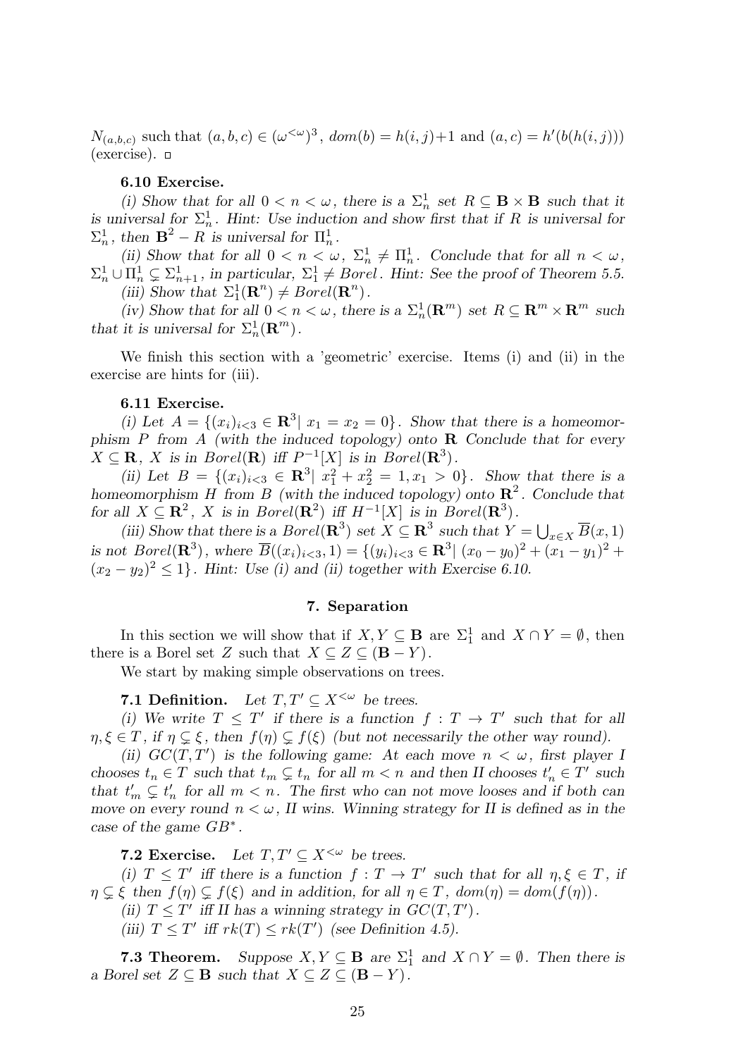$N_{(a,b,c)}$ such that $(a,b,c) \in (\omega^{<\omega})^3$, $dom(b) = h(i,j)+1$ and $(a,c) = h'(b(h(i,j)))$ (exercise). □

**6.10 Exercise.**

*(i) Show that for all $0 < n < \omega$, there is a $\Sigma^1_n$ set $R \subseteq \mathbf{B} \times \mathbf{B}$ such that it is universal for $\Sigma^1_n$. Hint: Use induction and show first that if $R$ is universal for $\Sigma^1_n$, then $\mathbf{B}^2 - R$ is universal for $\Pi^1_n$.*

*(ii) Show that for all $0 < n < \omega$, $\Sigma^1_n \neq \Pi^1_n$. Conclude that for all $n < \omega$, $\Sigma^1_n \cup \Pi^1_n \subsetneq \Sigma^1_{n+1}$, in particular, $\Sigma^1_1 \neq Borel$. Hint: See the proof of Theorem 5.5.*

*(iii) Show that $\Sigma^1_1(\mathbf{R}^n) \neq Borel(\mathbf{R}^n)$.*

*(iv) Show that for all $0 < n < \omega$, there is a $\Sigma^1_n(\mathbf{R}^m)$ set $R \subseteq \mathbf{R}^m \times \mathbf{R}^m$ such that it is universal for $\Sigma^1_n(\mathbf{R}^m)$.*

We finish this section with a 'geometric' exercise. Items (i) and (ii) in the exercise are hints for (iii).

**6.11 Exercise.**

*(i) Let $A = \{(x_i)_{i<3} \in \mathbf{R}^3 |\ x_1 = x_2 = 0\}$. Show that there is a homeomorphism $P$ from $A$ (with the induced topology) onto $\mathbf{R}$ Conclude that for every $X \subseteq \mathbf{R}$, $X$ is in $Borel(\mathbf{R})$ iff $P^{-1}[X]$ is in $Borel(\mathbf{R}^3)$.*

*(ii) Let $B = \{(x_i)_{i<3} \in \mathbf{R}^3 |\ x_1^2 + x_2^2 = 1, x_1 > 0\}$. Show that there is a homeomorphism $H$ from $B$ (with the induced topology) onto $\mathbf{R}^2$. Conclude that for all $X \subseteq \mathbf{R}^2$, $X$ is in $Borel(\mathbf{R}^2)$ iff $H^{-1}[X]$ is in $Borel(\mathbf{R}^3)$.*

*(iii) Show that there is a $Borel(\mathbf{R}^3)$ set $X \subseteq \mathbf{R}^3$ such that $Y = \bigcup_{x \in X} \overline{B}(x, 1)$ is not $Borel(\mathbf{R}^3)$, where $\overline{B}((x_i)_{i<3}, 1) = \{(y_i)_{i<3} \in \mathbf{R}^3 |\ (x_0 - y_0)^2 + (x_1 - y_1)^2 + (x_2 - y_2)^2 \leq 1\}$. Hint: Use (i) and (ii) together with Exercise 6.10.*

## 7. Separation

In this section we will show that if $X, Y \subseteq \mathbf{B}$ are $\Sigma^1_1$ and $X \cap Y = \emptyset$, then there is a Borel set $Z$ such that $X \subseteq Z \subseteq (\mathbf{B} - Y)$.

We start by making simple observations on trees.

**7.1 Definition.** *Let $T, T' \subseteq X^{<\omega}$ be trees.*

*(i) We write $T \leq T'$ if there is a function $f : T \to T'$ such that for all $\eta, \xi \in T$, if $\eta \subsetneq \xi$, then $f(\eta) \subsetneq f(\xi)$ (but not necessarily the other way round).*

*(ii) $GC(T, T')$ is the following game: At each move $n < \omega$, first player I chooses $t_n \in T$ such that $t_m \subsetneq t_n$ for all $m < n$ and then II chooses $t'_n \in T'$ such that $t'_m \subsetneq t'_n$ for all $m < n$. The first who can not move looses and if both can move on every round $n < \omega$, II wins. Winning strategy for II is defined as in the case of the game $GB^*$.*

**7.2 Exercise.** *Let $T, T' \subseteq X^{<\omega}$ be trees.*

*(i) $T \leq T'$ iff there is a function $f : T \to T'$ such that for all $\eta, \xi \in T$, if $\eta \subsetneq \xi$ then $f(\eta) \subsetneq f(\xi)$ and in addition, for all $\eta \in T$, $dom(\eta) = dom(f(\eta))$.*

*(ii) $T \leq T'$ iff II has a winning strategy in $GC(T, T')$.*

*(iii) $T \leq T'$ iff $rk(T) \leq rk(T')$ (see Definition 4.5).*

**7.3 Theorem.** *Suppose $X, Y \subseteq \mathbf{B}$ are $\Sigma^1_1$ and $X \cap Y = \emptyset$. Then there is a Borel set $Z \subseteq \mathbf{B}$ such that $X \subseteq Z \subseteq (\mathbf{B} - Y)$.*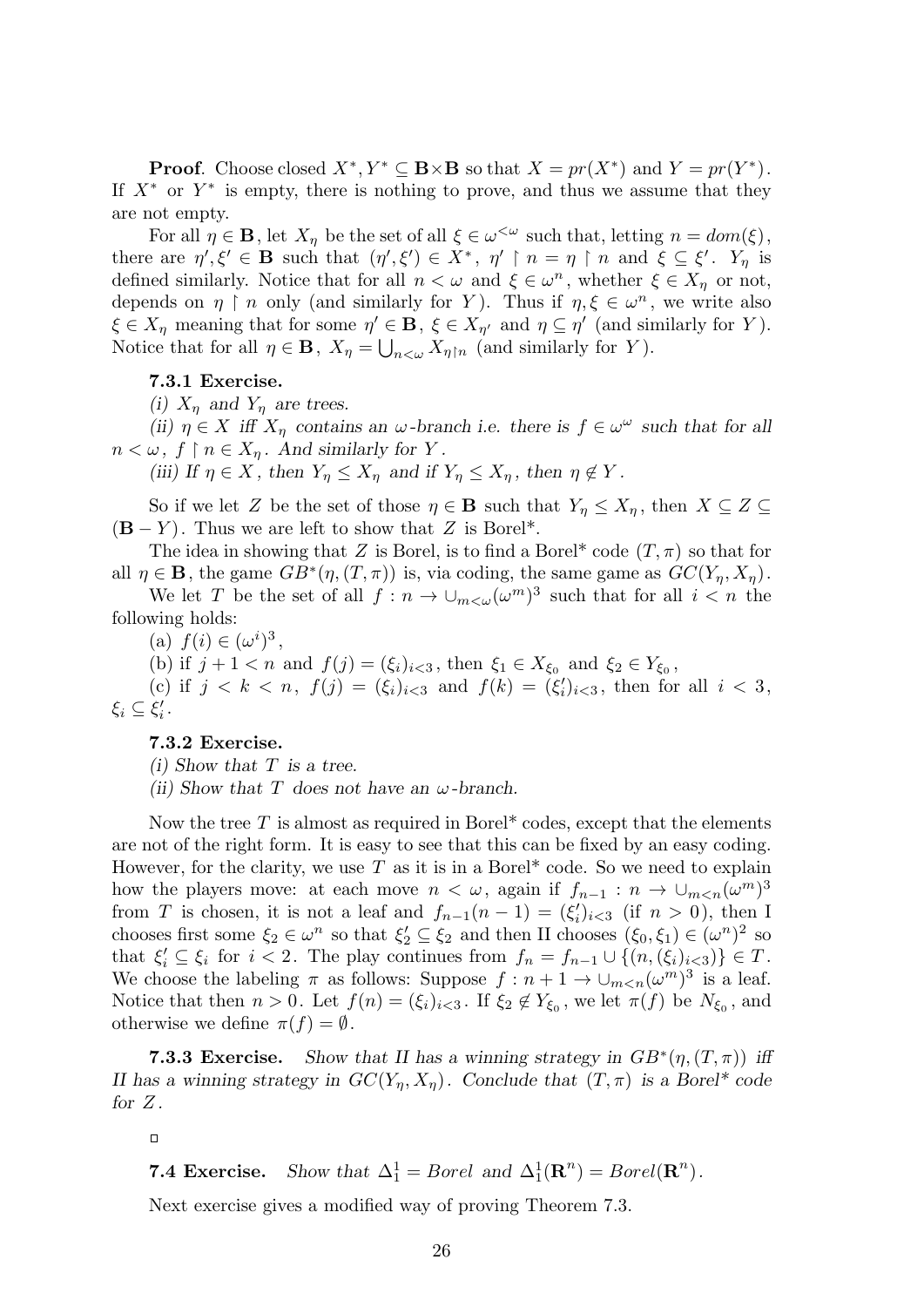**Proof**. Choose closed $X^*, Y^* \subseteq \mathbf{B}\times\mathbf{B}$ so that $X = pr(X^*)$ and $Y = pr(Y^*)$. If $X^*$ or $Y^*$ is empty, there is nothing to prove, and thus we assume that they are not empty.

For all $\eta \in \mathbf{B}$, let $X_\eta$ be the set of all $\xi \in \omega^{<\omega}$ such that, letting $n = dom(\xi)$, there are $\eta', \xi' \in \mathbf{B}$ such that $(\eta', \xi') \in X^*$, $\eta' \restriction n = \eta \restriction n$ and $\xi \subseteq \xi'$. $Y_\eta$ is defined similarly. Notice that for all $n < \omega$ and $\xi \in \omega^n$, whether $\xi \in X_\eta$ or not, depends on $\eta \restriction n$ only (and similarly for $Y$). Thus if $\eta, \xi \in \omega^n$, we write also $\xi \in X_\eta$ meaning that for some $\eta' \in \mathbf{B}$, $\xi \in X_{\eta'}$ and $\eta \subseteq \eta'$ (and similarly for $Y$). Notice that for all $\eta \in \mathbf{B}$, $X_\eta = \bigcup_{n<\omega} X_{\eta\restriction n}$ (and similarly for $Y$).

**7.3.1 Exercise.**

*(i) $X_\eta$ and $Y_\eta$ are trees.*

*(ii) $\eta \in X$ iff $X_\eta$ contains an $\omega$-branch i.e. there is $f \in \omega^\omega$ such that for all $n < \omega$, $f \restriction n \in X_\eta$. And similarly for $Y$.*

*(iii) If $\eta \in X$, then $Y_\eta \leq X_\eta$ and if $Y_\eta \leq X_\eta$, then $\eta \notin Y$.*

So if we let $Z$ be the set of those $\eta \in \mathbf{B}$ such that $Y_\eta \leq X_\eta$, then $X \subseteq Z \subseteq (\mathbf{B} - Y)$. Thus we are left to show that $Z$ is Borel*.

The idea in showing that $Z$ is Borel, is to find a Borel* code $(T, \pi)$ so that for all $\eta \in \mathbf{B}$, the game $GB^*(\eta, (T, \pi))$ is, via coding, the same game as $GC(Y_\eta, X_\eta)$.

We let $T$ be the set of all $f : n \to \cup_{m<\omega}(\omega^m)^3$ such that for all $i < n$ the following holds:

(a) $f(i) \in (\omega^i)^3$,

(b) if $j + 1 < n$ and $f(j) = (\xi_i)_{i<3}$, then $\xi_1 \in X_{\xi_0}$ and $\xi_2 \in Y_{\xi_0}$,

(c) if $j < k < n$, $f(j) = (\xi_i)_{i<3}$ and $f(k) = (\xi'_i)_{i<3}$, then for all $i < 3$, $\xi_i \subseteq \xi'_i$.

**7.3.2 Exercise.**

*(i) Show that $T$ is a tree.*

*(ii) Show that $T$ does not have an $\omega$-branch.*

Now the tree $T$ is almost as required in Borel* codes, except that the elements are not of the right form. It is easy to see that this can be fixed by an easy coding. However, for the clarity, we use $T$ as it is in a Borel* code. So we need to explain how the players move: at each move $n < \omega$, again if $f_{n-1} : n \to \cup_{m<n}(\omega^m)^3$ from $T$ is chosen, it is not a leaf and $f_{n-1}(n-1) = (\xi'_i)_{i<3}$ (if $n > 0$), then I chooses first some $\xi_2 \in \omega^n$ so that $\xi'_2 \subseteq \xi_2$ and then II chooses $(\xi_0, \xi_1) \in (\omega^n)^2$ so that $\xi'_i \subseteq \xi_i$ for $i < 2$. The play continues from $f_n = f_{n-1} \cup \{(n, (\xi_i)_{i<3})\} \in T$. We choose the labeling $\pi$ as follows: Suppose $f : n+1 \to \cup_{m<n}(\omega^m)^3$ is a leaf. Notice that then $n > 0$. Let $f(n) = (\xi_i)_{i<3}$. If $\xi_2 \notin Y_{\xi_0}$, we let $\pi(f)$ be $N_{\xi_0}$, and otherwise we define $\pi(f) = \emptyset$.

**7.3.3 Exercise.** *Show that II has a winning strategy in $GB^*(\eta, (T, \pi))$ iff II has a winning strategy in $GC(Y_\eta, X_\eta)$. Conclude that $(T, \pi)$ is a Borel* code for $Z$.*

□

**7.4 Exercise.** *Show that $\Delta^1_1 = Borel$ and $\Delta^1_1(\mathbf{R}^n) = Borel(\mathbf{R}^n)$.*

Next exercise gives a modified way of proving Theorem 7.3.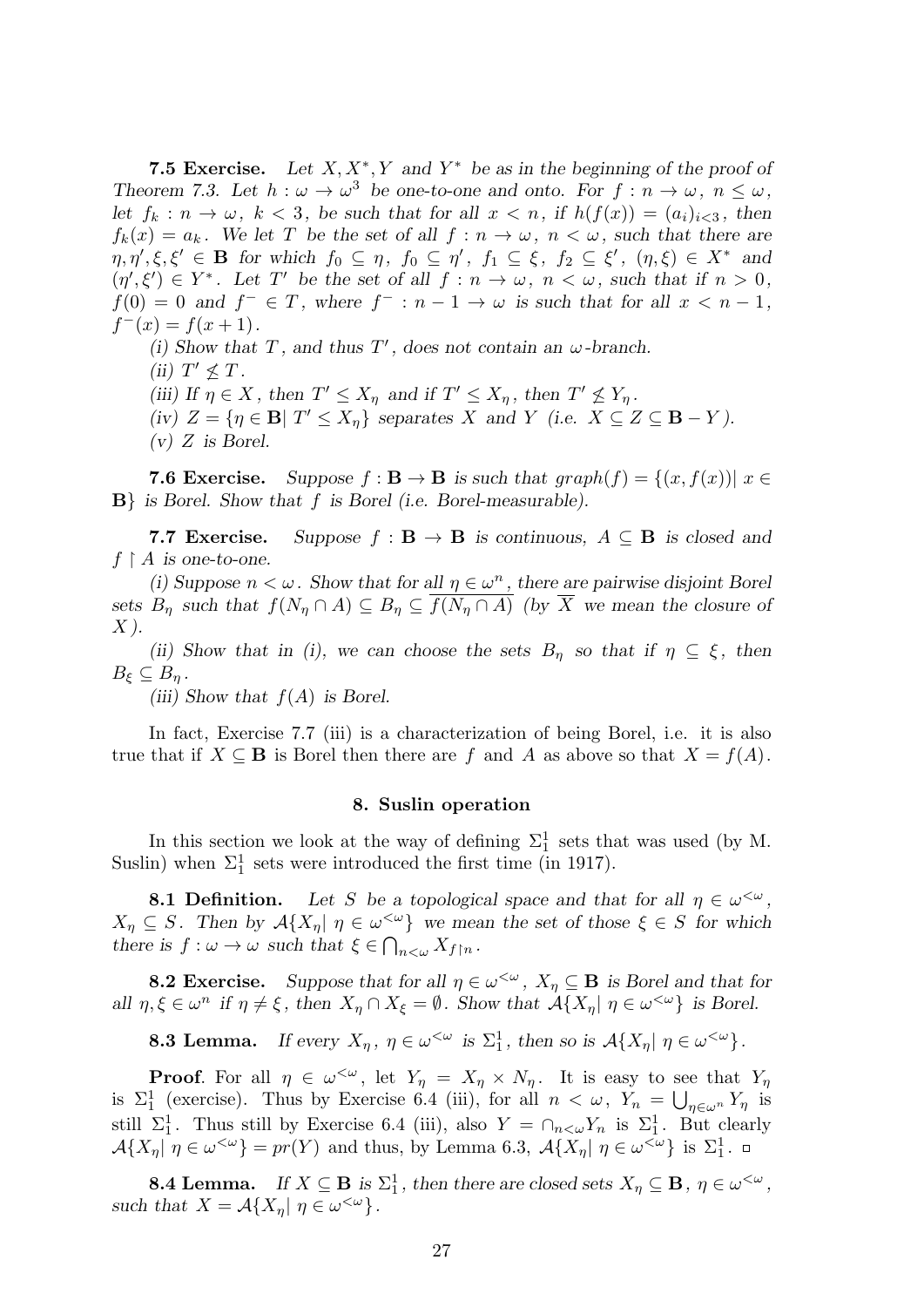**7.5 Exercise.** *Let $X, X^*, Y$ and $Y^*$ be as in the beginning of the proof of Theorem 7.3. Let $h : \omega \to \omega^3$ be one-to-one and onto. For $f : n \to \omega$, $n \le \omega$, let $f_k : n \to \omega$, $k < 3$, be such that for all $x < n$, if $h(f(x)) = (a_i)_{i<3}$, then $f_k(x) = a_k$. We let $T$ be the set of all $f : n \to \omega$, $n < \omega$, such that there are $\eta, \eta', \xi, \xi' \in \mathbf{B}$ for which $f_0 \subseteq \eta$, $f_0 \subseteq \eta'$, $f_1 \subseteq \xi$, $f_2 \subseteq \xi'$, $(\eta, \xi) \in X^*$ and $(\eta', \xi') \in Y^*$. Let $T'$ be the set of all $f : n \to \omega$, $n < \omega$, such that if $n > 0$, $f(0) = 0$ and $f^- \in T$, where $f^- : n - 1 \to \omega$ is such that for all $x < n - 1$, $f^-(x) = f(x + 1)$.*

*(i) Show that $T$, and thus $T'$, does not contain an $\omega$-branch.*

*(ii) $T' \not\le T$.*

*(iii) If $\eta \in X$, then $T' \le X_\eta$ and if $T' \le X_\eta$, then $T' \not\le Y_\eta$.*

*(iv) $Z = \{\eta \in \mathbf{B} |\ T' \le X_\eta\}$ separates $X$ and $Y$ (i.e. $X \subseteq Z \subseteq \mathbf{B} - Y$).*

*(v) $Z$ is Borel.*

**7.6 Exercise.** *Suppose $f : \mathbf{B} \to \mathbf{B}$ is such that $graph(f) = \{(x, f(x)) |\ x \in \mathbf{B}\}$ is Borel. Show that $f$ is Borel (i.e. Borel-measurable).*

**7.7 Exercise.** *Suppose $f : \mathbf{B} \to \mathbf{B}$ is continuous, $A \subseteq \mathbf{B}$ is closed and $f \restriction A$ is one-to-one.*

*(i) Suppose $n < \omega$. Show that for all $\eta \in \omega^n$, there are pairwise disjoint Borel sets $B_\eta$ such that $f(N_\eta \cap A) \subseteq B_\eta \subseteq \overline{f(N_\eta \cap A)}$ (by $\overline{X}$ we mean the closure of $X$).*

*(ii) Show that in (i), we can choose the sets $B_\eta$ so that if $\eta \subseteq \xi$, then $B_\xi \subseteq B_\eta$.*

*(iii) Show that $f(A)$ is Borel.*

In fact, Exercise 7.7 (iii) is a characterization of being Borel, i.e. it is also true that if $X \subseteq \mathbf{B}$ is Borel then there are $f$ and $A$ as above so that $X = f(A)$.

## 8. Suslin operation

In this section we look at the way of defining $\Sigma^1_1$ sets that was used (by M. Suslin) when $\Sigma^1_1$ sets were introduced the first time (in 1917).

**8.1 Definition.** *Let $S$ be a topological space and that for all $\eta \in \omega^{<\omega}$, $X_\eta \subseteq S$. Then by $\mathcal{A}\{X_\eta |\ \eta \in \omega^{<\omega}\}$ we mean the set of those $\xi \in S$ for which there is $f : \omega \to \omega$ such that $\xi \in \bigcap_{n<\omega} X_{f\restriction n}$.*

**8.2 Exercise.** *Suppose that for all $\eta \in \omega^{<\omega}$, $X_\eta \subseteq \mathbf{B}$ is Borel and that for all $\eta, \xi \in \omega^n$ if $\eta \ne \xi$, then $X_\eta \cap X_\xi = \emptyset$. Show that $\mathcal{A}\{X_\eta |\ \eta \in \omega^{<\omega}\}$ is Borel.*

**8.3 Lemma.** *If every $X_\eta$, $\eta \in \omega^{<\omega}$ is $\Sigma^1_1$, then so is $\mathcal{A}\{X_\eta |\ \eta \in \omega^{<\omega}\}$.*

**Proof**. For all $\eta \in \omega^{<\omega}$, let $Y_\eta = X_\eta \times N_\eta$. It is easy to see that $Y_\eta$ is $\Sigma^1_1$ (exercise). Thus by Exercise 6.4 (iii), for all $n < \omega$, $Y_n = \bigcup_{\eta \in \omega^n} Y_\eta$ is still $\Sigma^1_1$. Thus still by Exercise 6.4 (iii), also $Y = \cap_{n<\omega} Y_n$ is $\Sigma^1_1$. But clearly $\mathcal{A}\{X_\eta |\ \eta \in \omega^{<\omega}\} = pr(Y)$ and thus, by Lemma 6.3, $\mathcal{A}\{X_\eta |\ \eta \in \omega^{<\omega}\}$ is $\Sigma^1_1$. □

**8.4 Lemma.** *If $X \subseteq \mathbf{B}$ is $\Sigma^1_1$, then there are closed sets $X_\eta \subseteq \mathbf{B}$, $\eta \in \omega^{<\omega}$, such that $X = \mathcal{A}\{X_\eta |\ \eta \in \omega^{<\omega}\}$.*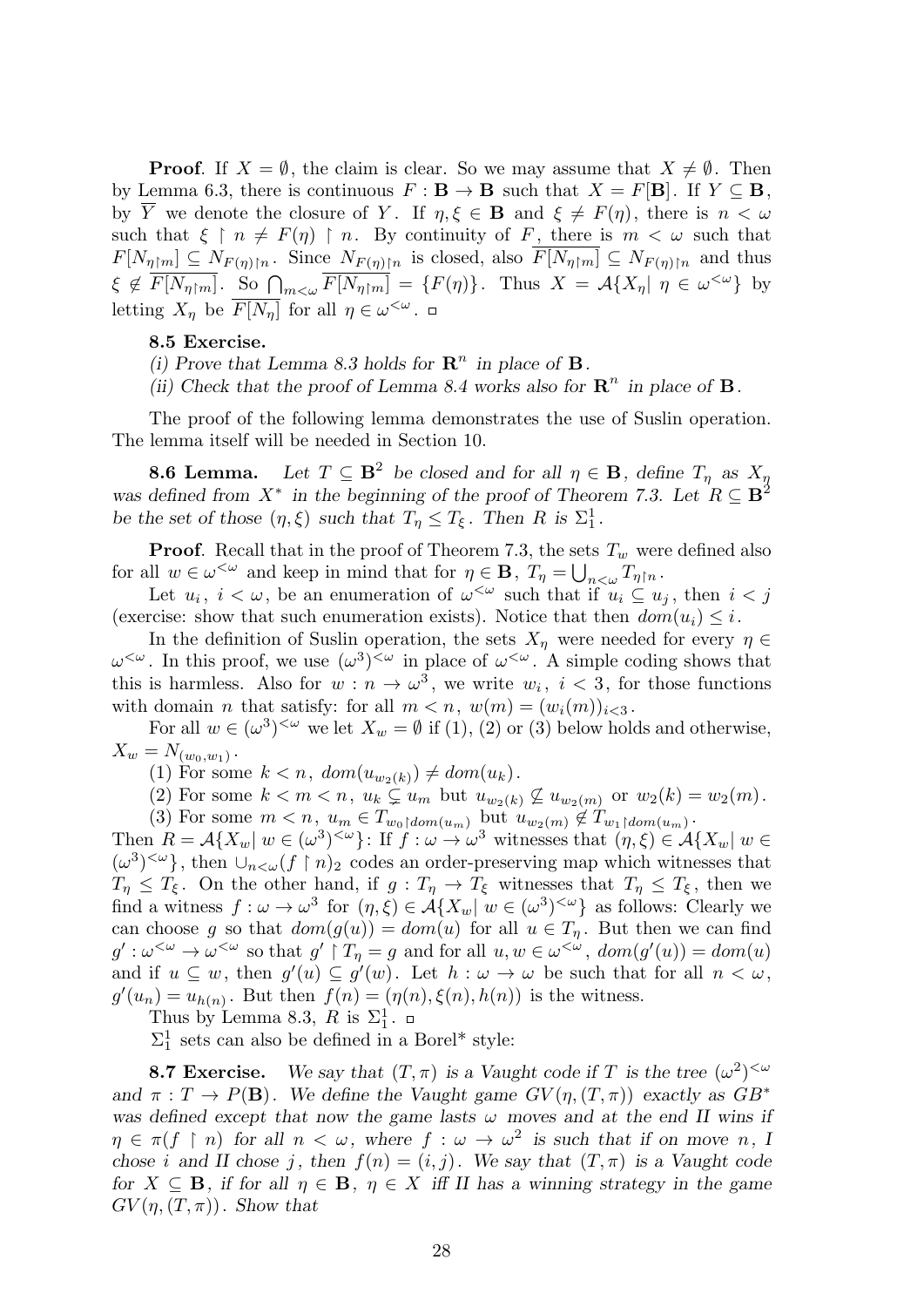**Proof**. If $X = \emptyset$, the claim is clear. So we may assume that $X \neq \emptyset$. Then by Lemma 6.3, there is continuous $F : \mathbf{B} \to \mathbf{B}$ such that $X = F[\mathbf{B}]$. If $Y \subseteq \mathbf{B}$, by $\overline{Y}$ we denote the closure of $Y$. If $\eta, \xi \in \mathbf{B}$ and $\xi \neq F(\eta)$, there is $n < \omega$ such that $\xi \restriction n \neq F(\eta) \restriction n$. By continuity of $F$, there is $m < \omega$ such that $F[N_{\eta\restriction m}] \subseteq N_{F(\eta)\restriction n}$. Since $N_{F(\eta)\restriction n}$ is closed, also $\overline{F[N_{\eta\restriction m}]} \subseteq N_{F(\eta)\restriction n}$ and thus $\xi \notin \overline{F[N_{\eta\restriction m}]}$. So $\bigcap_{m<\omega} \overline{F[N_{\eta\restriction m}]} = \{F(\eta)\}$. Thus $X = \mathcal{A}\{X_\eta \mid \eta \in \omega^{<\omega}\}$ by letting $X_\eta$ be $\overline{F[N_\eta]}$ for all $\eta \in \omega^{<\omega}$. □

**8.5 Exercise.**

*(i) Prove that Lemma 8.3 holds for $\mathbf{R}^n$ in place of $\mathbf{B}$.*

*(ii) Check that the proof of Lemma 8.4 works also for $\mathbf{R}^n$ in place of $\mathbf{B}$.*

The proof of the following lemma demonstrates the use of Suslin operation. The lemma itself will be needed in Section 10.

**8.6 Lemma.** *Let $T \subseteq \mathbf{B}^2$ be closed and for all $\eta \in \mathbf{B}$, define $T_\eta$ as $X_\eta$ was defined from $X^*$ in the beginning of the proof of Theorem 7.3. Let $R \subseteq \mathbf{B}^2$ be the set of those $(\eta, \xi)$ such that $T_\eta \leq T_\xi$. Then $R$ is $\Sigma^1_1$.*

**Proof**. Recall that in the proof of Theorem 7.3, the sets $T_w$ were defined also for all $w \in \omega^{<\omega}$ and keep in mind that for $\eta \in \mathbf{B}$, $T_\eta = \bigcup_{n<\omega} T_{\eta\restriction n}$.

Let $u_i$, $i < \omega$, be an enumeration of $\omega^{<\omega}$ such that if $u_i \subseteq u_j$, then $i < j$ (exercise: show that such enumeration exists). Notice that then $dom(u_i) \leq i$.

In the definition of Suslin operation, the sets $X_\eta$ were needed for every $\eta \in \omega^{<\omega}$. In this proof, we use $(\omega^3)^{<\omega}$ in place of $\omega^{<\omega}$. A simple coding shows that this is harmless. Also for $w : n \to \omega^3$, we write $w_i$, $i < 3$, for those functions with domain $n$ that satisfy: for all $m < n$, $w(m) = (w_i(m))_{i<3}$.

For all $w \in (\omega^3)^{<\omega}$ we let $X_w = \emptyset$ if (1), (2) or (3) below holds and otherwise, $X_w = N_{(w_0,w_1)}$.

(1) For some $k < n$, $dom(u_{w_2(k)}) \neq dom(u_k)$.

(2) For some $k < m < n$, $u_k \subsetneq u_m$ but $u_{w_2(k)} \not\subseteq u_{w_2(m)}$ or $w_2(k) = w_2(m)$.

(3) For some $m < n$, $u_m \in T_{w_0\restriction dom(u_m)}$ but $u_{w_2(m)} \notin T_{w_1\restriction dom(u_m)}$.

Then $R = \mathcal{A}\{X_w \mid w \in (\omega^3)^{<\omega}\}$: If $f : \omega \to \omega^3$ witnesses that $(\eta, \xi) \in \mathcal{A}\{X_w \mid w \in (\omega^3)^{<\omega}\}$, then $\cup_{n<\omega}(f \restriction n)_2$ codes an order-preserving map which witnesses that $T_\eta \leq T_\xi$. On the other hand, if $g : T_\eta \to T_\xi$ witnesses that $T_\eta \leq T_\xi$, then we find a witness $f : \omega \to \omega^3$ for $(\eta, \xi) \in \mathcal{A}\{X_w \mid w \in (\omega^3)^{<\omega}\}$ as follows: Clearly we can choose $g$ so that $dom(g(u)) = dom(u)$ for all $u \in T_\eta$. But then we can find $g' : \omega^{<\omega} \to \omega^{<\omega}$ so that $g' \restriction T_\eta = g$ and for all $u, w \in \omega^{<\omega}$, $dom(g'(u)) = dom(u)$ and if $u \subseteq w$, then $g'(u) \subseteq g'(w)$. Let $h : \omega \to \omega$ be such that for all $n < \omega$, $g'(u_n) = u_{h(n)}$. But then $f(n) = (\eta(n), \xi(n), h(n))$ is the witness.

Thus by Lemma 8.3, $R$ is $\Sigma^1_1$. □

$\Sigma^1_1$ sets can also be defined in a Borel* style:

**8.7 Exercise.** *We say that $(T, \pi)$ is a Vaught code if $T$ is the tree $(\omega^2)^{<\omega}$ and $\pi : T \to P(\mathbf{B})$. We define the Vaught game $GV(\eta, (T, \pi))$ exactly as $GB^*$ was defined except that now the game lasts $\omega$ moves and at the end II wins if $\eta \in \pi(f \restriction n)$ for all $n < \omega$, where $f : \omega \to \omega^2$ is such that if on move $n$, I chose $i$ and II chose $j$, then $f(n) = (i, j)$. We say that $(T, \pi)$ is a Vaught code for $X \subseteq \mathbf{B}$, if for all $\eta \in \mathbf{B}$, $\eta \in X$ iff II has a winning strategy in the game $GV(\eta, (T, \pi))$. Show that*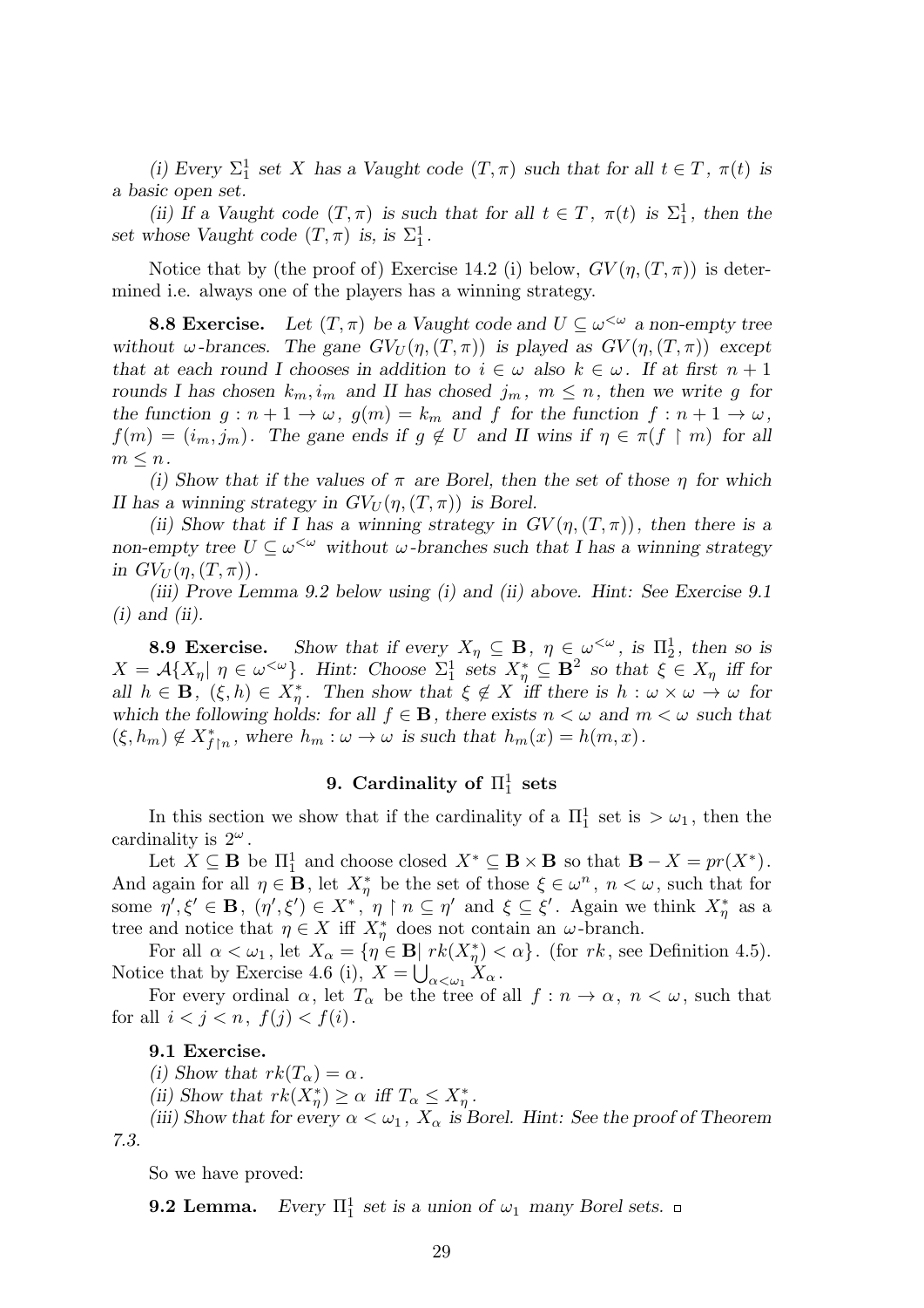*(i) Every $\Sigma^1_1$ set $X$ has a Vaught code $(T,\pi)$ such that for all $t \in T$, $\pi(t)$ is a basic open set.*

*(ii) If a Vaught code $(T,\pi)$ is such that for all $t \in T$, $\pi(t)$ is $\Sigma^1_1$, then the set whose Vaught code $(T,\pi)$ is, is $\Sigma^1_1$.*

Notice that by (the proof of) Exercise 14.2 (i) below, $GV(\eta,(T,\pi))$ is determined i.e. always one of the players has a winning strategy.

**8.8 Exercise.** *Let $(T,\pi)$ be a Vaught code and $U \subseteq \omega^{<\omega}$ a non-empty tree without $\omega$-brances. The gane $GV_U(\eta,(T,\pi))$ is played as $GV(\eta,(T,\pi))$ except that at each round I chooses in addition to $i \in \omega$ also $k \in \omega$. If at first $n+1$ rounds I has chosen $k_m, i_m$ and II has chosed $j_m$, $m \le n$, then we write $g$ for the function $g: n+1 \to \omega$, $g(m) = k_m$ and $f$ for the function $f: n+1 \to \omega$, $f(m) = (i_m, j_m)$. The gane ends if $g \notin U$ and II wins if $\eta \in \pi(f \restriction m)$ for all $m \le n$.*

*(i) Show that if the values of $\pi$ are Borel, then the set of those $\eta$ for which II has a winning strategy in $GV_U(\eta,(T,\pi))$ is Borel.*

*(ii) Show that if I has a winning strategy in $GV(\eta,(T,\pi))$, then there is a non-empty tree $U \subseteq \omega^{<\omega}$ without $\omega$-branches such that I has a winning strategy in $GV_U(\eta,(T,\pi))$.*

*(iii) Prove Lemma 9.2 below using (i) and (ii) above. Hint: See Exercise 9.1 (i) and (ii).*

**8.9 Exercise.** *Show that if every $X_\eta \subseteq \mathbf{B}$, $\eta \in \omega^{<\omega}$, is $\Pi^1_2$, then so is $X = \mathcal{A}\{X_\eta \mid \eta \in \omega^{<\omega}\}$. Hint: Choose $\Sigma^1_1$ sets $X^*_\eta \subseteq \mathbf{B}^2$ so that $\xi \in X_\eta$ iff for all $h \in \mathbf{B}$, $(\xi,h) \in X^*_\eta$. Then show that $\xi \notin X$ iff there is $h: \omega \times \omega \to \omega$ for which the following holds: for all $f \in \mathbf{B}$, there exists $n < \omega$ and $m < \omega$ such that $(\xi, h_m) \notin X^*_{f\restriction n}$, where $h_m : \omega \to \omega$ is such that $h_m(x) = h(m,x)$.*

## 9. Cardinality of $\Pi^1_1$ sets

In this section we show that if the cardinality of a $\Pi^1_1$ set is $> \omega_1$, then the cardinality is $2^\omega$.

Let $X \subseteq \mathbf{B}$ be $\Pi^1_1$ and choose closed $X^* \subseteq \mathbf{B} \times \mathbf{B}$ so that $\mathbf{B} - X = pr(X^*)$. And again for all $\eta \in \mathbf{B}$, let $X^*_\eta$ be the set of those $\xi \in \omega^n$, $n < \omega$, such that for some $\eta', \xi' \in \mathbf{B}$, $(\eta',\xi') \in X^*$, $\eta \restriction n \subseteq \eta'$ and $\xi \subseteq \xi'$. Again we think $X^*_\eta$ as a tree and notice that $\eta \in X$ iff $X^*_\eta$ does not contain an $\omega$-branch.

For all $\alpha < \omega_1$, let $X_\alpha = \{\eta \in \mathbf{B} \mid rk(X^*_\eta) < \alpha\}$. (for $rk$, see Definition 4.5). Notice that by Exercise 4.6 (i), $X = \bigcup_{\alpha<\omega_1} X_\alpha$.

For every ordinal $\alpha$, let $T_\alpha$ be the tree of all $f: n \to \alpha$, $n < \omega$, such that for all $i < j < n$, $f(j) < f(i)$.

**9.1 Exercise.**

*(i) Show that $rk(T_\alpha) = \alpha$.*

*(ii) Show that $rk(X^*_\eta) \ge \alpha$ iff $T_\alpha \le X^*_\eta$.*

*(iii) Show that for every $\alpha < \omega_1$, $X_\alpha$ is Borel. Hint: See the proof of Theorem 7.3.*

So we have proved:

**9.2 Lemma.** *Every $\Pi^1_1$ set is a union of $\omega_1$ many Borel sets.* □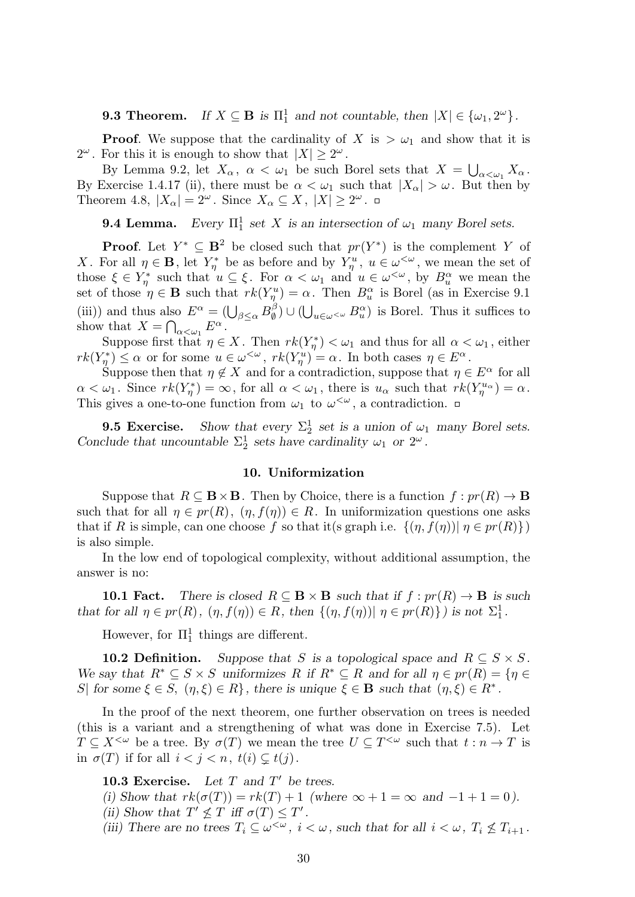**9.3 Theorem.** *If $X \subseteq \mathbf{B}$ is $\Pi^1_1$ and not countable, then $|X| \in \{\omega_1, 2^\omega\}$.*

**Proof**. We suppose that the cardinality of $X$ is $> \omega_1$ and show that it is $2^\omega$. For this it is enough to show that $|X| \geq 2^\omega$.

By Lemma 9.2, let $X_\alpha$, $\alpha < \omega_1$ be such Borel sets that $X = \bigcup_{\alpha<\omega_1} X_\alpha$. By Exercise 1.4.17 (ii), there must be $\alpha < \omega_1$ such that $|X_\alpha| > \omega$. But then by Theorem 4.8, $|X_\alpha| = 2^\omega$. Since $X_\alpha \subseteq X$, $|X| \geq 2^\omega$. □

**9.4 Lemma.** *Every $\Pi^1_1$ set $X$ is an intersection of $\omega_1$ many Borel sets.*

**Proof**. Let $Y^* \subseteq \mathbf{B}^2$ be closed such that $pr(Y^*)$ is the complement $Y$ of $X$. For all $\eta \in \mathbf{B}$, let $Y^*_\eta$ be as before and by $Y^u_\eta$, $u \in \omega^{<\omega}$, we mean the set of those $\xi \in Y^*_\eta$ such that $u \subseteq \xi$. For $\alpha < \omega_1$ and $u \in \omega^{<\omega}$, by $B^\alpha_u$ we mean the set of those $\eta \in \mathbf{B}$ such that $rk(Y^u_\eta) = \alpha$. Then $B^\alpha_u$ is Borel (as in Exercise 9.1 (iii)) and thus also $E^\alpha = (\bigcup_{\beta\leq\alpha} B^\beta_\emptyset) \cup (\bigcup_{u\in\omega^{<\omega}} B^\alpha_u)$ is Borel. Thus it suffices to show that $X = \bigcap_{\alpha<\omega_1} E^\alpha$.

Suppose first that $\eta \in X$. Then $rk(Y^*_\eta) < \omega_1$ and thus for all $\alpha < \omega_1$, either $rk(Y^*_\eta) \leq \alpha$ or for some $u \in \omega^{<\omega}$, $rk(Y^u_\eta) = \alpha$. In both cases $\eta \in E^\alpha$.

Suppose then that $\eta \notin X$ and for a contradiction, suppose that $\eta \in E^\alpha$ for all $\alpha < \omega_1$. Since $rk(Y^*_\eta) = \infty$, for all $\alpha < \omega_1$, there is $u_\alpha$ such that $rk(Y^{u_\alpha}_\eta) = \alpha$. This gives a one-to-one function from $\omega_1$ to $\omega^{<\omega}$, a contradiction. □

**9.5 Exercise.** *Show that every $\Sigma^1_2$ set is a union of $\omega_1$ many Borel sets. Conclude that uncountable $\Sigma^1_2$ sets have cardinality $\omega_1$ or $2^\omega$.*

## 10. Uniformization

Suppose that $R \subseteq \mathbf{B}\times\mathbf{B}$. Then by Choice, there is a function $f : pr(R) \to \mathbf{B}$ such that for all $\eta \in pr(R)$, $(\eta, f(\eta)) \in R$. In uniformization questions one asks that if $R$ is simple, can one choose $f$ so that it(s graph i.e. $\{(\eta, f(\eta))|\ \eta \in pr(R)\}$) is also simple.

In the low end of topological complexity, without additional assumption, the answer is no:

**10.1 Fact.** *There is closed $R \subseteq \mathbf{B}\times\mathbf{B}$ such that if $f : pr(R) \to \mathbf{B}$ is such that for all $\eta \in pr(R)$, $(\eta, f(\eta)) \in R$, then $\{(\eta, f(\eta))|\ \eta \in pr(R)\}$) is not $\Sigma^1_1$.*

However, for $\Pi^1_1$ things are different.

**10.2 Definition.** *Suppose that $S$ is a topological space and $R \subseteq S\times S$. We say that $R^* \subseteq S\times S$ uniformizes $R$ if $R^* \subseteq R$ and for all $\eta \in pr(R) = \{\eta \in S|$ for some $\xi \in S$, $(\eta, \xi) \in R\}$, there is unique $\xi \in \mathbf{B}$ such that $(\eta, \xi) \in R^*$.*

In the proof of the next theorem, one further observation on trees is needed (this is a variant and a strengthening of what was done in Exercise 7.5). Let $T \subseteq X^{<\omega}$ be a tree. By $\sigma(T)$ we mean the tree $U \subseteq T^{<\omega}$ such that $t : n \to T$ is in $\sigma(T)$ if for all $i < j < n$, $t(i) \subsetneq t(j)$.

**10.3 Exercise.** *Let $T$ and $T'$ be trees.*
*(i) Show that $rk(\sigma(T)) = rk(T) + 1$ (where $\infty + 1 = \infty$ and $-1 + 1 = 0$).*
*(ii) Show that $T' \not\leq T$ iff $\sigma(T) \leq T'$.*
*(iii) There are no trees $T_i \subseteq \omega^{<\omega}$, $i < \omega$, such that for all $i < \omega$, $T_i \not\leq T_{i+1}$.*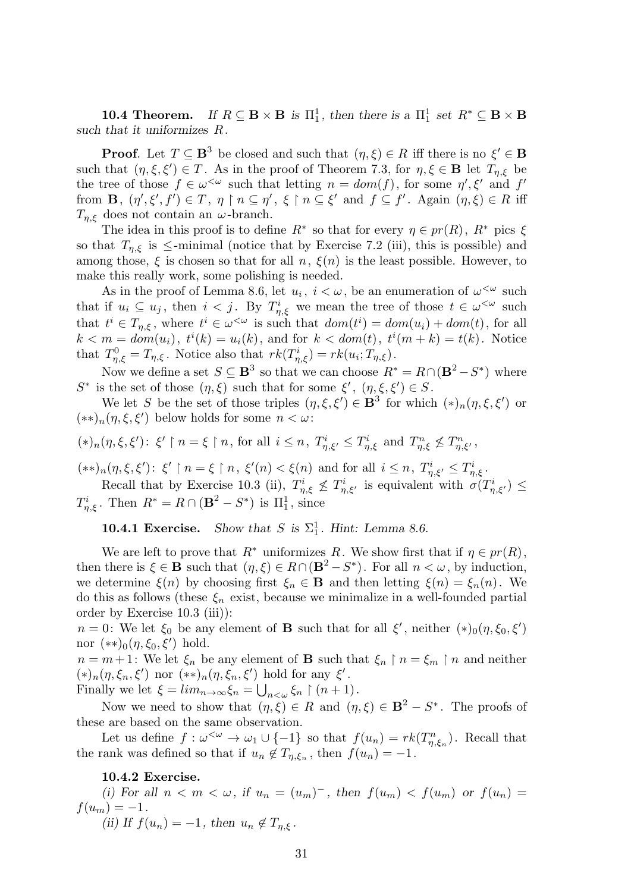**10.4 Theorem.** *If $R \subseteq \mathbf{B} \times \mathbf{B}$ is $\Pi^1_1$, then there is a $\Pi^1_1$ set $R^* \subseteq \mathbf{B} \times \mathbf{B}$ such that it uniformizes $R$.*

**Proof**. Let $T \subseteq \mathbf{B}^3$ be closed and such that $(\eta, \xi) \in R$ iff there is no $\xi' \in \mathbf{B}$ such that $(\eta, \xi, \xi') \in T$. As in the proof of Theorem 7.3, for $\eta, \xi \in \mathbf{B}$ let $T_{\eta,\xi}$ be the tree of those $f \in \omega^{<\omega}$ such that letting $n = dom(f)$, for some $\eta', \xi'$ and $f'$ from $\mathbf{B}$, $(\eta', \xi', f') \in T$, $\eta \restriction n \subseteq \eta'$, $\xi \restriction n \subseteq \xi'$ and $f \subseteq f'$. Again $(\eta, \xi) \in R$ iff $T_{\eta,\xi}$ does not contain an $\omega$-branch.

The idea in this proof is to define $R^*$ so that for every $\eta \in pr(R)$, $R^*$ pics $\xi$ so that $T_{\eta,\xi}$ is $\leq$-minimal (notice that by Exercise 7.2 (iii), this is possible) and among those, $\xi$ is chosen so that for all $n$, $\xi(n)$ is the least possible. However, to make this really work, some polishing is needed.

As in the proof of Lemma 8.6, let $u_i$, $i < \omega$, be an enumeration of $\omega^{<\omega}$ such that if $u_i \subseteq u_j$, then $i < j$. By $T^i_{\eta,\xi}$ we mean the tree of those $t \in \omega^{<\omega}$ such that $t^i \in T_{\eta,\xi}$, where $t^i \in \omega^{<\omega}$ is such that $dom(t^i) = dom(u_i) + dom(t)$, for all $k < m = dom(u_i)$, $t^i(k) = u_i(k)$, and for $k < dom(t)$, $t^i(m+k) = t(k)$. Notice that $T^0_{\eta,\xi} = T_{\eta,\xi}$. Notice also that $rk(T^i_{\eta,\xi}) = rk(u_i; T_{\eta,\xi})$.

Now we define a set $S \subseteq \mathbf{B}^3$ so that we can choose $R^* = R \cap (\mathbf{B}^2 - S^*)$ where $S^*$ is the set of those $(\eta, \xi)$ such that for some $\xi'$, $(\eta, \xi, \xi') \in S$.

We let $S$ be the set of those triples $(\eta, \xi, \xi') \in \mathbf{B}^3$ for which $(*)_n(\eta, \xi, \xi')$ or $(**)_n(\eta, \xi, \xi')$ below holds for some $n < \omega$:

$(*)_n(\eta, \xi, \xi')$: $\xi' \restriction n = \xi \restriction n$, for all $i \leq n$, $T^i_{\eta,\xi'} \leq T^i_{\eta,\xi}$ and $T^n_{\eta,\xi} \not\leq T^n_{\eta,\xi'}$,

$(**)_n(\eta, \xi, \xi')$: $\xi' \restriction n = \xi \restriction n$, $\xi'(n) < \xi(n)$ and for all $i \leq n$, $T^i_{\eta,\xi'} \leq T^i_{\eta,\xi}$.

Recall that by Exercise 10.3 (ii), $T^i_{\eta,\xi} \not\leq T^i_{\eta,\xi'}$ is equivalent with $\sigma(T^i_{\eta,\xi'}) \leq T^i_{\eta,\xi}$. Then $R^* = R \cap (\mathbf{B}^2 - S^*)$ is $\Pi^1_1$, since

**10.4.1 Exercise.** *Show that $S$ is $\Sigma^1_1$. Hint: Lemma 8.6.*

We are left to prove that $R^*$ uniformizes $R$. We show first that if $\eta \in pr(R)$, then there is $\xi \in \mathbf{B}$ such that $(\eta, \xi) \in R \cap (\mathbf{B}^2 - S^*)$. For all $n < \omega$, by induction, we determine $\xi(n)$ by choosing first $\xi_n \in \mathbf{B}$ and then letting $\xi(n) = \xi_n(n)$. We do this as follows (these $\xi_n$ exist, because we minimalize in a well-founded partial order by Exercise 10.3 (iii)):
$n = 0$: We let $\xi_0$ be any element of $\mathbf{B}$ such that for all $\xi'$, neither $(*)_0(\eta, \xi_0, \xi')$ nor $(**)_0(\eta, \xi_0, \xi')$ hold.
$n = m+1$: We let $\xi_n$ be any element of $\mathbf{B}$ such that $\xi_n \restriction n = \xi_m \restriction n$ and neither $(*)_n(\eta, \xi_n, \xi')$ nor $(**)_n(\eta, \xi_n, \xi')$ hold for any $\xi'$.
Finally we let $\xi = lim_{n\to\infty} \xi_n = \bigcup_{n<\omega} \xi_n \restriction (n+1)$.

Now we need to show that $(\eta, \xi) \in R$ and $(\eta, \xi) \in \mathbf{B}^2 - S^*$. The proofs of these are based on the same observation.

Let us define $f : \omega^{<\omega} \to \omega_1 \cup \{-1\}$ so that $f(u_n) = rk(T^n_{\eta,\xi_n})$. Recall that the rank was defined so that if $u_n \notin T_{\eta,\xi_n}$, then $f(u_n) = -1$.

**10.4.2 Exercise.**

*(i) For all $n < m < \omega$, if $u_n = (u_m)^-$, then $f(u_m) < f(u_m)$ or $f(u_n) = f(u_m) = -1$.*

*(ii) If $f(u_n) = -1$, then $u_n \notin T_{\eta,\xi}$.*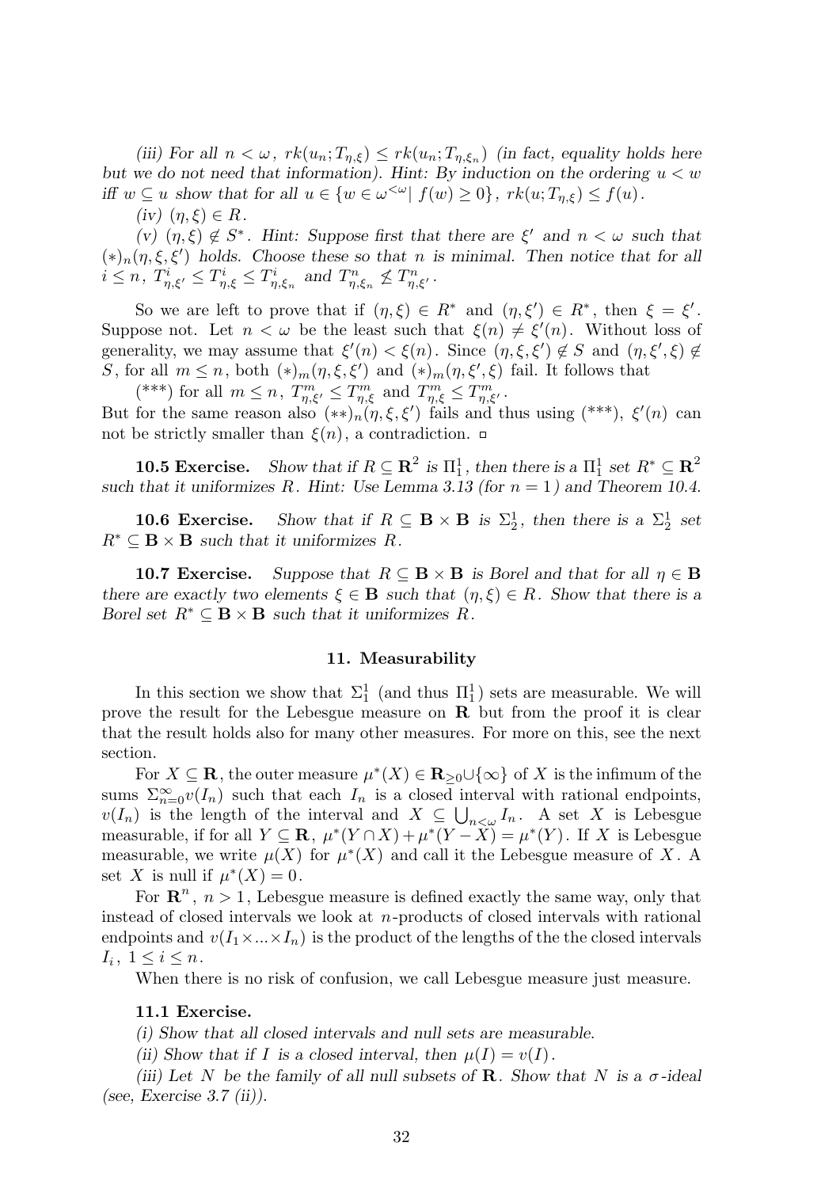*(iii) For all $n < \omega$, $rk(u_n; T_{\eta,\xi}) \le rk(u_n; T_{\eta,\xi_n})$ (in fact, equality holds here but we do not need that information). Hint: By induction on the ordering $u < w$ iff $w \subseteq u$ show that for all $u \in \{w \in \omega^{<\omega} |\ f(w) \ge 0\}$, $rk(u; T_{\eta,\xi}) \le f(u)$.*

*(iv) $(\eta, \xi) \in R$.*

*(v) $(\eta, \xi) \notin S^*$. Hint: Suppose first that there are $\xi'$ and $n < \omega$ such that $(*)_n(\eta, \xi, \xi')$ holds. Choose these so that $n$ is minimal. Then notice that for all $i \le n$, $T^i_{\eta,\xi'} \le T^i_{\eta,\xi} \le T^i_{\eta,\xi_n}$ and $T^n_{\eta,\xi_n} \not\le T^n_{\eta,\xi'}$.*

So we are left to prove that if $(\eta, \xi) \in R^*$ and $(\eta, \xi') \in R^*$, then $\xi = \xi'$. Suppose not. Let $n < \omega$ be the least such that $\xi(n) \neq \xi'(n)$. Without loss of generality, we may assume that $\xi'(n) < \xi(n)$. Since $(\eta, \xi, \xi') \notin S$ and $(\eta, \xi', \xi) \notin S$, for all $m \le n$, both $(*)_m(\eta, \xi, \xi')$ and $(*)_m(\eta, \xi', \xi)$ fail. It follows that

(\*\*\*) for all $m \le n$, $T^m_{\eta,\xi'} \le T^m_{\eta,\xi}$ and $T^m_{\eta,\xi} \le T^m_{\eta,\xi'}$.

But for the same reason also $(**)_n(\eta, \xi, \xi')$ fails and thus using (\*\*\*), $\xi'(n)$ can not be strictly smaller than $\xi(n)$, a contradiction. □

**10.5 Exercise.** *Show that if $R \subseteq \mathbf{R}^2$ is $\Pi^1_1$, then there is a $\Pi^1_1$ set $R^* \subseteq \mathbf{R}^2$ such that it uniformizes $R$. Hint: Use Lemma 3.13 (for $n = 1$) and Theorem 10.4.*

**10.6 Exercise.** *Show that if $R \subseteq \mathbf{B} \times \mathbf{B}$ is $\Sigma^1_2$, then there is a $\Sigma^1_2$ set $R^* \subseteq \mathbf{B} \times \mathbf{B}$ such that it uniformizes $R$.*

**10.7 Exercise.** *Suppose that $R \subseteq \mathbf{B} \times \mathbf{B}$ is Borel and that for all $\eta \in \mathbf{B}$ there are exactly two elements $\xi \in \mathbf{B}$ such that $(\eta, \xi) \in R$. Show that there is a Borel set $R^* \subseteq \mathbf{B} \times \mathbf{B}$ such that it uniformizes $R$.*

## 11. Measurability

In this section we show that $\Sigma^1_1$ (and thus $\Pi^1_1$) sets are measurable. We will prove the result for the Lebesgue measure on $\mathbf{R}$ but from the proof it is clear that the result holds also for many other measures. For more on this, see the next section.

For $X \subseteq \mathbf{R}$, the outer measure $\mu^*(X) \in \mathbf{R}_{\ge 0} \cup \{\infty\}$ of $X$ is the infimum of the sums $\Sigma^\infty_{n=0} v(I_n)$ such that each $I_n$ is a closed interval with rational endpoints, $v(I_n)$ is the length of the interval and $X \subseteq \bigcup_{n<\omega} I_n$. A set $X$ is Lebesgue measurable, if for all $Y \subseteq \mathbf{R}$, $\mu^*(Y \cap X) + \mu^*(Y - X) = \mu^*(Y)$. If $X$ is Lebesgue measurable, we write $\mu(X)$ for $\mu^*(X)$ and call it the Lebesgue measure of $X$. A set $X$ is null if $\mu^*(X) = 0$.

For $\mathbf{R}^n$, $n > 1$, Lebesgue measure is defined exactly the same way, only that instead of closed intervals we look at $n$-products of closed intervals with rational endpoints and $v(I_1 \times ... \times I_n)$ is the product of the lengths of the the closed intervals $I_i$, $1 \le i \le n$.

When there is no risk of confusion, we call Lebesgue measure just measure.

**11.1 Exercise.**

*(i) Show that all closed intervals and null sets are measurable.*

*(ii) Show that if $I$ is a closed interval, then $\mu(I) = v(I)$.*

*(iii) Let $N$ be the family of all null subsets of $\mathbf{R}$. Show that $N$ is a $\sigma$-ideal (see, Exercise 3.7 (ii)).*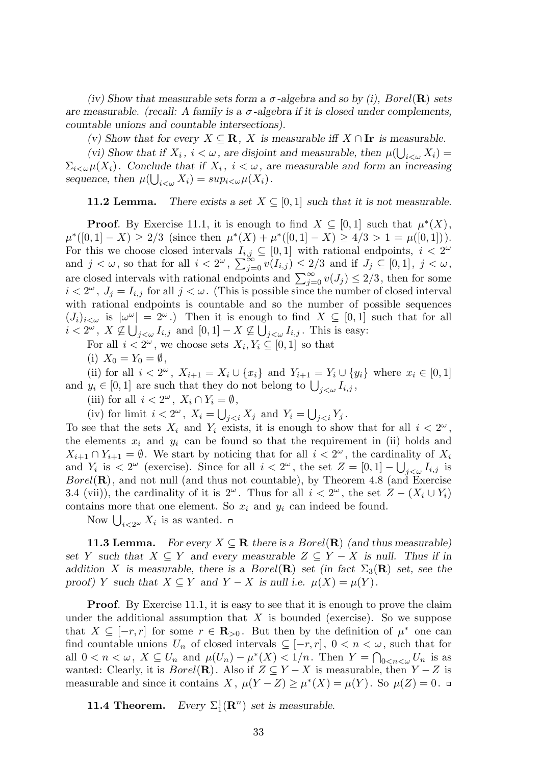*(iv) Show that measurable sets form a $\sigma$-algebra and so by (i), $Borel(\mathbf{R})$ sets are measurable. (recall: A family is a $\sigma$-algebra if it is closed under complements, countable unions and countable intersections).*

*(v) Show that for every $X \subseteq \mathbf{R}$, $X$ is measurable iff $X \cap \mathbf{Ir}$ is measurable.*

*(vi) Show that if $X_i$, $i < \omega$, are disjoint and measurable, then $\mu(\bigcup_{i<\omega} X_i) = \Sigma_{i<\omega}\mu(X_i)$. Conclude that if $X_i$, $i < \omega$, are measurable and form an increasing sequence, then $\mu(\bigcup_{i<\omega} X_i) = sup_{i<\omega}\mu(X_i)$.*

**11.2 Lemma.** *There exists a set $X \subseteq [0,1]$ such that it is not measurable.*

**Proof**. By Exercise 11.1, it is enough to find $X \subseteq [0,1]$ such that $\mu^*(X)$, $\mu^*([0,1] - X) \geq 2/3$ (since then $\mu^*(X) + \mu^*([0,1] - X) \geq 4/3 > 1 = \mu([0,1])$). For this we choose closed intervals $I_{i,j} \subseteq [0,1]$ with rational endpoints, $i < 2^\omega$ and $j < \omega$, so that for all $i < 2^\omega$, $\sum_{j=0}^{\infty} v(I_{i,j}) \leq 2/3$ and if $J_j \subseteq [0,1]$, $j < \omega$, are closed intervals with rational endpoints and $\sum_{j=0}^{\infty} v(J_j) \leq 2/3$, then for some $i < 2^\omega$, $J_j = I_{i,j}$ for all $j < \omega$. (This is possible since the number of closed interval with rational endpoints is countable and so the number of possible sequences $(J_i)_{i<\omega}$ is $|\omega^\omega| = 2^\omega$.) Then it is enough to find $X \subseteq [0,1]$ such that for all $i < 2^\omega$, $X \not\subseteq \bigcup_{j<\omega} I_{i,j}$ and $[0,1] - X \not\subseteq \bigcup_{j<\omega} I_{i,j}$. This is easy:

For all $i < 2^\omega$, we choose sets $X_i, Y_i \subseteq [0,1]$ so that

(i) $X_0 = Y_0 = \emptyset$,

(ii) for all $i < 2^\omega$, $X_{i+1} = X_i \cup \{x_i\}$ and $Y_{i+1} = Y_i \cup \{y_i\}$ where $x_i \in [0,1]$ and $y_i \in [0,1]$ are such that they do not belong to $\bigcup_{j<\omega} I_{i,j}$,

(iii) for all $i < 2^\omega$, $X_i \cap Y_i = \emptyset$,

(iv) for limit $i < 2^\omega$, $X_i = \bigcup_{j<i} X_j$ and $Y_i = \bigcup_{j<i} Y_j$.

To see that the sets $X_i$ and $Y_i$ exists, it is enough to show that for all $i < 2^\omega$, the elements $x_i$ and $y_i$ can be found so that the requirement in (ii) holds and $X_{i+1} \cap Y_{i+1} = \emptyset$. We start by noticing that for all $i < 2^\omega$, the cardinality of $X_i$ and $Y_i$ is $< 2^\omega$ (exercise). Since for all $i < 2^\omega$, the set $Z = [0,1] - \bigcup_{j<\omega} I_{i,j}$ is $Borel(\mathbf{R})$, and not null (and thus not countable), by Theorem 4.8 (and Exercise 3.4 (vii)), the cardinality of it is $2^\omega$. Thus for all $i < 2^\omega$, the set $Z - (X_i \cup Y_i)$ contains more that one element. So $x_i$ and $y_i$ can indeed be found.

Now $\bigcup_{i<2^\omega} X_i$ is as wanted. □

**11.3 Lemma.** *For every $X \subseteq \mathbf{R}$ there is a $Borel(\mathbf{R})$ (and thus measurable) set $Y$ such that $X \subseteq Y$ and every measurable $Z \subseteq Y - X$ is null. Thus if in addition $X$ is measurable, there is a $Borel(\mathbf{R})$ set (in fact $\Sigma_3(\mathbf{R})$ set, see the proof) $Y$ such that $X \subseteq Y$ and $Y - X$ is null i.e. $\mu(X) = \mu(Y)$.*

**Proof**. By Exercise 11.1, it is easy to see that it is enough to prove the claim under the additional assumption that $X$ is bounded (exercise). So we suppose that $X \subseteq [-r,r]$ for some $r \in \mathbf{R}_{>0}$. But then by the definition of $\mu^*$ one can find countable unions $U_n$ of closed intervals $\subseteq [-r,r]$, $0 < n < \omega$, such that for all $0 < n < \omega$, $X \subseteq U_n$ and $\mu(U_n) - \mu^*(X) < 1/n$. Then $Y = \bigcap_{0<n<\omega} U_n$ is as wanted: Clearly, it is $Borel(\mathbf{R})$. Also if $Z \subseteq Y - X$ is measurable, then $Y - Z$ is measurable and since it contains $X$, $\mu(Y - Z) \geq \mu^*(X) = \mu(Y)$. So $\mu(Z) = 0$. □

**11.4 Theorem.** *Every $\Sigma^1_1(\mathbf{R}^n)$ set is measurable.*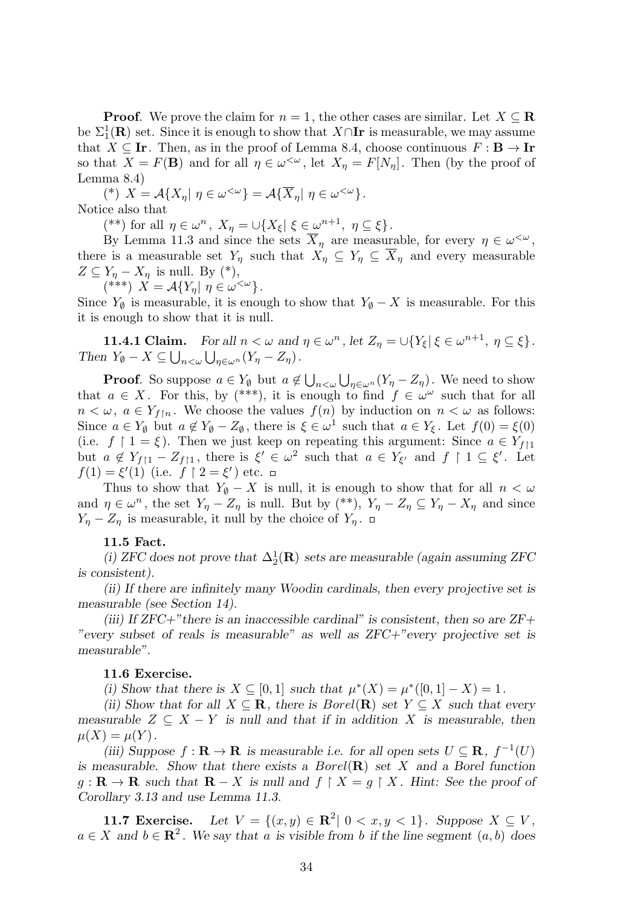**Proof**. We prove the claim for $n = 1$, the other cases are similar. Let $X \subseteq \mathbf{R}$ be $\Sigma^1_1(\mathbf{R})$ set. Since it is enough to show that $X \cap \mathbf{Ir}$ is measurable, we may assume that $X \subseteq \mathbf{Ir}$. Then, as in the proof of Lemma 8.4, choose continuous $F : \mathbf{B} \to \mathbf{Ir}$ so that $X = F(\mathbf{B})$ and for all $\eta \in \omega^{<\omega}$, let $X_\eta = F[N_\eta]$. Then (by the proof of Lemma 8.4)

(*) $X = \mathcal{A}\{X_\eta | \ \eta \in \omega^{<\omega}\} = \mathcal{A}\{\overline{X}_\eta | \ \eta \in \omega^{<\omega}\}$.

Notice also that

(**) for all $\eta \in \omega^n$, $X_\eta = \cup\{X_\xi | \ \xi \in \omega^{n+1}, \ \eta \subseteq \xi\}$.

By Lemma 11.3 and since the sets $\overline{X}_\eta$ are measurable, for every $\eta \in \omega^{<\omega}$, there is a measurable set $Y_\eta$ such that $X_\eta \subseteq Y_\eta \subseteq \overline{X}_\eta$ and every measurable $Z \subseteq Y_\eta - X_\eta$ is null. By (*),

(***) $X = \mathcal{A}\{Y_\eta | \ \eta \in \omega^{<\omega}\}$.

Since $Y_\emptyset$ is measurable, it is enough to show that $Y_\emptyset - X$ is measurable. For this it is enough to show that it is null.

**11.4.1 Claim.** *For all $n < \omega$ and $\eta \in \omega^n$, let $Z_\eta = \cup\{Y_\xi | \ \xi \in \omega^{n+1}, \ \eta \subseteq \xi\}$. Then $Y_\emptyset - X \subseteq \bigcup_{n<\omega} \bigcup_{\eta \in \omega^n} (Y_\eta - Z_\eta)$.*

**Proof**. So suppose $a \in Y_\emptyset$ but $a \notin \bigcup_{n<\omega} \bigcup_{\eta \in \omega^n} (Y_\eta - Z_\eta)$. We need to show that $a \in X$. For this, by (***), it is enough to find $f \in \omega^\omega$ such that for all $n < \omega$, $a \in Y_{f \restriction n}$. We choose the values $f(n)$ by induction on $n < \omega$ as follows: Since $a \in Y_\emptyset$ but $a \notin Y_\emptyset - Z_\emptyset$, there is $\xi \in \omega^1$ such that $a \in Y_\xi$. Let $f(0) = \xi(0)$ (i.e. $f \restriction 1 = \xi$). Then we just keep on repeating this argument: Since $a \in Y_{f \restriction 1}$ but $a \notin Y_{f \restriction 1} - Z_{f \restriction 1}$, there is $\xi' \in \omega^2$ such that $a \in Y_{\xi'}$ and $f \restriction 1 \subseteq \xi'$. Let $f(1) = \xi'(1)$ (i.e. $f \restriction 2 = \xi'$) etc. □

Thus to show that $Y_\emptyset - X$ is null, it is enough to show that for all $n < \omega$ and $\eta \in \omega^n$, the set $Y_\eta - Z_\eta$ is null. But by (**), $Y_\eta - Z_\eta \subseteq Y_\eta - X_\eta$ and since $Y_\eta - Z_\eta$ is measurable, it null by the choice of $Y_\eta$. □

**11.5 Fact.**

*(i) ZFC does not prove that $\Delta^1_2(\mathbf{R})$ sets are measurable (again assuming ZFC is consistent).*

*(ii) If there are infinitely many Woodin cardinals, then every projective set is measurable (see Section 14).*

*(iii) If ZFC+"there is an inaccessible cardinal" is consistent, then so are ZF+ "every subset of reals is measurable" as well as ZFC+"every projective set is measurable".*

**11.6 Exercise.**

*(i) Show that there is $X \subseteq [0, 1]$ such that $\mu^*(X) = \mu^*([0, 1] - X) = 1$.*

*(ii) Show that for all $X \subseteq \mathbf{R}$, there is $Borel(\mathbf{R})$ set $Y \subseteq X$ such that every measurable $Z \subseteq X - Y$ is null and that if in addition $X$ is measurable, then $\mu(X) = \mu(Y)$.*

*(iii) Suppose $f : \mathbf{R} \to \mathbf{R}$ is measurable i.e. for all open sets $U \subseteq \mathbf{R}$, $f^{-1}(U)$ is measurable. Show that there exists a $Borel(\mathbf{R})$ set $X$ and a Borel function $g : \mathbf{R} \to \mathbf{R}$ such that $\mathbf{R} - X$ is null and $f \restriction X = g \restriction X$. Hint: See the proof of Corollary 3.13 and use Lemma 11.3.*

**11.7 Exercise.** *Let $V = \{(x, y) \in \mathbf{R}^2 | \ 0 < x, y < 1\}$. Suppose $X \subseteq V$, $a \in X$ and $b \in \mathbf{R}^2$. We say that $a$ is visible from $b$ if the line segment $(a, b)$ does*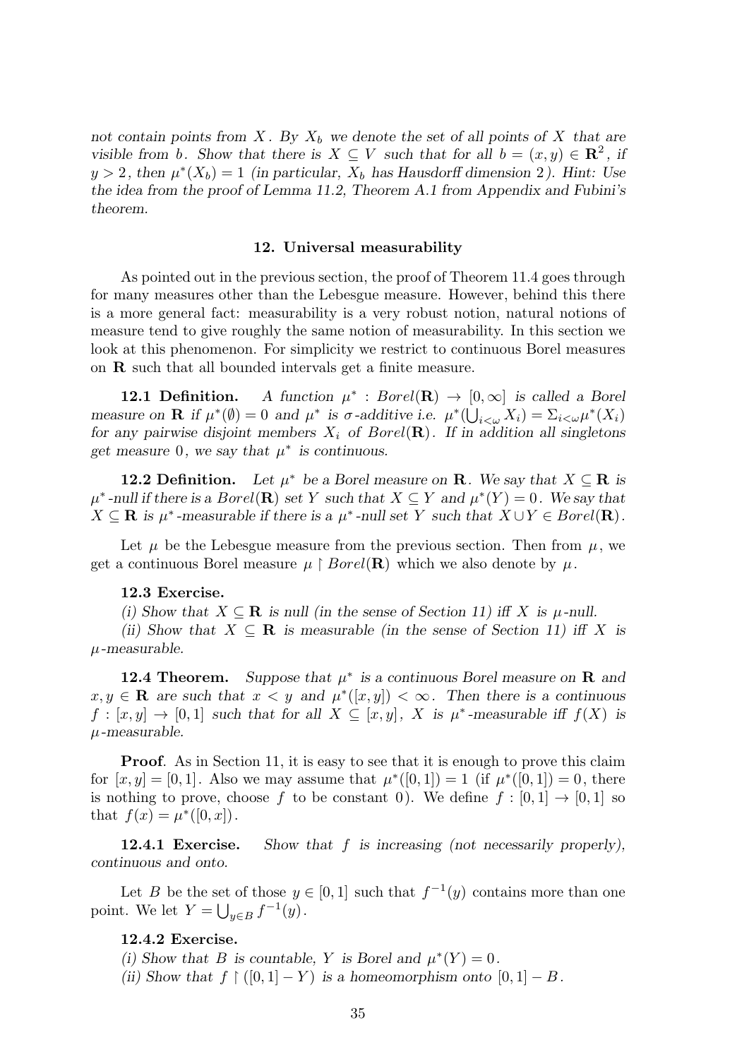*not contain points from $X$. By $X_b$ we denote the set of all points of $X$ that are visible from $b$. Show that there is $X \subseteq V$ such that for all $b = (x, y) \in \mathbf{R}^2$, if $y > 2$, then $\mu^*(X_b) = 1$ (in particular, $X_b$ has Hausdorff dimension 2). Hint: Use the idea from the proof of Lemma 11.2, Theorem A.1 from Appendix and Fubini's theorem.*

## 12. Universal measurability

As pointed out in the previous section, the proof of Theorem 11.4 goes through for many measures other than the Lebesgue measure. However, behind this there is a more general fact: measurability is a very robust notion, natural notions of measure tend to give roughly the same notion of measurability. In this section we look at this phenomenon. For simplicity we restrict to continuous Borel measures on $\mathbf{R}$ such that all bounded intervals get a finite measure.

**12.1 Definition.** *A function $\mu^* : Borel(\mathbf{R}) \to [0, \infty]$ is called a Borel measure on $\mathbf{R}$ if $\mu^*(\emptyset) = 0$ and $\mu^*$ is $\sigma$-additive i.e. $\mu^*(\bigcup_{i<\omega} X_i) = \Sigma_{i<\omega}\mu^*(X_i)$ for any pairwise disjoint members $X_i$ of $Borel(\mathbf{R})$. If in addition all singletons get measure 0, we say that $\mu^*$ is continuous.*

**12.2 Definition.** *Let $\mu^*$ be a Borel measure on $\mathbf{R}$. We say that $X \subseteq \mathbf{R}$ is $\mu^*$-null if there is a $Borel(\mathbf{R})$ set $Y$ such that $X \subseteq Y$ and $\mu^*(Y) = 0$. We say that $X \subseteq \mathbf{R}$ is $\mu^*$-measurable if there is a $\mu^*$-null set $Y$ such that $X \cup Y \in Borel(\mathbf{R})$.*

Let $\mu$ be the Lebesgue measure from the previous section. Then from $\mu$, we get a continuous Borel measure $\mu \restriction Borel(\mathbf{R})$ which we also denote by $\mu$.

**12.3 Exercise.**

*(i) Show that $X \subseteq \mathbf{R}$ is null (in the sense of Section 11) iff $X$ is $\mu$-null.*

*(ii) Show that $X \subseteq \mathbf{R}$ is measurable (in the sense of Section 11) iff $X$ is $\mu$-measurable.*

**12.4 Theorem.** *Suppose that $\mu^*$ is a continuous Borel measure on $\mathbf{R}$ and $x, y \in \mathbf{R}$ are such that $x < y$ and $\mu^*([x, y]) < \infty$. Then there is a continuous $f : [x, y] \to [0, 1]$ such that for all $X \subseteq [x, y]$, $X$ is $\mu^*$-measurable iff $f(X)$ is $\mu$-measurable.*

**Proof**. As in Section 11, it is easy to see that it is enough to prove this claim for $[x, y] = [0, 1]$. Also we may assume that $\mu^*([0, 1]) = 1$ (if $\mu^*([0, 1]) = 0$, there is nothing to prove, choose $f$ to be constant 0). We define $f : [0, 1] \to [0, 1]$ so that $f(x) = \mu^*([0, x])$.

**12.4.1 Exercise.** *Show that $f$ is increasing (not necessarily properly), continuous and onto.*

Let $B$ be the set of those $y \in [0, 1]$ such that $f^{-1}(y)$ contains more than one point. We let $Y = \bigcup_{y \in B} f^{-1}(y)$.

**12.4.2 Exercise.**

*(i) Show that $B$ is countable, $Y$ is Borel and $\mu^*(Y) = 0$.*

*(ii) Show that $f \restriction ([0, 1] - Y)$ is a homeomorphism onto $[0, 1] - B$.*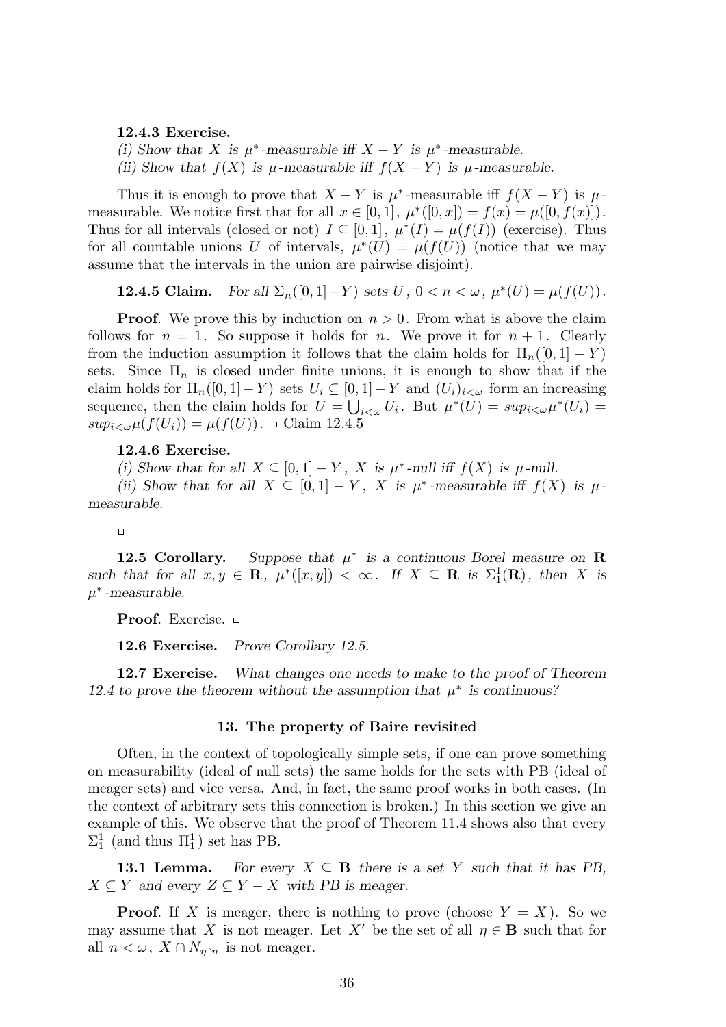**12.4.3 Exercise.**

*(i) Show that $X$ is $\mu^*$-measurable iff $X - Y$ is $\mu^*$-measurable.*

*(ii) Show that $f(X)$ is $\mu$-measurable iff $f(X - Y)$ is $\mu$-measurable.*

Thus it is enough to prove that $X - Y$ is $\mu^*$-measurable iff $f(X - Y)$ is $\mu$-measurable. We notice first that for all $x \in [0,1]$, $\mu^*([0,x]) = f(x) = \mu([0, f(x)])$. Thus for all intervals (closed or not) $I \subseteq [0,1]$, $\mu^*(I) = \mu(f(I))$ (exercise). Thus for all countable unions $U$ of intervals, $\mu^*(U) = \mu(f(U))$ (notice that we may assume that the intervals in the union are pairwise disjoint).

**12.4.5 Claim.** *For all $\Sigma_n([0,1]-Y)$ sets $U$, $0 < n < \omega$, $\mu^*(U) = \mu(f(U))$.*

**Proof**. We prove this by induction on $n > 0$. From what is above the claim follows for $n = 1$. So suppose it holds for $n$. We prove it for $n+1$. Clearly from the induction assumption it follows that the claim holds for $\Pi_n([0,1] - Y)$ sets. Since $\Pi_n$ is closed under finite unions, it is enough to show that if the claim holds for $\Pi_n([0,1]-Y)$ sets $U_i \subseteq [0,1]-Y$ and $(U_i)_{i<\omega}$ form an increasing sequence, then the claim holds for $U = \bigcup_{i<\omega} U_i$. But $\mu^*(U) = sup_{i<\omega}\mu^*(U_i) = sup_{i<\omega}\mu(f(U_i)) = \mu(f(U))$. □ Claim 12.4.5

**12.4.6 Exercise.**

*(i) Show that for all $X \subseteq [0,1] - Y$, $X$ is $\mu^*$-null iff $f(X)$ is $\mu$-null.*

*(ii) Show that for all $X \subseteq [0,1] - Y$, $X$ is $\mu^*$-measurable iff $f(X)$ is $\mu$-measurable.*

□

**12.5 Corollary.** *Suppose that $\mu^*$ is a continuous Borel measure on $\mathbf{R}$ such that for all $x, y \in \mathbf{R}$, $\mu^*([x,y]) < \infty$. If $X \subseteq \mathbf{R}$ is $\Sigma^1_1(\mathbf{R})$, then $X$ is $\mu^*$-measurable.*

**Proof**. Exercise. □

**12.6 Exercise.** *Prove Corollary 12.5.*

**12.7 Exercise.** *What changes one needs to make to the proof of Theorem 12.4 to prove the theorem without the assumption that $\mu^*$ is continuous?*

## 13. The property of Baire revisited

Often, in the context of topologically simple sets, if one can prove something on measurability (ideal of null sets) the same holds for the sets with PB (ideal of meager sets) and vice versa. And, in fact, the same proof works in both cases. (In the context of arbitrary sets this connection is broken.) In this section we give an example of this. We observe that the proof of Theorem 11.4 shows also that every $\Sigma^1_1$ (and thus $\Pi^1_1$) set has PB.

**13.1 Lemma.** *For every $X \subseteq \mathbf{B}$ there is a set $Y$ such that it has PB, $X \subseteq Y$ and every $Z \subseteq Y - X$ with PB is meager.*

**Proof**. If $X$ is meager, there is nothing to prove (choose $Y = X$). So we may assume that $X$ is not meager. Let $X'$ be the set of all $\eta \in \mathbf{B}$ such that for all $n < \omega$, $X \cap N_{\eta\restriction n}$ is not meager.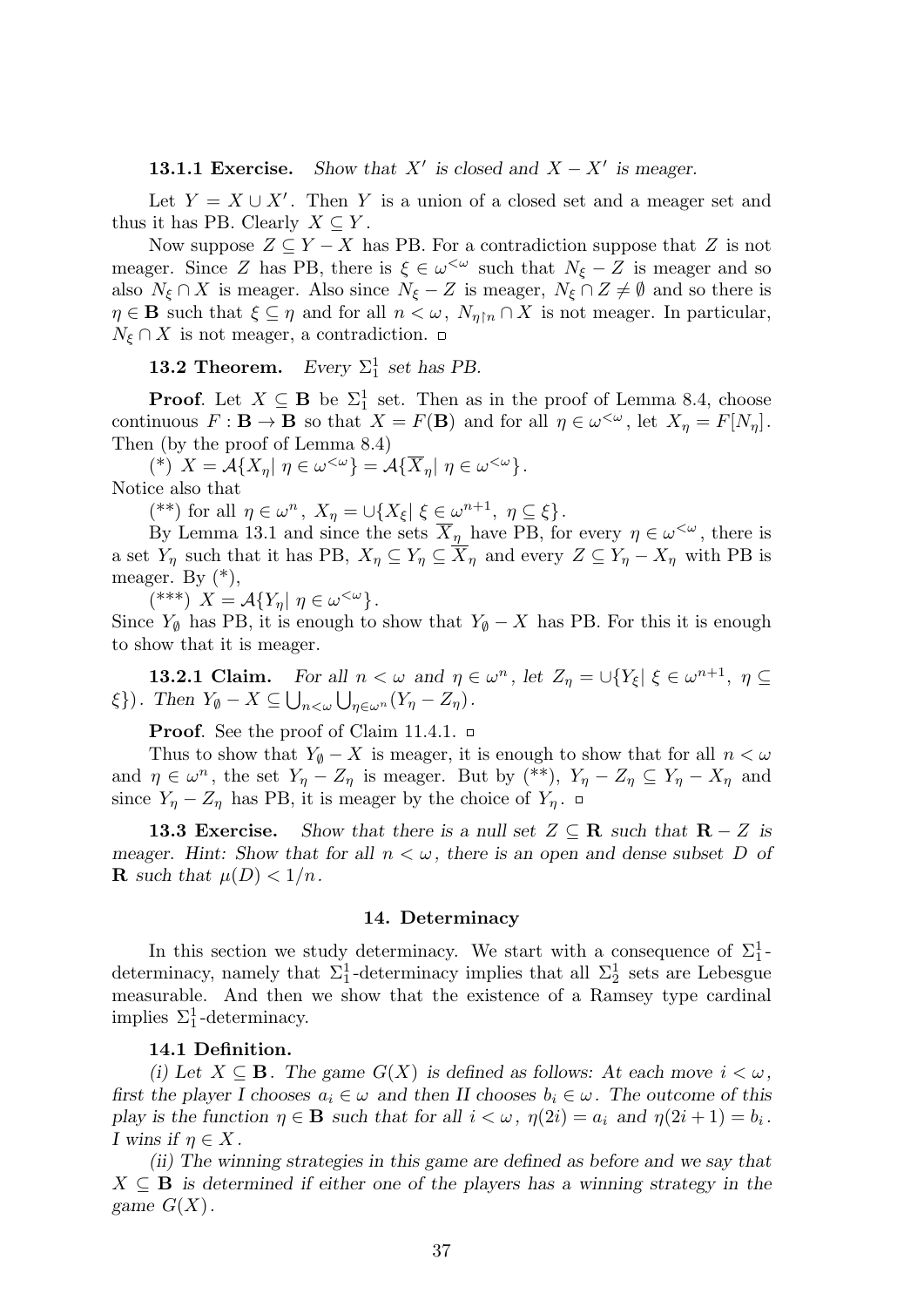**13.1.1 Exercise.** *Show that $X'$ is closed and $X - X'$ is meager.*

Let $Y = X \cup X'$. Then $Y$ is a union of a closed set and a meager set and thus it has PB. Clearly $X \subseteq Y$.

Now suppose $Z \subseteq Y - X$ has PB. For a contradiction suppose that $Z$ is not meager. Since $Z$ has PB, there is $\xi \in \omega^{<\omega}$ such that $N_\xi - Z$ is meager and so also $N_\xi \cap X$ is meager. Also since $N_\xi - Z$ is meager, $N_\xi \cap Z \neq \emptyset$ and so there is $\eta \in \mathbf{B}$ such that $\xi \subseteq \eta$ and for all $n < \omega$, $N_{\eta \restriction n} \cap X$ is not meager. In particular, $N_\xi \cap X$ is not meager, a contradiction. □

**13.2 Theorem.** *Every $\Sigma^1_1$ set has PB.*

**Proof**. Let $X \subseteq \mathbf{B}$ be $\Sigma^1_1$ set. Then as in the proof of Lemma 8.4, choose continuous $F : \mathbf{B} \to \mathbf{B}$ so that $X = F(\mathbf{B})$ and for all $\eta \in \omega^{<\omega}$, let $X_\eta = F[N_\eta]$. Then (by the proof of Lemma 8.4)

(\*) $X = \mathcal{A}\{X_\eta |\ \eta \in \omega^{<\omega}\} = \mathcal{A}\{\overline{X}_\eta |\ \eta \in \omega^{<\omega}\}$.

Notice also that

(\*\*) for all $\eta \in \omega^n$, $X_\eta = \cup\{X_\xi |\ \xi \in \omega^{n+1},\ \eta \subseteq \xi\}$.

By Lemma 13.1 and since the sets $\overline{X}_\eta$ have PB, for every $\eta \in \omega^{<\omega}$, there is a set $Y_\eta$ such that it has PB, $X_\eta \subseteq Y_\eta \subseteq \overline{X}_\eta$ and every $Z \subseteq Y_\eta - X_\eta$ with PB is meager. By (\*),

(\*\*\*) $X = \mathcal{A}\{Y_\eta |\ \eta \in \omega^{<\omega}\}$.

Since $Y_\emptyset$ has PB, it is enough to show that $Y_\emptyset - X$ has PB. For this it is enough to show that it is meager.

**13.2.1 Claim.** *For all $n < \omega$ and $\eta \in \omega^n$, let $Z_\eta = \cup\{Y_\xi |\ \xi \in \omega^{n+1},\ \eta \subseteq \xi\})$. Then $Y_\emptyset - X \subseteq \bigcup_{n<\omega} \bigcup_{\eta \in \omega^n} (Y_\eta - Z_\eta)$.*

**Proof**. See the proof of Claim 11.4.1. □

Thus to show that $Y_\emptyset - X$ is meager, it is enough to show that for all $n < \omega$ and $\eta \in \omega^n$, the set $Y_\eta - Z_\eta$ is meager. But by (\*\*), $Y_\eta - Z_\eta \subseteq Y_\eta - X_\eta$ and since $Y_\eta - Z_\eta$ has PB, it is meager by the choice of $Y_\eta$. □

**13.3 Exercise.** *Show that there is a null set $Z \subseteq \mathbf{R}$ such that $\mathbf{R} - Z$ is meager. Hint: Show that for all $n < \omega$, there is an open and dense subset $D$ of $\mathbf{R}$ such that $\mu(D) < 1/n$.*

## 14. Determinacy

In this section we study determinacy. We start with a consequence of $\Sigma^1_1$-determinacy, namely that $\Sigma^1_1$-determinacy implies that all $\Sigma^1_2$ sets are Lebesgue measurable. And then we show that the existence of a Ramsey type cardinal implies $\Sigma^1_1$-determinacy.

**14.1 Definition.**

*(i) Let $X \subseteq \mathbf{B}$. The game $G(X)$ is defined as follows: At each move $i < \omega$, first the player I chooses $a_i \in \omega$ and then II chooses $b_i \in \omega$. The outcome of this play is the function $\eta \in \mathbf{B}$ such that for all $i < \omega$, $\eta(2i) = a_i$ and $\eta(2i+1) = b_i$. I wins if $\eta \in X$.*

*(ii) The winning strategies in this game are defined as before and we say that $X \subseteq \mathbf{B}$ is determined if either one of the players has a winning strategy in the game $G(X)$.*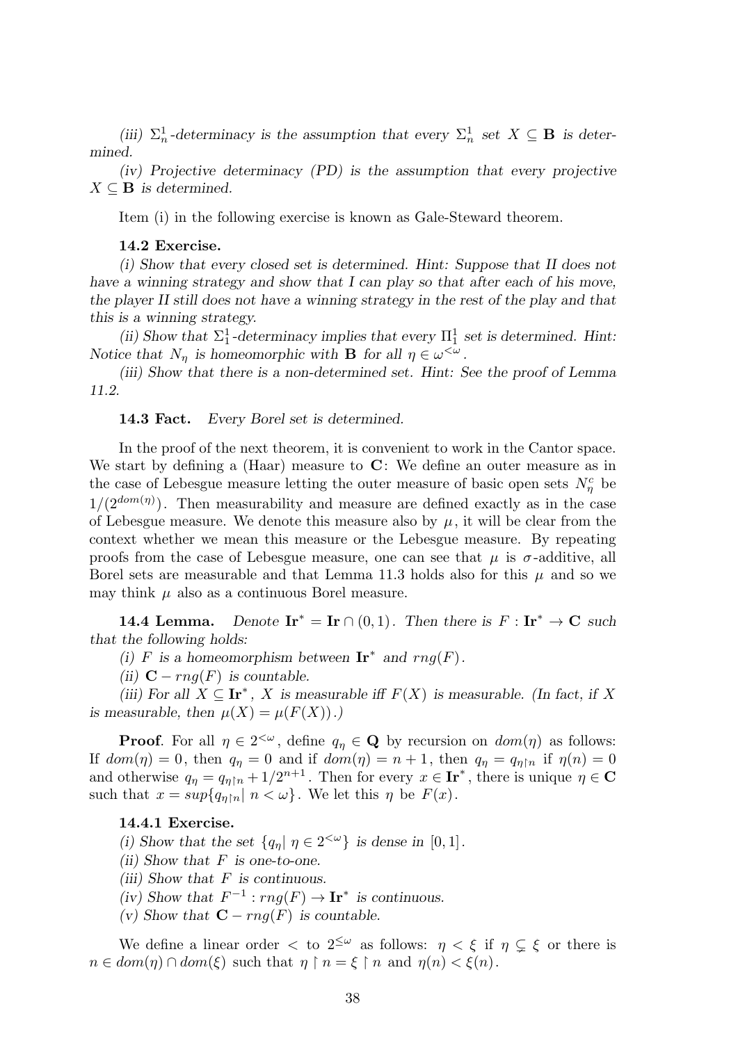*(iii) $\Sigma^1_n$-determinacy is the assumption that every $\Sigma^1_n$ set $X \subseteq \mathbf{B}$ is determined.*

*(iv) Projective determinacy (PD) is the assumption that every projective $X \subseteq \mathbf{B}$ is determined.*

Item (i) in the following exercise is known as Gale-Steward theorem.

**14.2 Exercise.**

*(i) Show that every closed set is determined. Hint: Suppose that II does not have a winning strategy and show that I can play so that after each of his move, the player II still does not have a winning strategy in the rest of the play and that this is a winning strategy.*

*(ii) Show that $\Sigma^1_1$-determinacy implies that every $\Pi^1_1$ set is determined. Hint: Notice that $N_\eta$ is homeomorphic with $\mathbf{B}$ for all $\eta \in \omega^{<\omega}$.*

*(iii) Show that there is a non-determined set. Hint: See the proof of Lemma 11.2.*

**14.3 Fact.** *Every Borel set is determined.*

In the proof of the next theorem, it is convenient to work in the Cantor space. We start by defining a (Haar) measure to $\mathbf{C}$: We define an outer measure as in the case of Lebesgue measure letting the outer measure of basic open sets $N^c_\eta$ be $1/(2^{dom(\eta)})$. Then measurability and measure are defined exactly as in the case of Lebesgue measure. We denote this measure also by $\mu$, it will be clear from the context whether we mean this measure or the Lebesgue measure. By repeating proofs from the case of Lebesgue measure, one can see that $\mu$ is $\sigma$-additive, all Borel sets are measurable and that Lemma 11.3 holds also for this $\mu$ and so we may think $\mu$ also as a continuous Borel measure.

**14.4 Lemma.** *Denote $\mathbf{Ir}^* = \mathbf{Ir} \cap (0,1)$. Then there is $F : \mathbf{Ir}^* \to \mathbf{C}$ such that the following holds:*

*(i) $F$ is a homeomorphism between $\mathbf{Ir}^*$ and $rng(F)$.*

*(ii) $\mathbf{C} - rng(F)$ is countable.*

*(iii) For all $X \subseteq \mathbf{Ir}^*$, $X$ is measurable iff $F(X)$ is measurable. (In fact, if $X$ is measurable, then $\mu(X) = \mu(F(X))$.)*

**Proof**. For all $\eta \in 2^{<\omega}$, define $q_\eta \in \mathbf{Q}$ by recursion on $dom(\eta)$ as follows: If $dom(\eta) = 0$, then $q_\eta = 0$ and if $dom(\eta) = n+1$, then $q_\eta = q_{\eta \restriction n}$ if $\eta(n) = 0$ and otherwise $q_\eta = q_{\eta \restriction n} + 1/2^{n+1}$. Then for every $x \in \mathbf{Ir}^*$, there is unique $\eta \in \mathbf{C}$ such that $x = sup\{q_{\eta \restriction n} |\ n < \omega\}$. We let this $\eta$ be $F(x)$.

**14.4.1 Exercise.**

*(i) Show that the set $\{q_\eta |\ \eta \in 2^{<\omega}\}$ is dense in $[0,1]$.*

*(ii) Show that $F$ is one-to-one.*

*(iii) Show that $F$ is continuous.*

*(iv) Show that $F^{-1} : rng(F) \to \mathbf{Ir}^*$ is continuous.*

*(v) Show that $\mathbf{C} - rng(F)$ is countable.*

We define a linear order $<$ to $2^{\leq\omega}$ as follows: $\eta < \xi$ if $\eta \subsetneq \xi$ or there is $n \in dom(\eta) \cap dom(\xi)$ such that $\eta \restriction n = \xi \restriction n$ and $\eta(n) < \xi(n)$.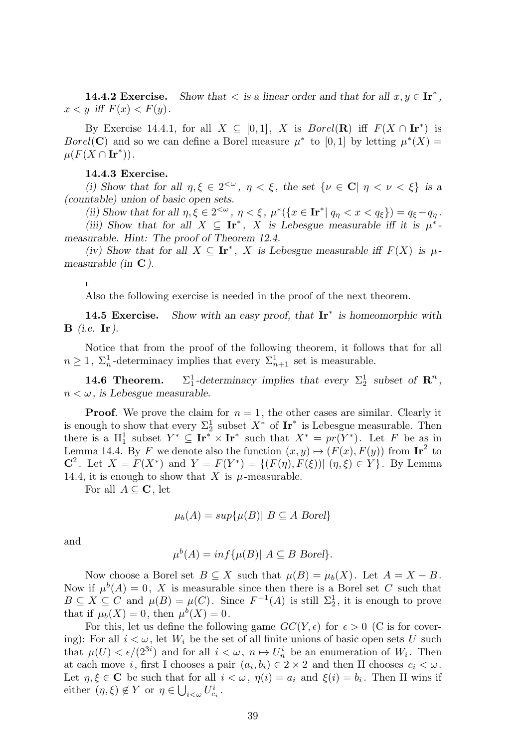**14.4.2 Exercise.** *Show that $<$ is a linear order and that for all $x, y \in \mathbf{Ir}^*$, $x < y$ iff $F(x) < F(y)$.*

By Exercise 14.4.1, for all $X \subseteq [0,1]$, $X$ is $Borel(\mathbf{R})$ iff $F(X \cap \mathbf{Ir}^*)$ is $Borel(\mathbf{C})$ and so we can define a Borel measure $\mu^*$ to $[0,1]$ by letting $\mu^*(X) = \mu(F(X \cap \mathbf{Ir}^*))$.

**14.4.3 Exercise.**

*(i) Show that for all $\eta, \xi \in 2^{<\omega}$, $\eta < \xi$, the set $\{\nu \in \mathbf{C} | \ \eta < \nu < \xi\}$ is a (countable) union of basic open sets.*

*(ii) Show that for all $\eta, \xi \in 2^{<\omega}$, $\eta < \xi$, $\mu^*(\{x \in \mathbf{Ir}^* | \ q_\eta < x < q_\xi\}) = q_\xi - q_\eta$.*

*(iii) Show that for all $X \subseteq \mathbf{Ir}^*$, $X$ is Lebesgue measurable iff it is $\mu^*$-measurable. Hint: The proof of Theorem 12.4.*

*(iv) Show that for all $X \subseteq \mathbf{Ir}^*$, $X$ is Lebesgue measurable iff $F(X)$ is $\mu$-measurable (in $\mathbf{C}$).*

□

Also the following exercise is needed in the proof of the next theorem.

**14.5 Exercise.** *Show with an easy proof, that $\mathbf{Ir}^*$ is homeomorphic with $\mathbf{B}$ (i.e. $\mathbf{Ir}$).*

Notice that from the proof of the following theorem, it follows that for all $n \geq 1$, $\Sigma^1_n$-determinacy implies that every $\Sigma^1_{n+1}$ set is measurable.

**14.6 Theorem.** *$\Sigma^1_1$-determinacy implies that every $\Sigma^1_2$ subset of $\mathbf{R}^n$, $n < \omega$, is Lebesgue measurable.*

**Proof**. We prove the claim for $n = 1$, the other cases are similar. Clearly it is enough to show that every $\Sigma^1_2$ subset $X^*$ of $\mathbf{Ir}^*$ is Lebesgue measurable. Then there is a $\Pi^1_1$ subset $Y^* \subseteq \mathbf{Ir}^* \times \mathbf{Ir}^*$ such that $X^* = pr(Y^*)$. Let $F$ be as in Lemma 14.4. By $F$ we denote also the function $(x, y) \mapsto (F(x), F(y))$ from $\mathbf{Ir}^2$ to $\mathbf{C}^2$. Let $X = F(X^*)$ and $Y = F(Y^*) = \{(F(\eta), F(\xi)) | \ (\eta, \xi) \in Y\}$. By Lemma 14.4, it is enough to show that $X$ is $\mu$-measurable.

For all $A \subseteq \mathbf{C}$, let

$$\mu_b(A) = sup\{\mu(B) | \ B \subseteq A \ Borel\}$$

and

$$\mu^b(A) = inf\{\mu(B) | \ A \subseteq B \ Borel\}.$$

Now choose a Borel set $B \subseteq X$ such that $\mu(B) = \mu_b(X)$. Let $A = X - B$. Now if $\mu^b(A) = 0$, $X$ is measurable since then there is a Borel set $C$ such that $B \subseteq X \subseteq C$ and $\mu(B) = \mu(C)$. Since $F^{-1}(A)$ is still $\Sigma^1_2$, it is enough to prove that if $\mu_b(X) = 0$, then $\mu^b(X) = 0$.

For this, let us define the following game $GC(Y, \epsilon)$ for $\epsilon > 0$ (C is for covering): For all $i < \omega$, let $W_i$ be the set of all finite unions of basic open sets $U$ such that $\mu(U) < \epsilon/(2^{3i})$ and for all $i < \omega$, $n \mapsto U^i_n$ be an enumeration of $W_i$. Then at each move $i$, first I chooses a pair $(a_i, b_i) \in 2 \times 2$ and then II chooses $c_i < \omega$. Let $\eta, \xi \in \mathbf{C}$ be such that for all $i < \omega$, $\eta(i) = a_i$ and $\xi(i) = b_i$. Then II wins if either $(\eta, \xi) \notin Y$ or $\eta \in \bigcup_{i<\omega} U^i_{c_i}$.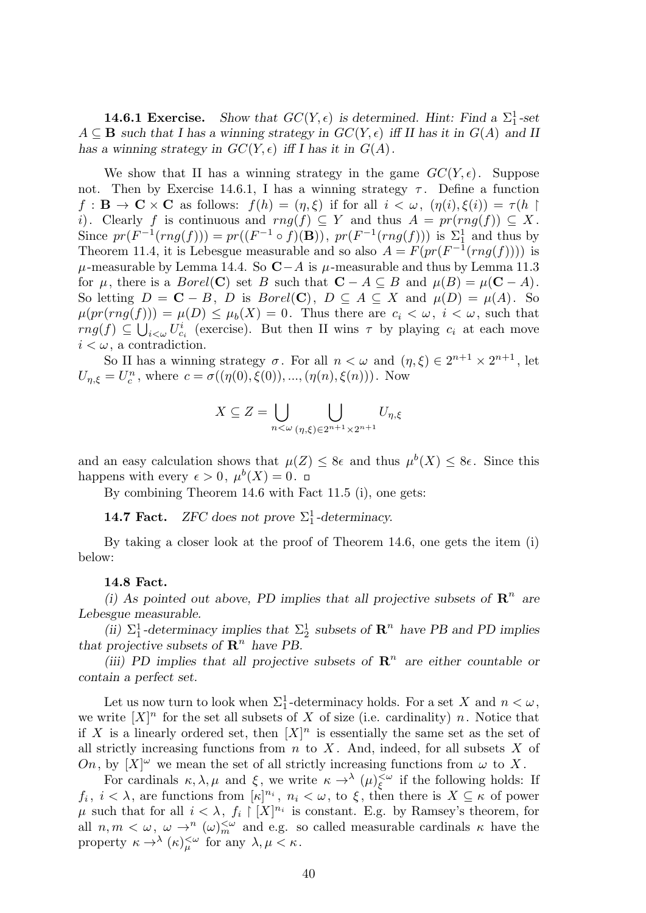**14.6.1 Exercise.** *Show that $GC(Y,\epsilon)$ is determined. Hint: Find a $\Sigma^1_1$-set $A \subseteq \mathbf{B}$ such that I has a winning strategy in $GC(Y,\epsilon)$ iff II has it in $G(A)$ and II has a winning strategy in $GC(Y,\epsilon)$ iff I has it in $G(A)$.*

We show that II has a winning strategy in the game $GC(Y,\epsilon)$. Suppose not. Then by Exercise 14.6.1, I has a winning strategy $\tau$. Define a function $f: \mathbf{B} \to \mathbf{C} \times \mathbf{C}$ as follows: $f(h) = (\eta, \xi)$ if for all $i < \omega$, $(\eta(i), \xi(i)) = \tau(h \restriction i)$. Clearly $f$ is continuous and $rng(f) \subseteq Y$ and thus $A = pr(rng(f)) \subseteq X$. Since $pr(F^{-1}(rng(f))) = pr((F^{-1} \circ f)(\mathbf{B}))$, $pr(F^{-1}(rng(f)))$ is $\Sigma^1_1$ and thus by Theorem 11.4, it is Lebesgue measurable and so also $A = F(pr(F^{-1}(rng(f))))$ is $\mu$-measurable by Lemma 14.4. So $\mathbf{C} - A$ is $\mu$-measurable and thus by Lemma 11.3 for $\mu$, there is a $Borel(\mathbf{C})$ set $B$ such that $\mathbf{C} - A \subseteq B$ and $\mu(B) = \mu(\mathbf{C} - A)$. So letting $D = \mathbf{C} - B$, $D$ is $Borel(\mathbf{C})$, $D \subseteq A \subseteq X$ and $\mu(D) = \mu(A)$. So $\mu(pr(rng(f))) = \mu(D) \leq \mu_b(X) = 0$. Thus there are $c_i < \omega$, $i < \omega$, such that $rng(f) \subseteq \bigcup_{i<\omega} U^i_{c_i}$ (exercise). But then II wins $\tau$ by playing $c_i$ at each move $i < \omega$, a contradiction.

So II has a winning strategy $\sigma$. For all $n < \omega$ and $(\eta, \xi) \in 2^{n+1} \times 2^{n+1}$, let $U_{\eta,\xi} = U^n_c$, where $c = \sigma((\eta(0), \xi(0)), ..., (\eta(n), \xi(n)))$. Now

$$X \subseteq Z = \bigcup_{n<\omega} \bigcup_{(\eta,\xi) \in 2^{n+1} \times 2^{n+1}} U_{\eta,\xi}$$

and an easy calculation shows that $\mu(Z) \leq 8\epsilon$ and thus $\mu^b(X) \leq 8\epsilon$. Since this happens with every $\epsilon > 0$, $\mu^b(X) = 0$. □

By combining Theorem 14.6 with Fact 11.5 (i), one gets:

**14.7 Fact.** *ZFC does not prove $\Sigma^1_1$-determinacy.*

By taking a closer look at the proof of Theorem 14.6, one gets the item (i) below:

**14.8 Fact.**

*(i) As pointed out above, PD implies that all projective subsets of $\mathbf{R}^n$ are Lebesgue measurable.*

*(ii) $\Sigma^1_1$-determinacy implies that $\Sigma^1_2$ subsets of $\mathbf{R}^n$ have PB and PD implies that projective subsets of $\mathbf{R}^n$ have PB.*

*(iii) PD implies that all projective subsets of $\mathbf{R}^n$ are either countable or contain a perfect set.*

Let us now turn to look when $\Sigma^1_1$-determinacy holds. For a set $X$ and $n < \omega$, we write $[X]^n$ for the set all subsets of $X$ of size (i.e. cardinality) $n$. Notice that if $X$ is a linearly ordered set, then $[X]^n$ is essentially the same set as the set of all strictly increasing functions from $n$ to $X$. And, indeed, for all subsets $X$ of $On$, by $[X]^\omega$ we mean the set of all strictly increasing functions from $\omega$ to $X$.

For cardinals $\kappa, \lambda, \mu$ and $\xi$, we write $\kappa \to^\lambda (\mu)^{<\omega}_\xi$ if the following holds: If $f_i$, $i < \lambda$, are functions from $[\kappa]^{n_i}$, $n_i < \omega$, to $\xi$, then there is $X \subseteq \kappa$ of power $\mu$ such that for all $i < \lambda$, $f_i \restriction [X]^{n_i}$ is constant. E.g. by Ramsey's theorem, for all $n, m < \omega$, $\omega \to^n (\omega)^{<\omega}_m$ and e.g. so called measurable cardinals $\kappa$ have the property $\kappa \to^\lambda (\kappa)^{<\omega}_\mu$ for any $\lambda, \mu < \kappa$.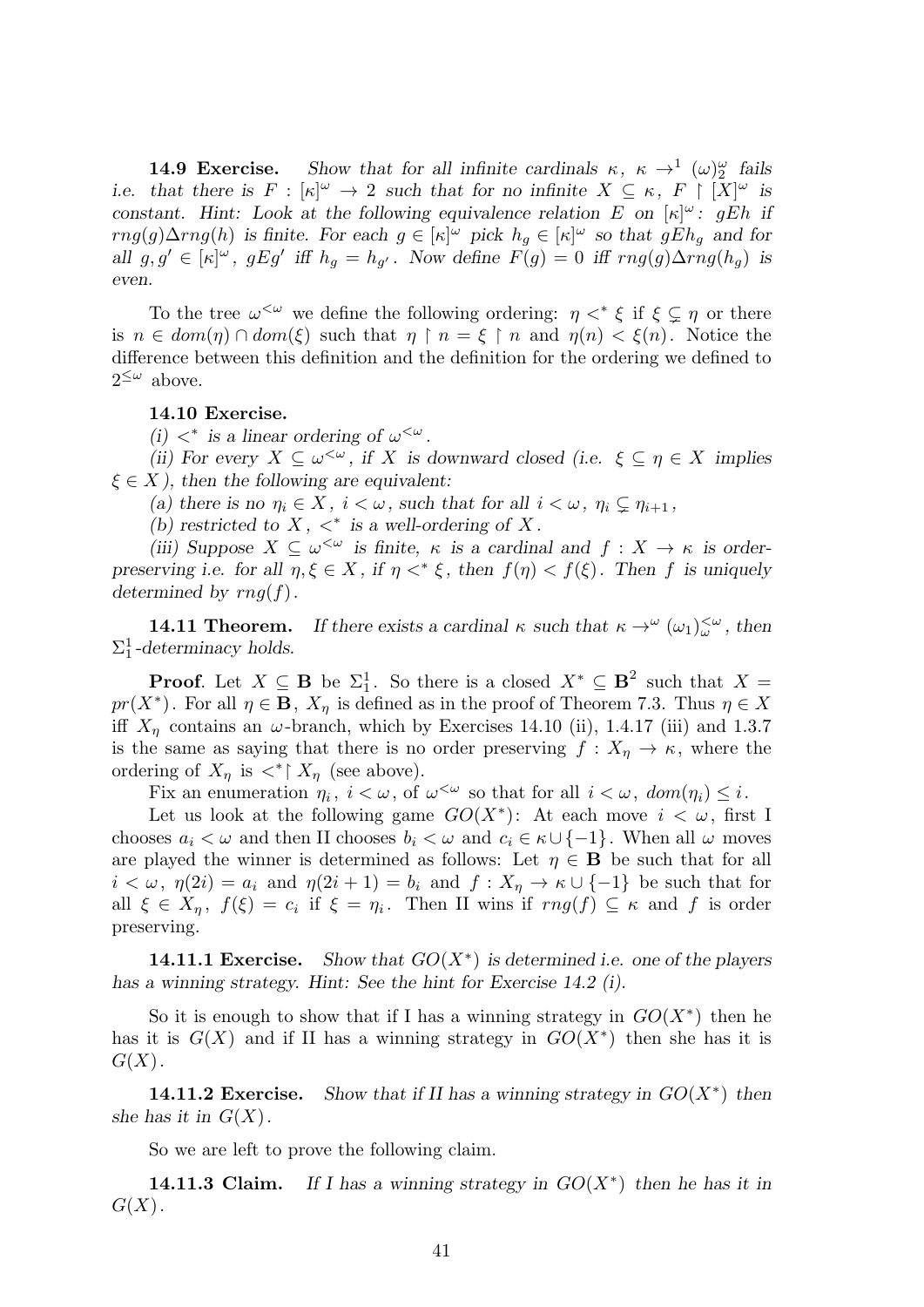**14.9 Exercise.** *Show that for all infinite cardinals $\kappa$, $\kappa \rightarrow^1 (\omega)^\omega_2$ fails i.e. that there is $F : [\kappa]^\omega \rightarrow 2$ such that for no infinite $X \subseteq \kappa$, $F \restriction [X]^\omega$ is constant. Hint: Look at the following equivalence relation $E$ on $[\kappa]^\omega$: $gEh$ if $rng(g)\Delta rng(h)$ is finite. For each $g \in [\kappa]^\omega$ pick $h_g \in [\kappa]^\omega$ so that $gEh_g$ and for all $g, g' \in [\kappa]^\omega$, $gEg'$ iff $h_g = h_{g'}$. Now define $F(g) = 0$ iff $rng(g)\Delta rng(h_g)$ is even.*

To the tree $\omega^{<\omega}$ we define the following ordering: $\eta <^* \xi$ if $\xi \subsetneq \eta$ or there is $n \in dom(\eta) \cap dom(\xi)$ such that $\eta \restriction n = \xi \restriction n$ and $\eta(n) < \xi(n)$. Notice the difference between this definition and the definition for the ordering we defined to $2^{\leq\omega}$ above.

**14.10 Exercise.**

*(i) $<^*$ is a linear ordering of $\omega^{<\omega}$.*

*(ii) For every $X \subseteq \omega^{<\omega}$, if $X$ is downward closed (i.e. $\xi \subseteq \eta \in X$ implies $\xi \in X$), then the following are equivalent:*

*(a) there is no $\eta_i \in X$, $i < \omega$, such that for all $i < \omega$, $\eta_i \subsetneq \eta_{i+1}$,*

*(b) restricted to $X$, $<^*$ is a well-ordering of $X$.*

*(iii) Suppose $X \subseteq \omega^{<\omega}$ is finite, $\kappa$ is a cardinal and $f : X \rightarrow \kappa$ is order-preserving i.e. for all $\eta, \xi \in X$, if $\eta <^* \xi$, then $f(\eta) < f(\xi)$. Then $f$ is uniquely determined by $rng(f)$.*

**14.11 Theorem.** *If there exists a cardinal $\kappa$ such that $\kappa \rightarrow^\omega (\omega_1)^{<\omega}_\omega$, then $\Sigma^1_1$-determinacy holds.*

**Proof**. Let $X \subseteq \mathbf{B}$ be $\Sigma^1_1$. So there is a closed $X^* \subseteq \mathbf{B}^2$ such that $X = pr(X^*)$. For all $\eta \in \mathbf{B}$, $X_\eta$ is defined as in the proof of Theorem 7.3. Thus $\eta \in X$ iff $X_\eta$ contains an $\omega$-branch, which by Exercises 14.10 (ii), 1.4.17 (iii) and 1.3.7 is the same as saying that there is no order preserving $f : X_\eta \rightarrow \kappa$, where the ordering of $X_\eta$ is $<^* \restriction X_\eta$ (see above).

Fix an enumeration $\eta_i$, $i < \omega$, of $\omega^{<\omega}$ so that for all $i < \omega$, $dom(\eta_i) \leq i$.

Let us look at the following game $GO(X^*)$: At each move $i < \omega$, first I chooses $a_i < \omega$ and then II chooses $b_i < \omega$ and $c_i \in \kappa \cup \{-1\}$. When all $\omega$ moves are played the winner is determined as follows: Let $\eta \in \mathbf{B}$ be such that for all $i < \omega$, $\eta(2i) = a_i$ and $\eta(2i+1) = b_i$ and $f : X_\eta \rightarrow \kappa \cup \{-1\}$ be such that for all $\xi \in X_\eta$, $f(\xi) = c_i$ if $\xi = \eta_i$. Then II wins if $rng(f) \subseteq \kappa$ and $f$ is order preserving.

**14.11.1 Exercise.** *Show that $GO(X^*)$ is determined i.e. one of the players has a winning strategy. Hint: See the hint for Exercise 14.2 (i).*

So it is enough to show that if I has a winning strategy in $GO(X^*)$ then he has it is $G(X)$ and if II has a winning strategy in $GO(X^*)$ then she has it is $G(X)$.

**14.11.2 Exercise.** *Show that if II has a winning strategy in $GO(X^*)$ then she has it in $G(X)$.*

So we are left to prove the following claim.

**14.11.3 Claim.** *If I has a winning strategy in $GO(X^*)$ then he has it in $G(X)$.*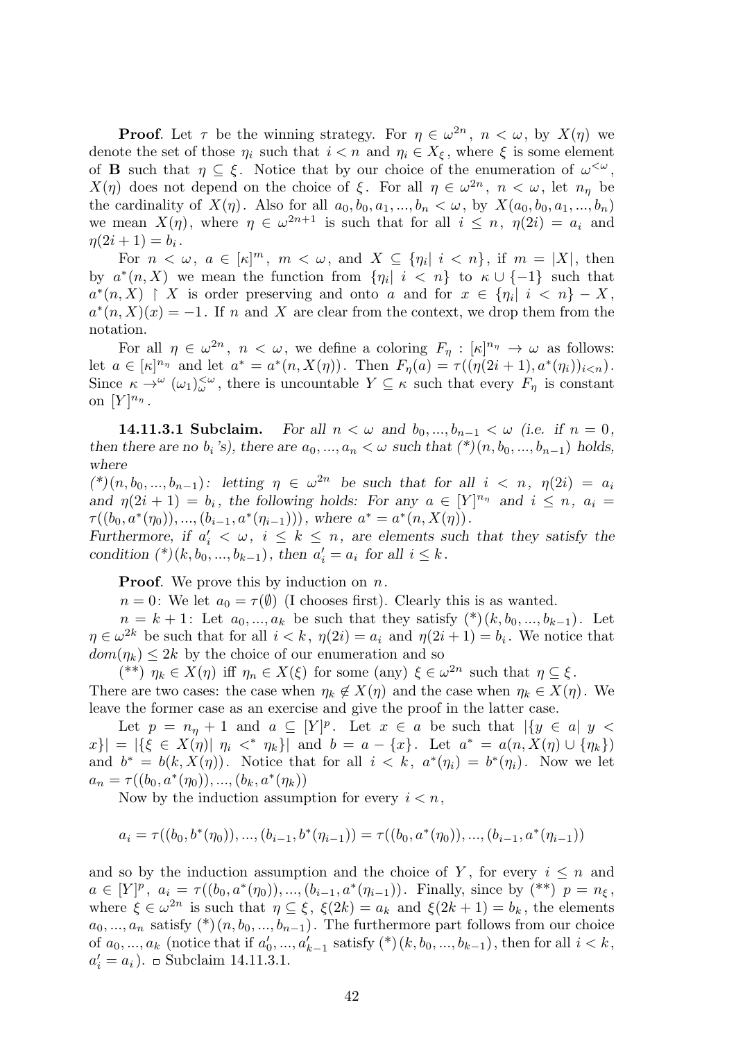**Proof**. Let $\tau$ be the winning strategy. For $\eta \in \omega^{2n}$, $n < \omega$, by $X(\eta)$ we denote the set of those $\eta_i$ such that $i < n$ and $\eta_i \in X_\xi$, where $\xi$ is some element of $\mathbf{B}$ such that $\eta \subseteq \xi$. Notice that by our choice of the enumeration of $\omega^{<\omega}$, $X(\eta)$ does not depend on the choice of $\xi$. For all $\eta \in \omega^{2n}$, $n < \omega$, let $n_\eta$ be the cardinality of $X(\eta)$. Also for all $a_0, b_0, a_1, ..., b_n < \omega$, by $X(a_0, b_0, a_1, ..., b_n)$ we mean $X(\eta)$, where $\eta \in \omega^{2n+1}$ is such that for all $i \leq n$, $\eta(2i) = a_i$ and $\eta(2i+1) = b_i$.

For $n < \omega$, $a \in [\kappa]^m$, $m < \omega$, and $X \subseteq \{\eta_i |\ i < n\}$, if $m = |X|$, then by $a^*(n, X)$ we mean the function from $\{\eta_i |\ i < n\}$ to $\kappa \cup \{-1\}$ such that $a^*(n, X) \restriction X$ is order preserving and onto $a$ and for $x \in \{\eta_i |\ i < n\} - X$, $a^*(n, X)(x) = -1$. If $n$ and $X$ are clear from the context, we drop them from the notation.

For all $\eta \in \omega^{2n}$, $n < \omega$, we define a coloring $F_\eta : [\kappa]^{n_\eta} \to \omega$ as follows: let $a \in [\kappa]^{n_\eta}$ and let $a^* = a^*(n, X(\eta))$. Then $F_\eta(a) = \tau((\eta(2i+1), a^*(\eta_i))_{i<n})$. Since $\kappa \to^\omega (\omega_1)^{<\omega}_\omega$, there is uncountable $Y \subseteq \kappa$ such that every $F_\eta$ is constant on $[Y]^{n_\eta}$.

**14.11.3.1 Subclaim.** *For all $n < \omega$ and $b_0, ..., b_{n-1} < \omega$ (i.e. if $n = 0$, then there are no $b_i$'s), there are $a_0, ..., a_n < \omega$ such that $(*)(n, b_0, ..., b_{n-1})$ holds, where*
*$(*)(n, b_0, ..., b_{n-1})$: letting $\eta \in \omega^{2n}$ be such that for all $i < n$, $\eta(2i) = a_i$ and $\eta(2i+1) = b_i$, the following holds: For any $a \in [Y]^{n_\eta}$ and $i \leq n$, $a_i = \tau((b_0, a^*(\eta_0)), ..., (b_{i-1}, a^*(\eta_{i-1})))$, where $a^* = a^*(n, X(\eta))$.*
*Furthermore, if $a'_i < \omega$, $i \leq k \leq n$, are elements such that they satisfy the condition $(*)(k, b_0, ..., b_{k-1})$, then $a'_i = a_i$ for all $i \leq k$.*

**Proof**. We prove this by induction on $n$.

$n = 0$: We let $a_0 = \tau(\emptyset)$ (I chooses first). Clearly this is as wanted.

$n = k+1$: Let $a_0, ..., a_k$ be such that they satisfy $(*)(k, b_0, ..., b_{k-1})$. Let $\eta \in \omega^{2k}$ be such that for all $i < k$, $\eta(2i) = a_i$ and $\eta(2i+1) = b_i$. We notice that $dom(\eta_k) \leq 2k$ by the choice of our enumeration and so

$(**)$ $\eta_k \in X(\eta)$ iff $\eta_n \in X(\xi)$ for some (any) $\xi \in \omega^{2n}$ such that $\eta \subseteq \xi$.

There are two cases: the case when $\eta_k \notin X(\eta)$ and the case when $\eta_k \in X(\eta)$. We leave the former case as an exercise and give the proof in the latter case.

Let $p = n_\eta + 1$ and $a \subseteq [Y]^p$. Let $x \in a$ be such that $|\{y \in a|\ y < x\}| = |\{\xi \in X(\eta)|\ \eta_i <^* \eta_k\}|$ and $b = a - \{x\}$. Let $a^* = a(n, X(\eta) \cup \{\eta_k\})$ and $b^* = b(k, X(\eta))$. Notice that for all $i < k$, $a^*(\eta_i) = b^*(\eta_i)$. Now we let $a_n = \tau((b_0, a^*(\eta_0)), ..., (b_k, a^*(\eta_k)))$

Now by the induction assumption for every $i < n$,

$$a_i = \tau((b_0, b^*(\eta_0)), ..., (b_{i-1}, b^*(\eta_{i-1})) = \tau((b_0, a^*(\eta_0)), ..., (b_{i-1}, a^*(\eta_{i-1}))$$

and so by the induction assumption and the choice of $Y$, for every $i \leq n$ and $a \in [Y]^p$, $a_i = \tau((b_0, a^*(\eta_0)), ..., (b_{i-1}, a^*(\eta_{i-1}))$. Finally, since by $(**)$ $p = n_\xi$, where $\xi \in \omega^{2n}$ is such that $\eta \subseteq \xi$, $\xi(2k) = a_k$ and $\xi(2k+1) = b_k$, the elements $a_0, ..., a_n$ satisfy $(*)(n, b_0, ..., b_{n-1})$. The furthermore part follows from our choice of $a_0, ..., a_k$ (notice that if $a'_0, ..., a'_{k-1}$ satisfy $(*)(k, b_0, ..., b_{k-1})$, then for all $i < k$, $a'_i = a_i$). ▫ Subclaim 14.11.3.1.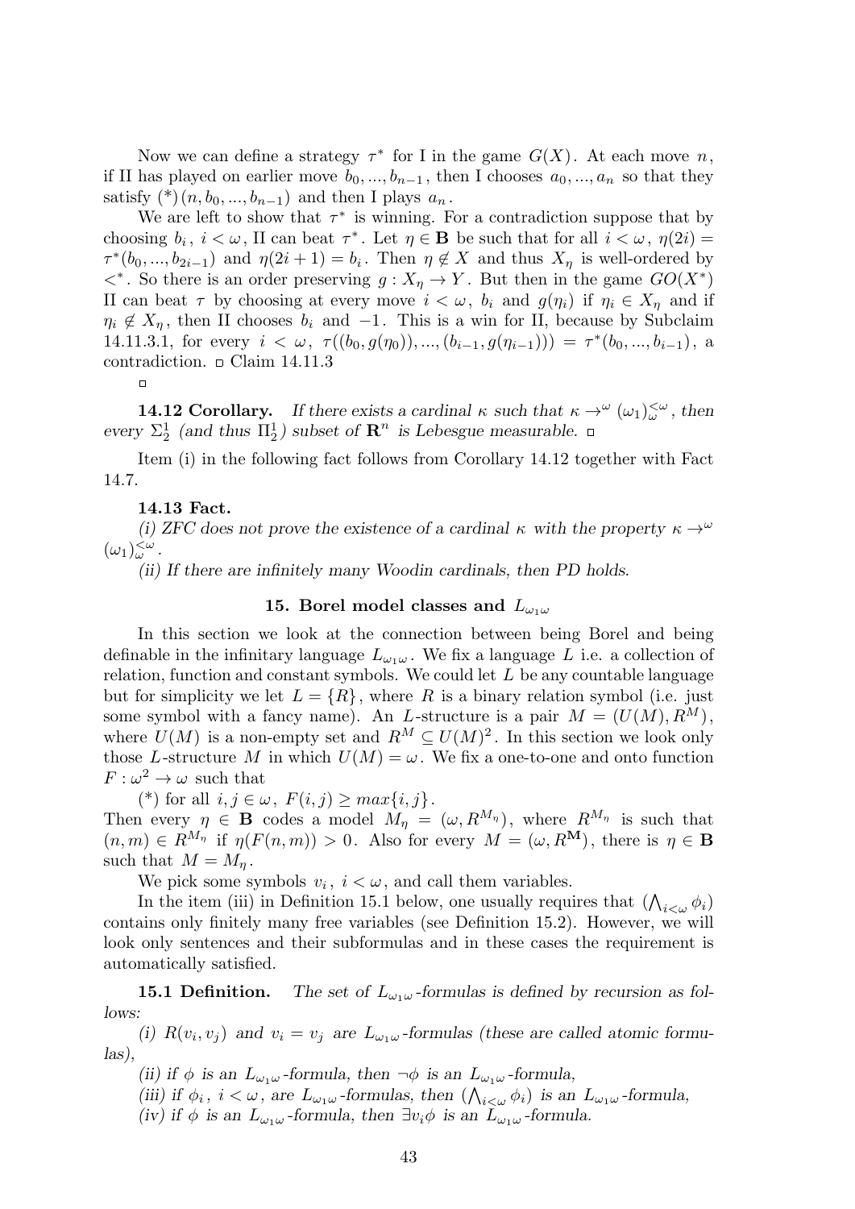Now we can define a strategy $\tau^*$ for I in the game $G(X)$. At each move $n$, if II has played on earlier move $b_0, ..., b_{n-1}$, then I chooses $a_0, ..., a_n$ so that they satisfy $(*)(n, b_0, ..., b_{n-1})$ and then I plays $a_n$.

We are left to show that $\tau^*$ is winning. For a contradiction suppose that by choosing $b_i$, $i < \omega$, II can beat $\tau^*$. Let $\eta \in \mathbf{B}$ be such that for all $i < \omega$, $\eta(2i) = \tau^*(b_0, ..., b_{2i-1})$ and $\eta(2i+1) = b_i$. Then $\eta \notin X$ and thus $X_\eta$ is well-ordered by $<^*$. So there is an order preserving $g : X_\eta \to Y$. But then in the game $GO(X^*)$ II can beat $\tau$ by choosing at every move $i < \omega$, $b_i$ and $g(\eta_i)$ if $\eta_i \in X_\eta$ and if $\eta_i \notin X_\eta$, then II chooses $b_i$ and $-1$. This is a win for II, because by Subclaim 14.11.3.1, for every $i < \omega$, $\tau((b_0, g(\eta_0)), ..., (b_{i-1}, g(\eta_{i-1}))) = \tau^*(b_0, ..., b_{i-1})$, a contradiction. $\square$ Claim 14.11.3

$\square$

**14.12 Corollary.** *If there exists a cardinal $\kappa$ such that $\kappa \to^\omega (\omega_1)^{<\omega}_\omega$, then every $\Sigma^1_2$ (and thus $\Pi^1_2$) subset of $\mathbf{R}^n$ is Lebesgue measurable.* $\square$

Item (i) in the following fact follows from Corollary 14.12 together with Fact 14.7.

**14.13 Fact.**

*(i) ZFC does not prove the existence of a cardinal $\kappa$ with the property $\kappa \to^\omega (\omega_1)^{<\omega}_\omega$.*

*(ii) If there are infinitely many Woodin cardinals, then PD holds.*

## 15. Borel model classes and $L_{\omega_1\omega}$

In this section we look at the connection between being Borel and being definable in the infinitary language $L_{\omega_1\omega}$. We fix a language $L$ i.e. a collection of relation, function and constant symbols. We could let $L$ be any countable language but for simplicity we let $L = \{R\}$, where $R$ is a binary relation symbol (i.e. just some symbol with a fancy name). An $L$-structure is a pair $M = (U(M), R^M)$, where $U(M)$ is a non-empty set and $R^M \subseteq U(M)^2$. In this section we look only those $L$-structure $M$ in which $U(M) = \omega$. We fix a one-to-one and onto function $F : \omega^2 \to \omega$ such that

(*) for all $i, j \in \omega$, $F(i, j) \geq max\{i, j\}$.

Then every $\eta \in \mathbf{B}$ codes a model $M_\eta = (\omega, R^{M_\eta})$, where $R^{M_\eta}$ is such that $(n, m) \in R^{M_\eta}$ if $\eta(F(n, m)) > 0$. Also for every $M = (\omega, R^{\mathbf{M}})$, there is $\eta \in \mathbf{B}$ such that $M = M_\eta$.

We pick some symbols $v_i$, $i < \omega$, and call them variables.

In the item (iii) in Definition 15.1 below, one usually requires that $(\bigwedge_{i<\omega} \phi_i)$ contains only finitely many free variables (see Definition 15.2). However, we will look only sentences and their subformulas and in these cases the requirement is automatically satisfied.

**15.1 Definition.** *The set of $L_{\omega_1\omega}$-formulas is defined by recursion as follows:*

*(i) $R(v_i, v_j)$ and $v_i = v_j$ are $L_{\omega_1\omega}$-formulas (these are called atomic formulas),*

*(ii) if $\phi$ is an $L_{\omega_1\omega}$-formula, then $\neg\phi$ is an $L_{\omega_1\omega}$-formula,*

*(iii) if $\phi_i$, $i < \omega$, are $L_{\omega_1\omega}$-formulas, then $(\bigwedge_{i<\omega} \phi_i)$ is an $L_{\omega_1\omega}$-formula,*

*(iv) if $\phi$ is an $L_{\omega_1\omega}$-formula, then $\exists v_i \phi$ is an $L_{\omega_1\omega}$-formula.*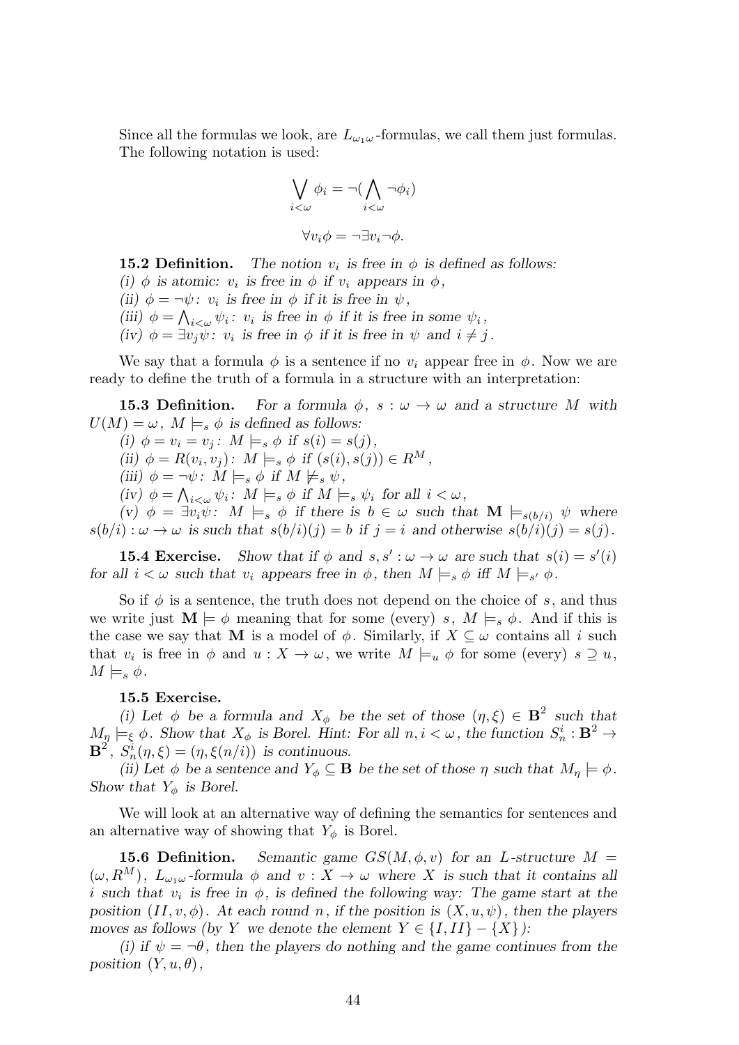Since all the formulas we look, are $L_{\omega_1\omega}$-formulas, we call them just formulas. The following notation is used:

$$\bigvee_{i<\omega} \phi_i = \neg(\bigwedge_{i<\omega} \neg\phi_i)$$

$$\forall v_i \phi = \neg\exists v_i \neg\phi.$$

**15.2 Definition.** *The notion $v_i$ is free in $\phi$ is defined as follows:*
*(i) $\phi$ is atomic: $v_i$ is free in $\phi$ if $v_i$ appears in $\phi$,*
*(ii) $\phi = \neg\psi$: $v_i$ is free in $\phi$ if it is free in $\psi$,*
*(iii) $\phi = \bigwedge_{i<\omega} \psi_i$: $v_i$ is free in $\phi$ if it is free in some $\psi_i$,*
*(iv) $\phi = \exists v_j \psi$: $v_i$ is free in $\phi$ if it is free in $\psi$ and $i \neq j$.*

We say that a formula $\phi$ is a sentence if no $v_i$ appear free in $\phi$. Now we are ready to define the truth of a formula in a structure with an interpretation:

**15.3 Definition.** *For a formula $\phi$, $s : \omega \to \omega$ and a structure $M$ with $U(M) = \omega$, $M \models_s \phi$ is defined as follows:*
*(i) $\phi = v_i = v_j$: $M \models_s \phi$ if $s(i) = s(j)$,*
*(ii) $\phi = R(v_i, v_j)$: $M \models_s \phi$ if $(s(i), s(j)) \in R^M$,*
*(iii) $\phi = \neg\psi$: $M \models_s \phi$ if $M \not\models_s \psi$,*
*(iv) $\phi = \bigwedge_{i<\omega} \psi_i$: $M \models_s \phi$ if $M \models_s \psi_i$ for all $i < \omega$,*
*(v) $\phi = \exists v_i \psi$: $M \models_s \phi$ if there is $b \in \omega$ such that $\mathbf{M} \models_{s(b/i)} \psi$ where $s(b/i) : \omega \to \omega$ is such that $s(b/i)(j) = b$ if $j = i$ and otherwise $s(b/i)(j) = s(j)$.*

**15.4 Exercise.** *Show that if $\phi$ and $s, s' : \omega \to \omega$ are such that $s(i) = s'(i)$ for all $i < \omega$ such that $v_i$ appears free in $\phi$, then $M \models_s \phi$ iff $M \models_{s'} \phi$.*

So if $\phi$ is a sentence, the truth does not depend on the choice of $s$, and thus we write just $\mathbf{M} \models \phi$ meaning that for some (every) $s$, $M \models_s \phi$. And if this is the case we say that $\mathbf{M}$ is a model of $\phi$. Similarly, if $X \subseteq \omega$ contains all $i$ such that $v_i$ is free in $\phi$ and $u : X \to \omega$, we write $M \models_u \phi$ for some (every) $s \supseteq u$, $M \models_s \phi$.

**15.5 Exercise.**
*(i) Let $\phi$ be a formula and $X_\phi$ be the set of those $(\eta, \xi) \in \mathbf{B}^2$ such that $M_\eta \models_\xi \phi$. Show that $X_\phi$ is Borel. Hint: For all $n, i < \omega$, the function $S_n^i : \mathbf{B}^2 \to \mathbf{B}^2$, $S_n^i(\eta, \xi) = (\eta, \xi(n/i))$ is continuous.*
*(ii) Let $\phi$ be a sentence and $Y_\phi \subseteq \mathbf{B}$ be the set of those $\eta$ such that $M_\eta \models \phi$. Show that $Y_\phi$ is Borel.*

We will look at an alternative way of defining the semantics for sentences and an alternative way of showing that $Y_\phi$ is Borel.

**15.6 Definition.** *Semantic game $GS(M, \phi, v)$ for an $L$-structure $M = (\omega, R^M)$, $L_{\omega_1\omega}$-formula $\phi$ and $v : X \to \omega$ where $X$ is such that it contains all $i$ such that $v_i$ is free in $\phi$, is defined the following way: The game start at the position $(II, v, \phi)$. At each round $n$, if the position is $(X, u, \psi)$, then the players moves as follows (by $Y$ we denote the element $Y \in \{I, II\} - \{X\}$):*
*(i) if $\psi = \neg\theta$, then the players do nothing and the game continues from the position $(Y, u, \theta)$,*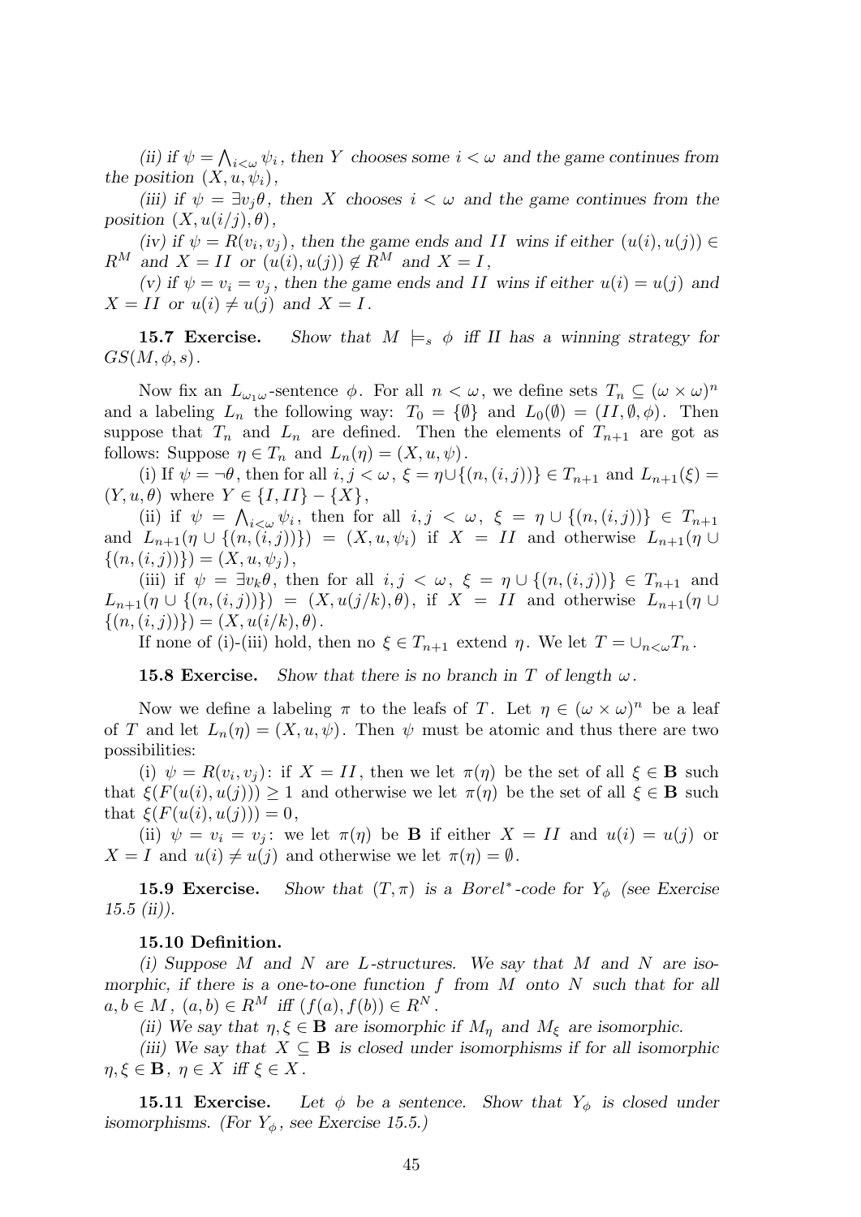*(ii) if $\psi = \bigwedge_{i<\omega} \psi_i$, then $Y$ chooses some $i < \omega$ and the game continues from the position $(X, u, \psi_i)$,*

*(iii) if $\psi = \exists v_j \theta$, then $X$ chooses $i < \omega$ and the game continues from the position $(X, u(i/j), \theta)$,*

*(iv) if $\psi = R(v_i, v_j)$, then the game ends and $II$ wins if either $(u(i), u(j)) \in R^M$ and $X = II$ or $(u(i), u(j)) \notin R^M$ and $X = I$,*

*(v) if $\psi = v_i = v_j$, then the game ends and $II$ wins if either $u(i) = u(j)$ and $X = II$ or $u(i) \neq u(j)$ and $X = I$.*

**15.7 Exercise.** *Show that $M \models_s \phi$ iff $II$ has a winning strategy for $GS(M, \phi, s)$.*

Now fix an $L_{\omega_1\omega}$-sentence $\phi$. For all $n < \omega$, we define sets $T_n \subseteq (\omega \times \omega)^n$ and a labeling $L_n$ the following way: $T_0 = \{\emptyset\}$ and $L_0(\emptyset) = (II, \emptyset, \phi)$. Then suppose that $T_n$ and $L_n$ are defined. Then the elements of $T_{n+1}$ are got as follows: Suppose $\eta \in T_n$ and $L_n(\eta) = (X, u, \psi)$.

(i) If $\psi = \neg\theta$, then for all $i, j < \omega$, $\xi = \eta \cup \{(n, (i, j))\} \in T_{n+1}$ and $L_{n+1}(\xi) = (Y, u, \theta)$ where $Y \in \{I, II\} - \{X\}$,

(ii) if $\psi = \bigwedge_{i<\omega} \psi_i$, then for all $i, j < \omega$, $\xi = \eta \cup \{(n, (i, j))\} \in T_{n+1}$ and $L_{n+1}(\eta \cup \{(n, (i, j))\}) = (X, u, \psi_i)$ if $X = II$ and otherwise $L_{n+1}(\eta \cup \{(n, (i, j))\}) = (X, u, \psi_j)$,

(iii) if $\psi = \exists v_k \theta$, then for all $i, j < \omega$, $\xi = \eta \cup \{(n, (i, j))\} \in T_{n+1}$ and $L_{n+1}(\eta \cup \{(n, (i, j))\}) = (X, u(j/k), \theta)$, if $X = II$ and otherwise $L_{n+1}(\eta \cup \{(n, (i, j))\}) = (X, u(i/k), \theta)$.

If none of (i)-(iii) hold, then no $\xi \in T_{n+1}$ extend $\eta$. We let $T = \cup_{n<\omega} T_n$.

**15.8 Exercise.** *Show that there is no branch in $T$ of length $\omega$.*

Now we define a labeling $\pi$ to the leafs of $T$. Let $\eta \in (\omega \times \omega)^n$ be a leaf of $T$ and let $L_n(\eta) = (X, u, \psi)$. Then $\psi$ must be atomic and thus there are two possibilities:

(i) $\psi = R(v_i, v_j)$: if $X = II$, then we let $\pi(\eta)$ be the set of all $\xi \in \mathbf{B}$ such that $\xi(F(u(i), u(j))) \geq 1$ and otherwise we let $\pi(\eta)$ be the set of all $\xi \in \mathbf{B}$ such that $\xi(F(u(i), u(j))) = 0$,

(ii) $\psi = v_i = v_j$: we let $\pi(\eta)$ be $\mathbf{B}$ if either $X = II$ and $u(i) = u(j)$ or $X = I$ and $u(i) \neq u(j)$ and otherwise we let $\pi(\eta) = \emptyset$.

**15.9 Exercise.** *Show that $(T, \pi)$ is a Borel$^*$-code for $Y_\phi$ (see Exercise 15.5 (ii)).*

**15.10 Definition.**

*(i) Suppose $M$ and $N$ are $L$-structures. We say that $M$ and $N$ are isomorphic, if there is a one-to-one function $f$ from $M$ onto $N$ such that for all $a, b \in M$, $(a, b) \in R^M$ iff $(f(a), f(b)) \in R^N$.*

*(ii) We say that $\eta, \xi \in \mathbf{B}$ are isomorphic if $M_\eta$ and $M_\xi$ are isomorphic.*

*(iii) We say that $X \subseteq \mathbf{B}$ is closed under isomorphisms if for all isomorphic $\eta, \xi \in \mathbf{B}$, $\eta \in X$ iff $\xi \in X$.*

**15.11 Exercise.** *Let $\phi$ be a sentence. Show that $Y_\phi$ is closed under isomorphisms. (For $Y_\phi$, see Exercise 15.5.)*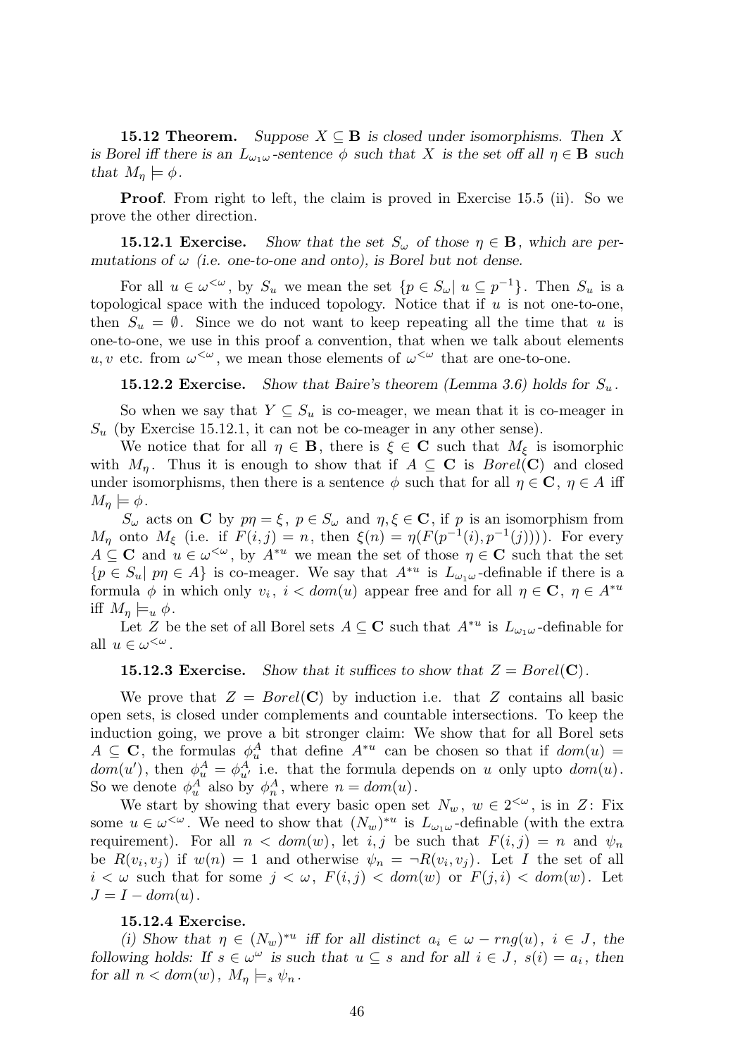**15.12 Theorem.** *Suppose $X \subseteq \mathbf{B}$ is closed under isomorphisms. Then $X$ is Borel iff there is an $L_{\omega_1\omega}$-sentence $\phi$ such that $X$ is the set off all $\eta \in \mathbf{B}$ such that $M_\eta \models \phi$.*

**Proof**. From right to left, the claim is proved in Exercise 15.5 (ii). So we prove the other direction.

**15.12.1 Exercise.** *Show that the set $S_\omega$ of those $\eta \in \mathbf{B}$, which are permutations of $\omega$ (i.e. one-to-one and onto), is Borel but not dense.*

For all $u \in \omega^{<\omega}$, by $S_u$ we mean the set $\{p \in S_\omega |\ u \subseteq p^{-1}\}$. Then $S_u$ is a topological space with the induced topology. Notice that if $u$ is not one-to-one, then $S_u = \emptyset$. Since we do not want to keep repeating all the time that $u$ is one-to-one, we use in this proof a convention, that when we talk about elements $u, v$ etc. from $\omega^{<\omega}$, we mean those elements of $\omega^{<\omega}$ that are one-to-one.

**15.12.2 Exercise.** *Show that Baire's theorem (Lemma 3.6) holds for $S_u$.*

So when we say that $Y \subseteq S_u$ is co-meager, we mean that it is co-meager in $S_u$ (by Exercise 15.12.1, it can not be co-meager in any other sense).

We notice that for all $\eta \in \mathbf{B}$, there is $\xi \in \mathbf{C}$ such that $M_\xi$ is isomorphic with $M_\eta$. Thus it is enough to show that if $A \subseteq \mathbf{C}$ is $Borel(\mathbf{C})$ and closed under isomorphisms, then there is a sentence $\phi$ such that for all $\eta \in \mathbf{C}$, $\eta \in A$ iff $M_\eta \models \phi$.

$S_\omega$ acts on $\mathbf{C}$ by $p\eta = \xi$, $p \in S_\omega$ and $\eta, \xi \in \mathbf{C}$, if $p$ is an isomorphism from $M_\eta$ onto $M_\xi$ (i.e. if $F(i,j) = n$, then $\xi(n) = \eta(F(p^{-1}(i), p^{-1}(j)))$). For every $A \subseteq \mathbf{C}$ and $u \in \omega^{<\omega}$, by $A^{*u}$ we mean the set of those $\eta \in \mathbf{C}$ such that the set $\{p \in S_u |\ p\eta \in A\}$ is co-meager. We say that $A^{*u}$ is $L_{\omega_1\omega}$-definable if there is a formula $\phi$ in which only $v_i$, $i < dom(u)$ appear free and for all $\eta \in \mathbf{C}$, $\eta \in A^{*u}$ iff $M_\eta \models_u \phi$.

Let $Z$ be the set of all Borel sets $A \subseteq \mathbf{C}$ such that $A^{*u}$ is $L_{\omega_1\omega}$-definable for all $u \in \omega^{<\omega}$.

**15.12.3 Exercise.** *Show that it suffices to show that $Z = Borel(\mathbf{C})$.*

We prove that $Z = Borel(\mathbf{C})$ by induction i.e. that $Z$ contains all basic open sets, is closed under complements and countable intersections. To keep the induction going, we prove a bit stronger claim: We show that for all Borel sets $A \subseteq \mathbf{C}$, the formulas $\phi^A_u$ that define $A^{*u}$ can be chosen so that if $dom(u) = dom(u')$, then $\phi^A_u = \phi^A_{u'}$ i.e. that the formula depends on $u$ only upto $dom(u)$. So we denote $\phi^A_u$ also by $\phi^A_n$, where $n = dom(u)$.

We start by showing that every basic open set $N_w$, $w \in 2^{<\omega}$, is in $Z$: Fix some $u \in \omega^{<\omega}$. We need to show that $(N_w)^{*u}$ is $L_{\omega_1\omega}$-definable (with the extra requirement). For all $n < dom(w)$, let $i, j$ be such that $F(i,j) = n$ and $\psi_n$ be $R(v_i, v_j)$ if $w(n) = 1$ and otherwise $\psi_n = \neg R(v_i, v_j)$. Let $I$ the set of all $i < \omega$ such that for some $j < \omega$, $F(i,j) < dom(w)$ or $F(j,i) < dom(w)$. Let $J = I - dom(u)$.

**15.12.4 Exercise.**

*(i) Show that $\eta \in (N_w)^{*u}$ iff for all distinct $a_i \in \omega - rng(u)$, $i \in J$, the following holds: If $s \in \omega^\omega$ is such that $u \subseteq s$ and for all $i \in J$, $s(i) = a_i$, then for all $n < dom(w)$, $M_\eta \models_s \psi_n$.*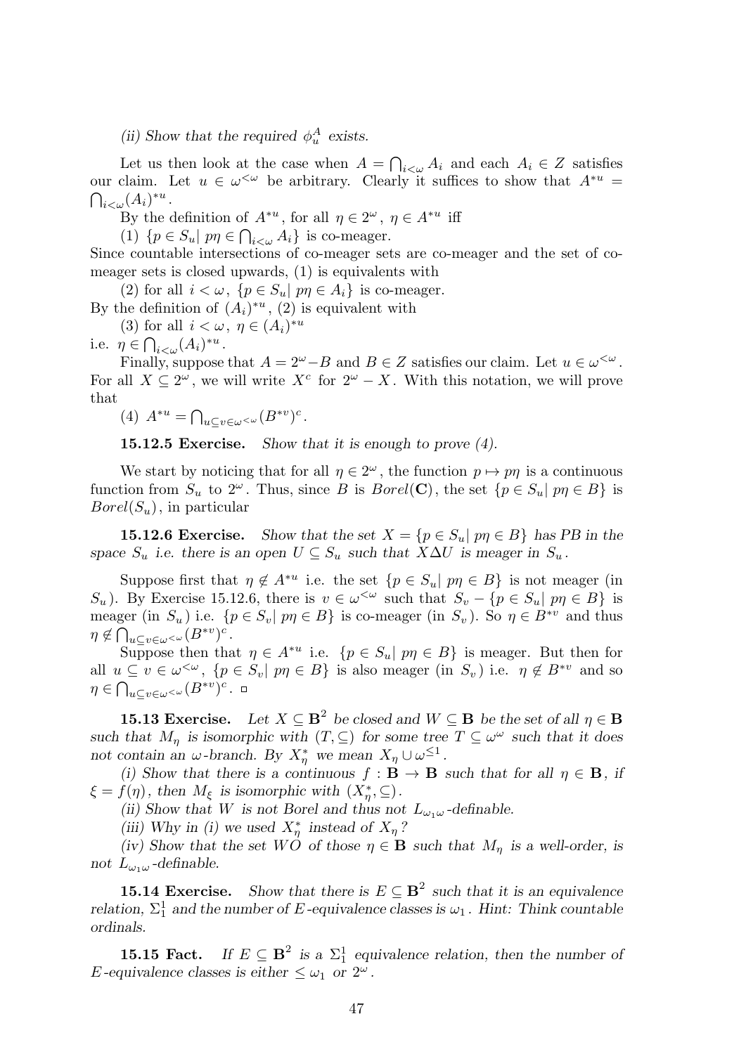*(ii) Show that the required $\phi_u^A$ exists.*

Let us then look at the case when $A = \bigcap_{i<\omega} A_i$ and each $A_i \in Z$ satisfies our claim. Let $u \in \omega^{<\omega}$ be arbitrary. Clearly it suffices to show that $A^{*u} = \bigcap_{i<\omega}(A_i)^{*u}$.

By the definition of $A^{*u}$, for all $\eta \in 2^\omega$, $\eta \in A^{*u}$ iff

(1) $\{p \in S_u |\ p\eta \in \bigcap_{i<\omega} A_i\}$ is co-meager.

Since countable intersections of co-meager sets are co-meager and the set of co-meager sets is closed upwards, (1) is equivalents with

(2) for all $i < \omega$, $\{p \in S_u |\ p\eta \in A_i\}$ is co-meager.

By the definition of $(A_i)^{*u}$, (2) is equivalent with

(3) for all $i < \omega$, $\eta \in (A_i)^{*u}$

i.e. $\eta \in \bigcap_{i<\omega}(A_i)^{*u}$.

Finally, suppose that $A = 2^\omega - B$ and $B \in Z$ satisfies our claim. Let $u \in \omega^{<\omega}$. For all $X \subseteq 2^\omega$, we will write $X^c$ for $2^\omega - X$. With this notation, we will prove that

(4) $A^{*u} = \bigcap_{u \subseteq v \in \omega^{<\omega}} (B^{*v})^c$.

**15.12.5 Exercise.** *Show that it is enough to prove (4).*

We start by noticing that for all $\eta \in 2^\omega$, the function $p \mapsto p\eta$ is a continuous function from $S_u$ to $2^\omega$. Thus, since $B$ is $Borel(\mathbf{C})$, the set $\{p \in S_u |\ p\eta \in B\}$ is $Borel(S_u)$, in particular

**15.12.6 Exercise.** *Show that the set $X = \{p \in S_u |\ p\eta \in B\}$ has PB in the space $S_u$ i.e. there is an open $U \subseteq S_u$ such that $X \Delta U$ is meager in $S_u$.*

Suppose first that $\eta \notin A^{*u}$ i.e. the set $\{p \in S_u |\ p\eta \in B\}$ is not meager (in $S_u$). By Exercise 15.12.6, there is $v \in \omega^{<\omega}$ such that $S_v - \{p \in S_u |\ p\eta \in B\}$ is meager (in $S_u$) i.e. $\{p \in S_v |\ p\eta \in B\}$ is co-meager (in $S_v$). So $\eta \in B^{*v}$ and thus $\eta \notin \bigcap_{u \subseteq v \in \omega^{<\omega}} (B^{*v})^c$.

Suppose then that $\eta \in A^{*u}$ i.e. $\{p \in S_u |\ p\eta \in B\}$ is meager. But then for all $u \subseteq v \in \omega^{<\omega}$, $\{p \in S_v |\ p\eta \in B\}$ is also meager (in $S_v$) i.e. $\eta \notin B^{*v}$ and so $\eta \in \bigcap_{u \subseteq v \in \omega^{<\omega}} (B^{*v})^c$. □

**15.13 Exercise.** *Let $X \subseteq \mathbf{B}^2$ be closed and $W \subseteq \mathbf{B}$ be the set of all $\eta \in \mathbf{B}$ such that $M_\eta$ is isomorphic with $(T, \subseteq)$ for some tree $T \subseteq \omega^\omega$ such that it does not contain an $\omega$-branch. By $X_\eta^*$ we mean $X_\eta \cup \omega^{\leq 1}$.*

*(i) Show that there is a continuous $f : \mathbf{B} \to \mathbf{B}$ such that for all $\eta \in \mathbf{B}$, if $\xi = f(\eta)$, then $M_\xi$ is isomorphic with $(X_\eta^*, \subseteq)$.*

*(ii) Show that $W$ is not Borel and thus not $L_{\omega_1\omega}$-definable.*

*(iii) Why in (i) we used $X_\eta^*$ instead of $X_\eta$?*

*(iv) Show that the set $WO$ of those $\eta \in \mathbf{B}$ such that $M_\eta$ is a well-order, is not $L_{\omega_1\omega}$-definable.*

**15.14 Exercise.** *Show that there is $E \subseteq \mathbf{B}^2$ such that it is an equivalence relation, $\Sigma_1^1$ and the number of $E$-equivalence classes is $\omega_1$. Hint: Think countable ordinals.*

**15.15 Fact.** *If $E \subseteq \mathbf{B}^2$ is a $\Sigma_1^1$ equivalence relation, then the number of $E$-equivalence classes is either $\leq \omega_1$ or $2^\omega$.*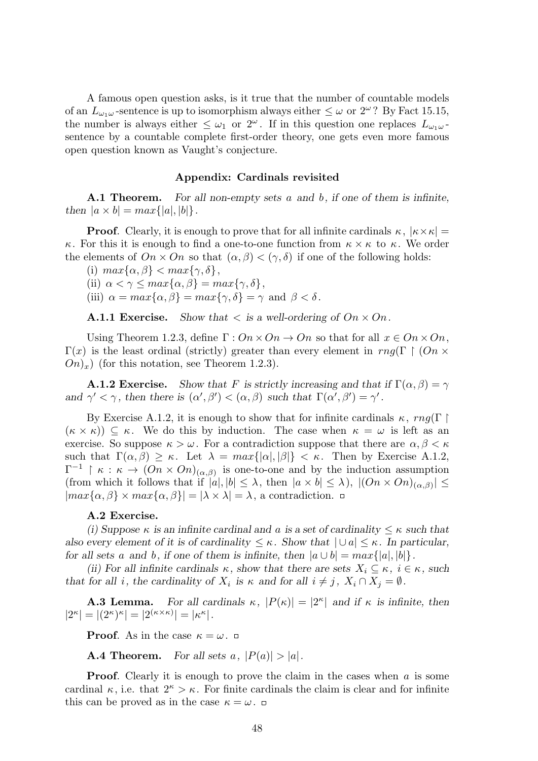A famous open question asks, is it true that the number of countable models of an $L_{\omega_1\omega}$-sentence is up to isomorphism always either $\le \omega$ or $2^\omega$? By Fact 15.15, the number is always either $\le \omega_1$ or $2^\omega$. If in this question one replaces $L_{\omega_1\omega}$-sentence by a countable complete first-order theory, one gets even more famous open question known as Vaught's conjecture.

## Appendix: Cardinals revisited

**A.1 Theorem.** *For all non-empty sets $a$ and $b$, if one of them is infinite, then $|a \times b| = max\{|a|, |b|\}$.*

**Proof**. Clearly, it is enough to prove that for all infinite cardinals $\kappa$, $|\kappa \times \kappa| = \kappa$. For this it is enough to find a one-to-one function from $\kappa \times \kappa$ to $\kappa$. We order the elements of $On \times On$ so that $(\alpha, \beta) < (\gamma, \delta)$ if one of the following holds:

(i) $max\{\alpha, \beta\} < max\{\gamma, \delta\}$,

(ii) $\alpha < \gamma \le max\{\alpha, \beta\} = max\{\gamma, \delta\}$,

(iii) $\alpha = max\{\alpha, \beta\} = max\{\gamma, \delta\} = \gamma$ and $\beta < \delta$.

**A.1.1 Exercise.** *Show that $<$ is a well-ordering of $On \times On$.*

Using Theorem 1.2.3, define $\Gamma : On \times On \to On$ so that for all $x \in On \times On$, $\Gamma(x)$ is the least ordinal (strictly) greater than every element in $rng(\Gamma \restriction (On \times On)_x)$ (for this notation, see Theorem 1.2.3).

**A.1.2 Exercise.** *Show that $F$ is strictly increasing and that if $\Gamma(\alpha, \beta) = \gamma$ and $\gamma' < \gamma$, then there is $(\alpha', \beta') < (\alpha, \beta)$ such that $\Gamma(\alpha', \beta') = \gamma'$.*

By Exercise A.1.2, it is enough to show that for infinite cardinals $\kappa$, $rng(\Gamma \restriction (\kappa \times \kappa)) \subseteq \kappa$. We do this by induction. The case when $\kappa = \omega$ is left as an exercise. So suppose $\kappa > \omega$. For a contradiction suppose that there are $\alpha, \beta < \kappa$ such that $\Gamma(\alpha, \beta) \ge \kappa$. Let $\lambda = max\{|\alpha|, |\beta|\} < \kappa$. Then by Exercise A.1.2, $\Gamma^{-1} \restriction \kappa : \kappa \to (On \times On)_{(\alpha,\beta)}$ is one-to-one and by the induction assumption (from which it follows that if $|a|, |b| \le \lambda$, then $|a \times b| \le \lambda$), $|(On \times On)_{(\alpha,\beta)}| \le |max\{\alpha, \beta\} \times max\{\alpha, \beta\}| = |\lambda \times \lambda| = \lambda$, a contradiction. ◻

**A.2 Exercise.**

*(i) Suppose $\kappa$ is an infinite cardinal and $a$ is a set of cardinality $\le \kappa$ such that also every element of it is of cardinality $\le \kappa$. Show that $|\cup a| \le \kappa$. In particular, for all sets $a$ and $b$, if one of them is infinite, then $|a \cup b| = max\{|a|, |b|\}$.*

*(ii) For all infinite cardinals $\kappa$, show that there are sets $X_i \subseteq \kappa$, $i \in \kappa$, such that for all $i$, the cardinality of $X_i$ is $\kappa$ and for all $i \ne j$, $X_i \cap X_j = \emptyset$.*

**A.3 Lemma.** *For all cardinals $\kappa$, $|P(\kappa)| = |2^\kappa|$ and if $\kappa$ is infinite, then $|2^\kappa| = |(2^\kappa)^\kappa| = |2^{(\kappa \times \kappa)}| = |\kappa^\kappa|$.*

**Proof**. As in the case $\kappa = \omega$. ◻

**A.4 Theorem.** *For all sets $a$, $|P(a)| > |a|$.*

**Proof**. Clearly it is enough to prove the claim in the cases when $a$ is some cardinal $\kappa$, i.e. that $2^\kappa > \kappa$. For finite cardinals the claim is clear and for infinite this can be proved as in the case $\kappa = \omega$. ◻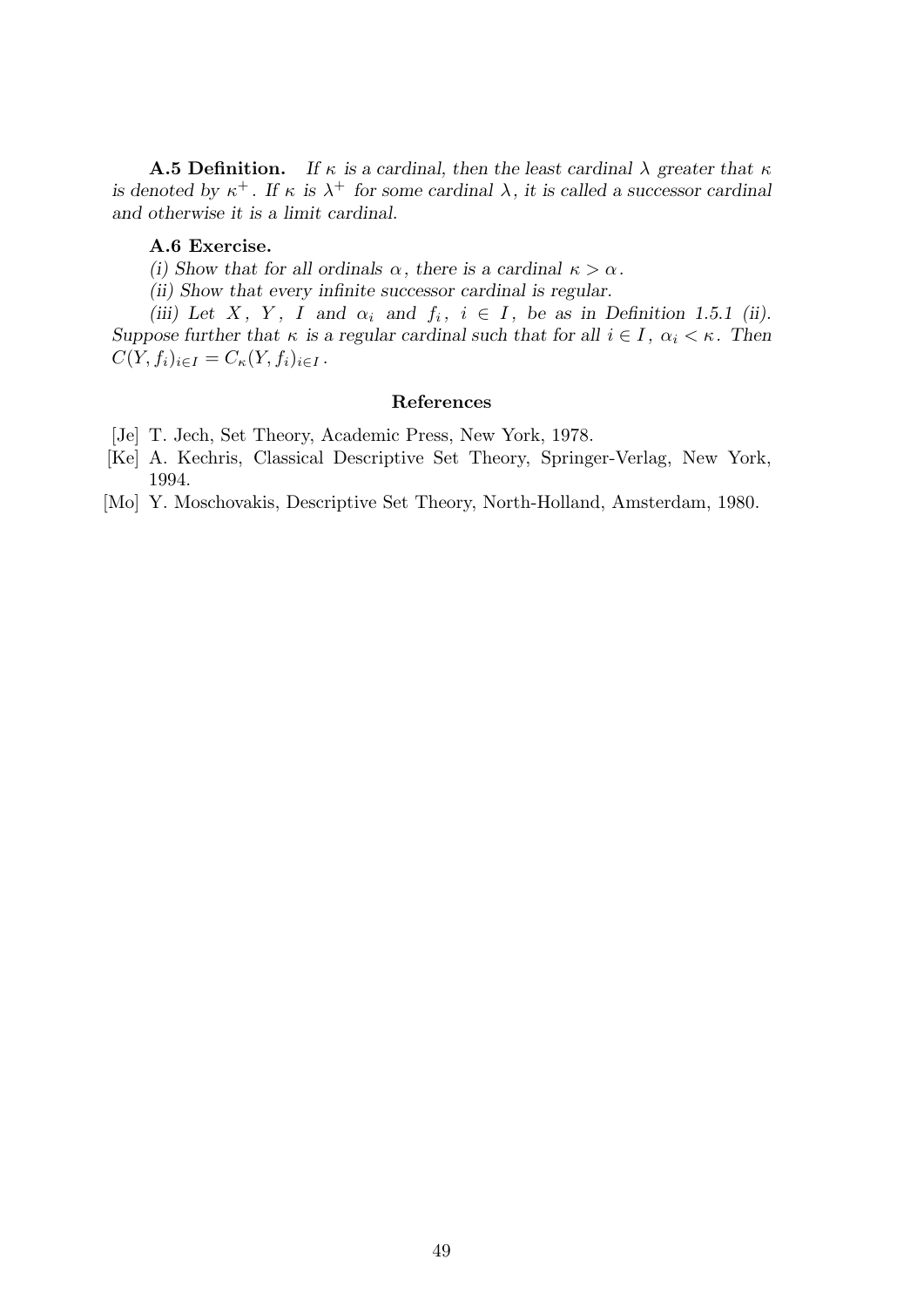**A.5 Definition.** *If $\kappa$ is a cardinal, then the least cardinal $\lambda$ greater that $\kappa$ is denoted by $\kappa^+$. If $\kappa$ is $\lambda^+$ for some cardinal $\lambda$, it is called a successor cardinal and otherwise it is a limit cardinal.*

**A.6 Exercise.**

*(i) Show that for all ordinals $\alpha$, there is a cardinal $\kappa > \alpha$.*

*(ii) Show that every infinite successor cardinal is regular.*

*(iii) Let $X$, $Y$, $I$ and $\alpha_i$ and $f_i$, $i \in I$, be as in Definition 1.5.1 (ii). Suppose further that $\kappa$ is a regular cardinal such that for all $i \in I$, $\alpha_i < \kappa$. Then $C(Y, f_i)_{i \in I} = C_\kappa(Y, f_i)_{i \in I}$.*

## References

- [Je] T. Jech, Set Theory, Academic Press, New York, 1978.
- [Ke] A. Kechris, Classical Descriptive Set Theory, Springer-Verlag, New York, 1994.
- [Mo] Y. Moschovakis, Descriptive Set Theory, North-Holland, Amsterdam, 1980.